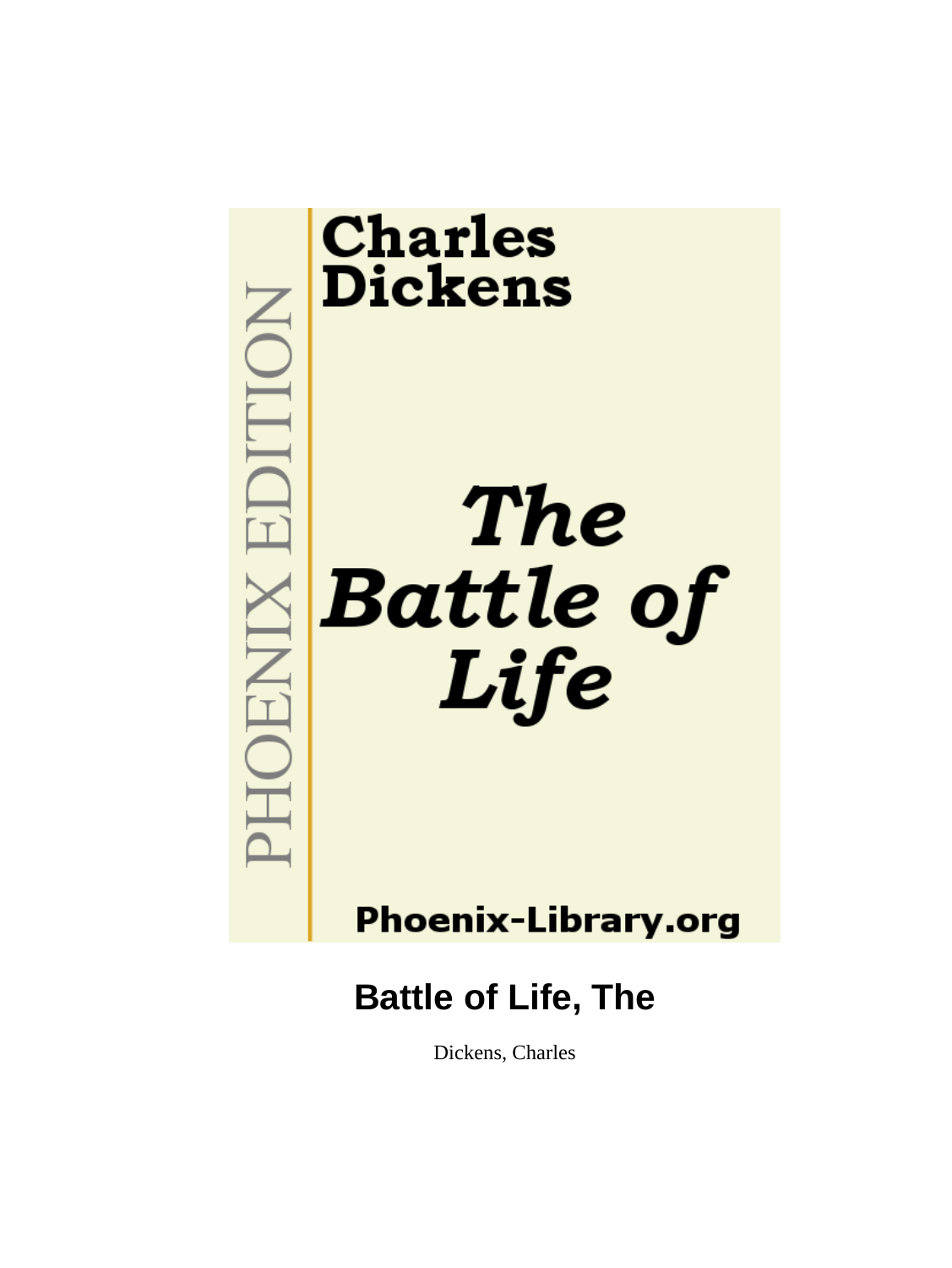Charles Dickens

*The Battle of Life*

PHOENIX EDITION

Phoenix-Library.org

# Battle of Life, The

Dickens, Charles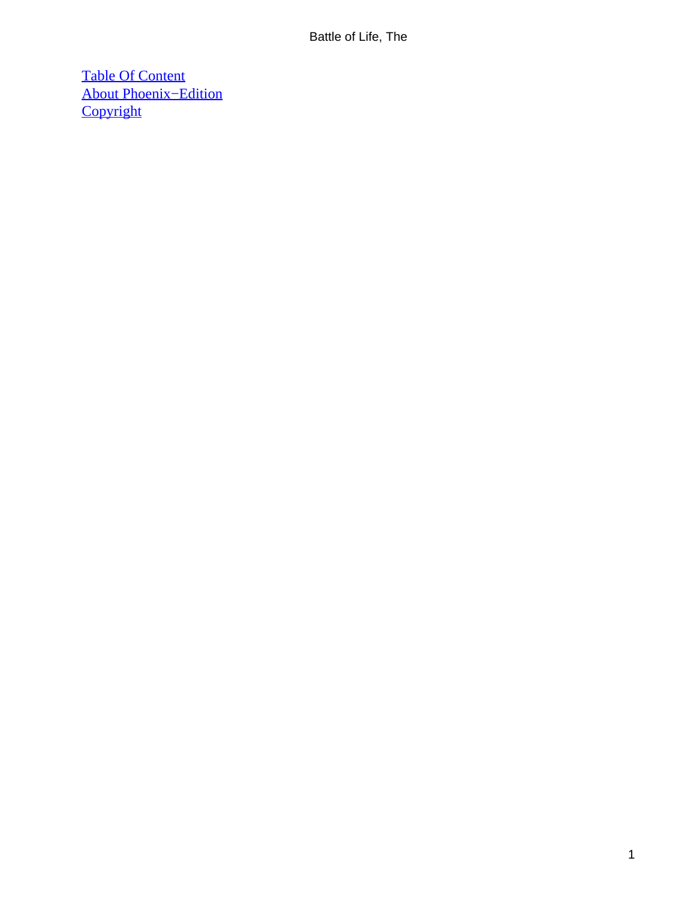[Table Of Content](#)
[About Phoenix−Edition](#)
[Copyright](#)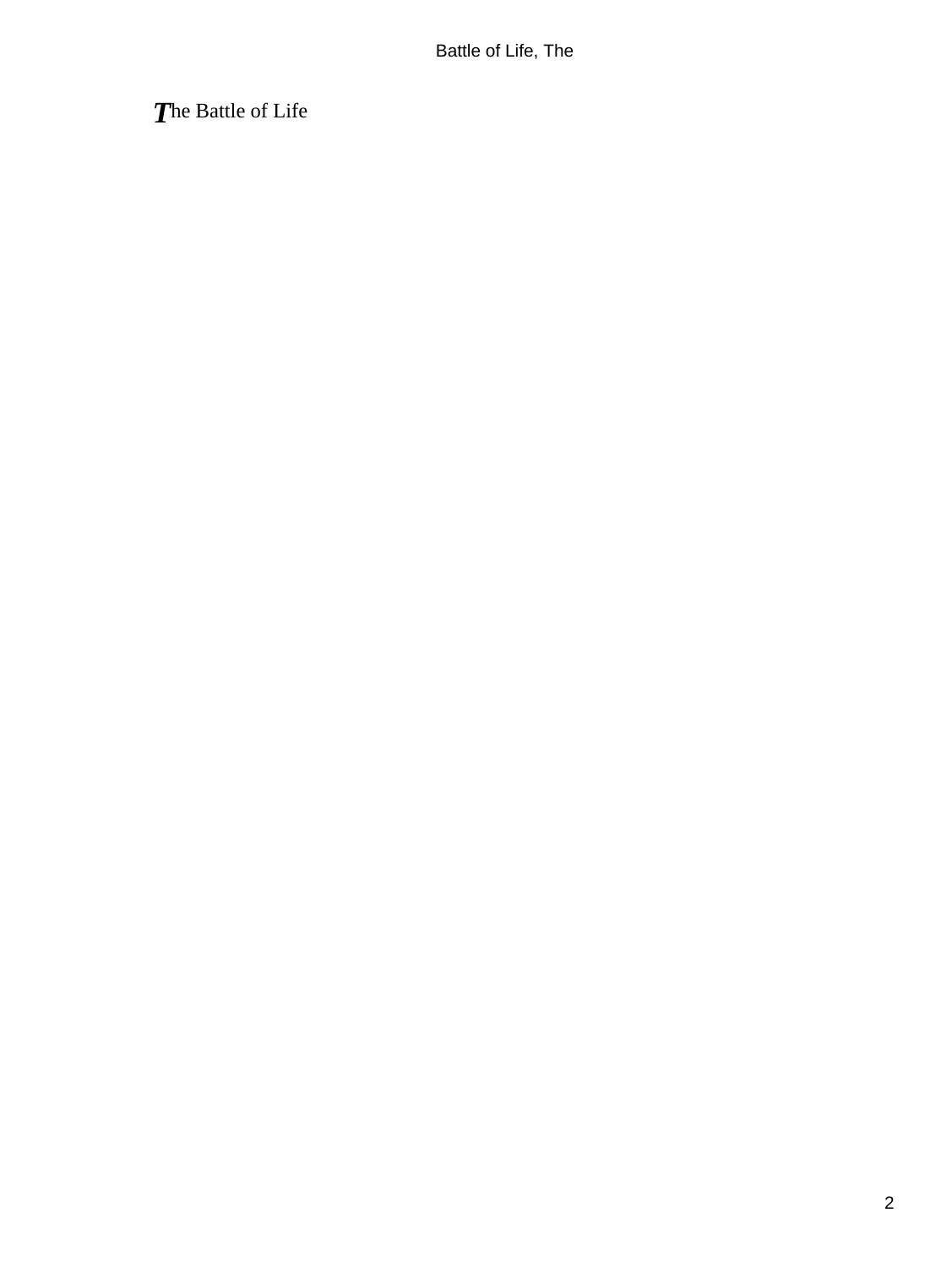# The Battle of Life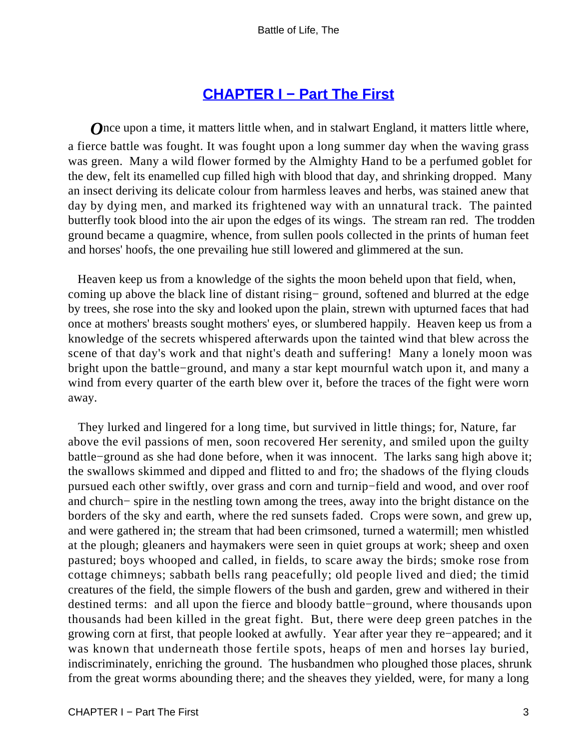## CHAPTER I − Part The First

Once upon a time, it matters little when, and in stalwart England, it matters little where, a fierce battle was fought. It was fought upon a long summer day when the waving grass was green. Many a wild flower formed by the Almighty Hand to be a perfumed goblet for the dew, felt its enamelled cup filled high with blood that day, and shrinking dropped. Many an insect deriving its delicate colour from harmless leaves and herbs, was stained anew that day by dying men, and marked its frightened way with an unnatural track. The painted butterfly took blood into the air upon the edges of its wings. The stream ran red. The trodden ground became a quagmire, whence, from sullen pools collected in the prints of human feet and horses' hoofs, the one prevailing hue still lowered and glimmered at the sun.

Heaven keep us from a knowledge of the sights the moon beheld upon that field, when, coming up above the black line of distant rising− ground, softened and blurred at the edge by trees, she rose into the sky and looked upon the plain, strewn with upturned faces that had once at mothers' breasts sought mothers' eyes, or slumbered happily. Heaven keep us from a knowledge of the secrets whispered afterwards upon the tainted wind that blew across the scene of that day's work and that night's death and suffering! Many a lonely moon was bright upon the battle−ground, and many a star kept mournful watch upon it, and many a wind from every quarter of the earth blew over it, before the traces of the fight were worn away.

They lurked and lingered for a long time, but survived in little things; for, Nature, far above the evil passions of men, soon recovered Her serenity, and smiled upon the guilty battle−ground as she had done before, when it was innocent. The larks sang high above it; the swallows skimmed and dipped and flitted to and fro; the shadows of the flying clouds pursued each other swiftly, over grass and corn and turnip−field and wood, and over roof and church− spire in the nestling town among the trees, away into the bright distance on the borders of the sky and earth, where the red sunsets faded. Crops were sown, and grew up, and were gathered in; the stream that had been crimsoned, turned a watermill; men whistled at the plough; gleaners and haymakers were seen in quiet groups at work; sheep and oxen pastured; boys whooped and called, in fields, to scare away the birds; smoke rose from cottage chimneys; sabbath bells rang peacefully; old people lived and died; the timid creatures of the field, the simple flowers of the bush and garden, grew and withered in their destined terms: and all upon the fierce and bloody battle−ground, where thousands upon thousands had been killed in the great fight. But, there were deep green patches in the growing corn at first, that people looked at awfully. Year after year they re−appeared; and it was known that underneath those fertile spots, heaps of men and horses lay buried, indiscriminately, enriching the ground. The husbandmen who ploughed those places, shrunk from the great worms abounding there; and the sheaves they yielded, were, for many a long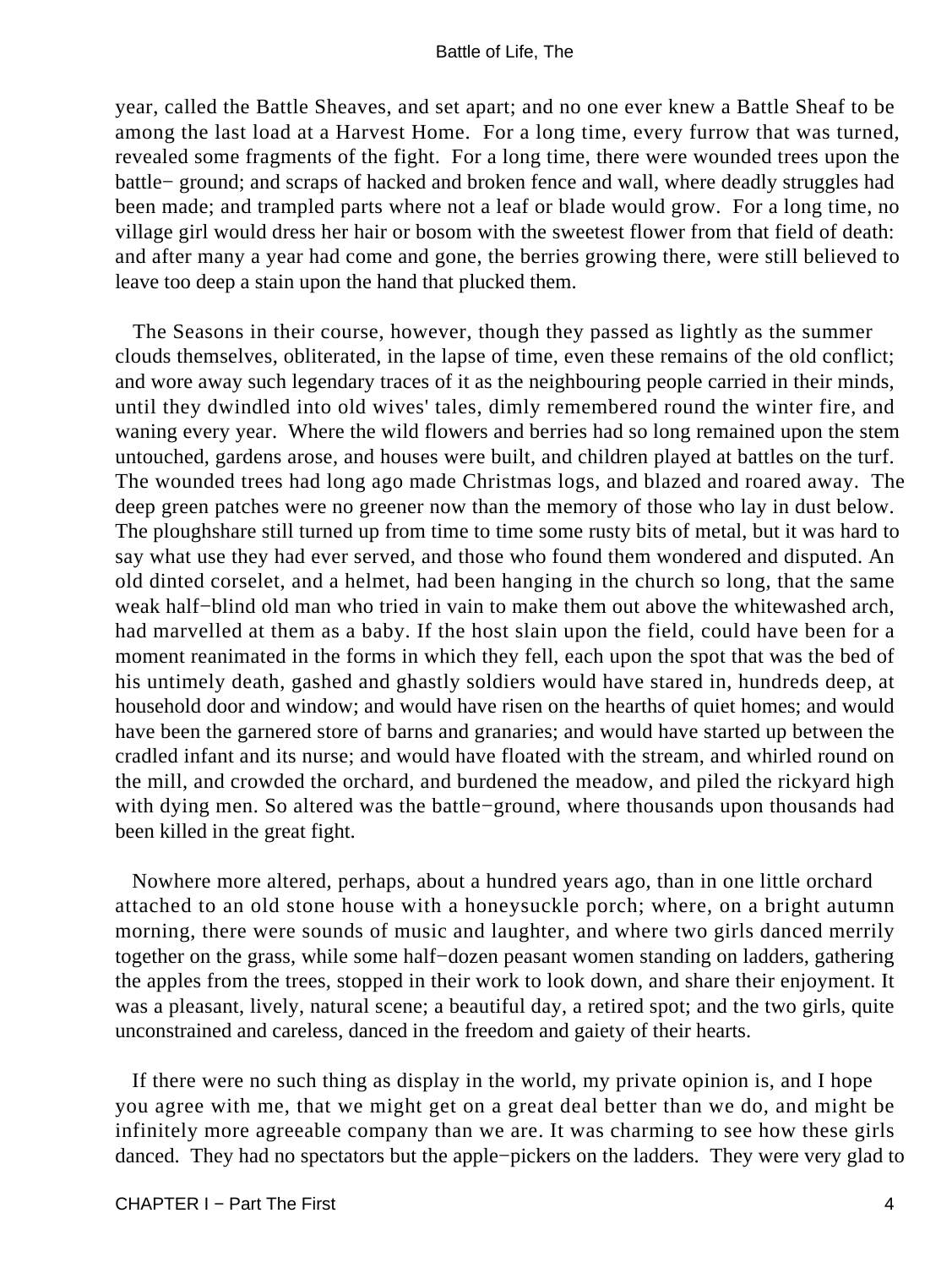year, called the Battle Sheaves, and set apart; and no one ever knew a Battle Sheaf to be among the last load at a Harvest Home. For a long time, every furrow that was turned, revealed some fragments of the fight. For a long time, there were wounded trees upon the battle− ground; and scraps of hacked and broken fence and wall, where deadly struggles had been made; and trampled parts where not a leaf or blade would grow. For a long time, no village girl would dress her hair or bosom with the sweetest flower from that field of death: and after many a year had come and gone, the berries growing there, were still believed to leave too deep a stain upon the hand that plucked them.

The Seasons in their course, however, though they passed as lightly as the summer clouds themselves, obliterated, in the lapse of time, even these remains of the old conflict; and wore away such legendary traces of it as the neighbouring people carried in their minds, until they dwindled into old wives' tales, dimly remembered round the winter fire, and waning every year. Where the wild flowers and berries had so long remained upon the stem untouched, gardens arose, and houses were built, and children played at battles on the turf. The wounded trees had long ago made Christmas logs, and blazed and roared away. The deep green patches were no greener now than the memory of those who lay in dust below. The ploughshare still turned up from time to time some rusty bits of metal, but it was hard to say what use they had ever served, and those who found them wondered and disputed. An old dinted corselet, and a helmet, had been hanging in the church so long, that the same weak half−blind old man who tried in vain to make them out above the whitewashed arch, had marvelled at them as a baby. If the host slain upon the field, could have been for a moment reanimated in the forms in which they fell, each upon the spot that was the bed of his untimely death, gashed and ghastly soldiers would have stared in, hundreds deep, at household door and window; and would have risen on the hearths of quiet homes; and would have been the garnered store of barns and granaries; and would have started up between the cradled infant and its nurse; and would have floated with the stream, and whirled round on the mill, and crowded the orchard, and burdened the meadow, and piled the rickyard high with dying men. So altered was the battle−ground, where thousands upon thousands had been killed in the great fight.

Nowhere more altered, perhaps, about a hundred years ago, than in one little orchard attached to an old stone house with a honeysuckle porch; where, on a bright autumn morning, there were sounds of music and laughter, and where two girls danced merrily together on the grass, while some half−dozen peasant women standing on ladders, gathering the apples from the trees, stopped in their work to look down, and share their enjoyment. It was a pleasant, lively, natural scene; a beautiful day, a retired spot; and the two girls, quite unconstrained and careless, danced in the freedom and gaiety of their hearts.

If there were no such thing as display in the world, my private opinion is, and I hope you agree with me, that we might get on a great deal better than we do, and might be infinitely more agreeable company than we are. It was charming to see how these girls danced. They had no spectators but the apple−pickers on the ladders. They were very glad to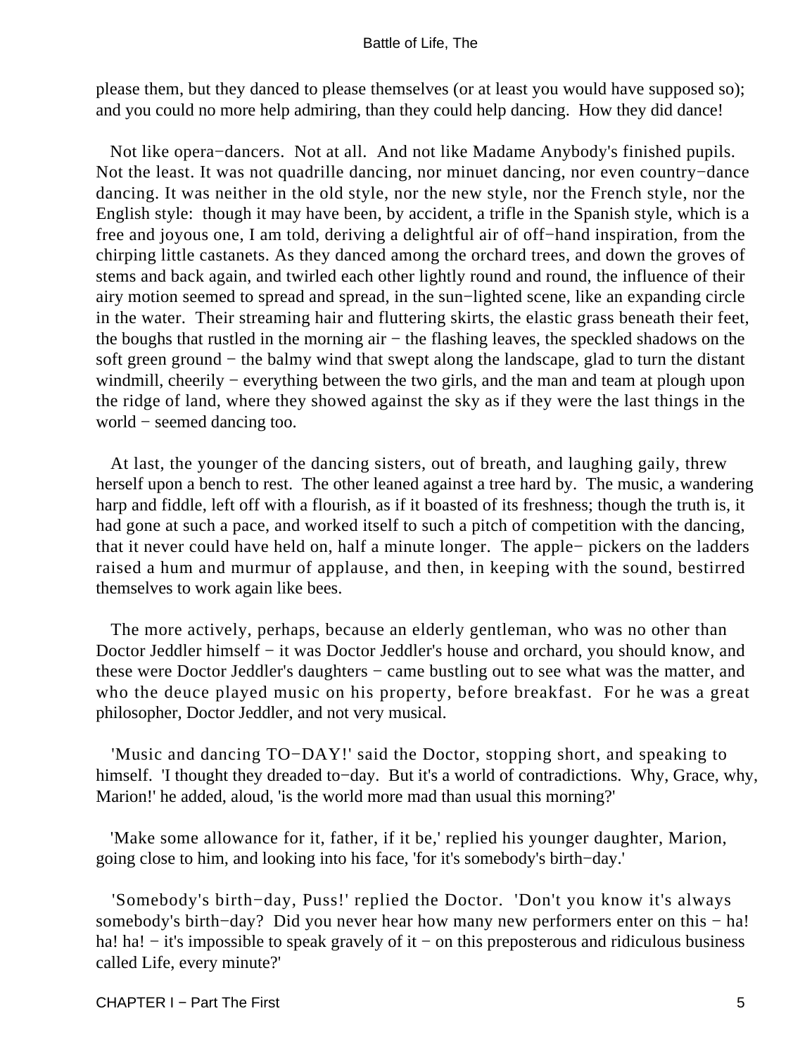please them, but they danced to please themselves (or at least you would have supposed so); and you could no more help admiring, than they could help dancing. How they did dance!

Not like opera−dancers. Not at all. And not like Madame Anybody's finished pupils. Not the least. It was not quadrille dancing, nor minuet dancing, nor even country−dance dancing. It was neither in the old style, nor the new style, nor the French style, nor the English style: though it may have been, by accident, a trifle in the Spanish style, which is a free and joyous one, I am told, deriving a delightful air of off−hand inspiration, from the chirping little castanets. As they danced among the orchard trees, and down the groves of stems and back again, and twirled each other lightly round and round, the influence of their airy motion seemed to spread and spread, in the sun−lighted scene, like an expanding circle in the water. Their streaming hair and fluttering skirts, the elastic grass beneath their feet, the boughs that rustled in the morning air − the flashing leaves, the speckled shadows on the soft green ground − the balmy wind that swept along the landscape, glad to turn the distant windmill, cheerily − everything between the two girls, and the man and team at plough upon the ridge of land, where they showed against the sky as if they were the last things in the world − seemed dancing too.

At last, the younger of the dancing sisters, out of breath, and laughing gaily, threw herself upon a bench to rest. The other leaned against a tree hard by. The music, a wandering harp and fiddle, left off with a flourish, as if it boasted of its freshness; though the truth is, it had gone at such a pace, and worked itself to such a pitch of competition with the dancing, that it never could have held on, half a minute longer. The apple− pickers on the ladders raised a hum and murmur of applause, and then, in keeping with the sound, bestirred themselves to work again like bees.

The more actively, perhaps, because an elderly gentleman, who was no other than Doctor Jeddler himself − it was Doctor Jeddler's house and orchard, you should know, and these were Doctor Jeddler's daughters − came bustling out to see what was the matter, and who the deuce played music on his property, before breakfast. For he was a great philosopher, Doctor Jeddler, and not very musical.

'Music and dancing TO−DAY!' said the Doctor, stopping short, and speaking to himself. 'I thought they dreaded to−day. But it's a world of contradictions. Why, Grace, why, Marion!' he added, aloud, 'is the world more mad than usual this morning?'

'Make some allowance for it, father, if it be,' replied his younger daughter, Marion, going close to him, and looking into his face, 'for it's somebody's birth−day.'

'Somebody's birth−day, Puss!' replied the Doctor. 'Don't you know it's always somebody's birth−day? Did you never hear how many new performers enter on this − ha! ha! ha! − it's impossible to speak gravely of it − on this preposterous and ridiculous business called Life, every minute?'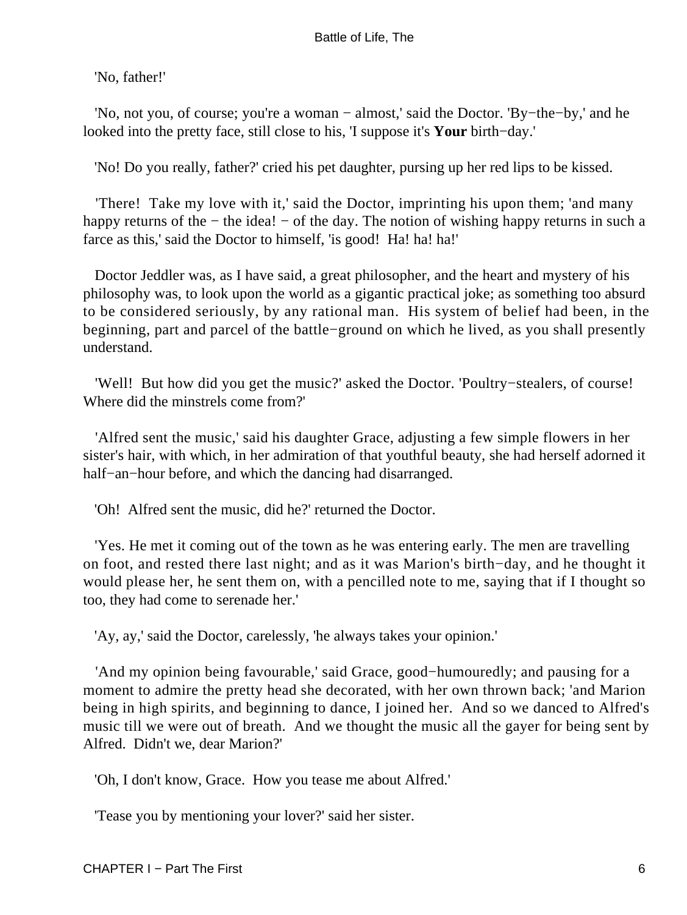'No, father!'

'No, not you, of course; you're a woman − almost,' said the Doctor. 'By−the−by,' and he looked into the pretty face, still close to his, 'I suppose it's **Your** birth−day.'

'No! Do you really, father?' cried his pet daughter, pursing up her red lips to be kissed.

'There! Take my love with it,' said the Doctor, imprinting his upon them; 'and many happy returns of the − the idea! − of the day. The notion of wishing happy returns in such a farce as this,' said the Doctor to himself, 'is good! Ha! ha! ha!'

Doctor Jeddler was, as I have said, a great philosopher, and the heart and mystery of his philosophy was, to look upon the world as a gigantic practical joke; as something too absurd to be considered seriously, by any rational man. His system of belief had been, in the beginning, part and parcel of the battle−ground on which he lived, as you shall presently understand.

'Well! But how did you get the music?' asked the Doctor. 'Poultry−stealers, of course! Where did the minstrels come from?'

'Alfred sent the music,' said his daughter Grace, adjusting a few simple flowers in her sister's hair, with which, in her admiration of that youthful beauty, she had herself adorned it half−an−hour before, and which the dancing had disarranged.

'Oh! Alfred sent the music, did he?' returned the Doctor.

'Yes. He met it coming out of the town as he was entering early. The men are travelling on foot, and rested there last night; and as it was Marion's birth−day, and he thought it would please her, he sent them on, with a pencilled note to me, saying that if I thought so too, they had come to serenade her.'

'Ay, ay,' said the Doctor, carelessly, 'he always takes your opinion.'

'And my opinion being favourable,' said Grace, good−humouredly; and pausing for a moment to admire the pretty head she decorated, with her own thrown back; 'and Marion being in high spirits, and beginning to dance, I joined her. And so we danced to Alfred's music till we were out of breath. And we thought the music all the gayer for being sent by Alfred. Didn't we, dear Marion?'

'Oh, I don't know, Grace. How you tease me about Alfred.'

'Tease you by mentioning your lover?' said her sister.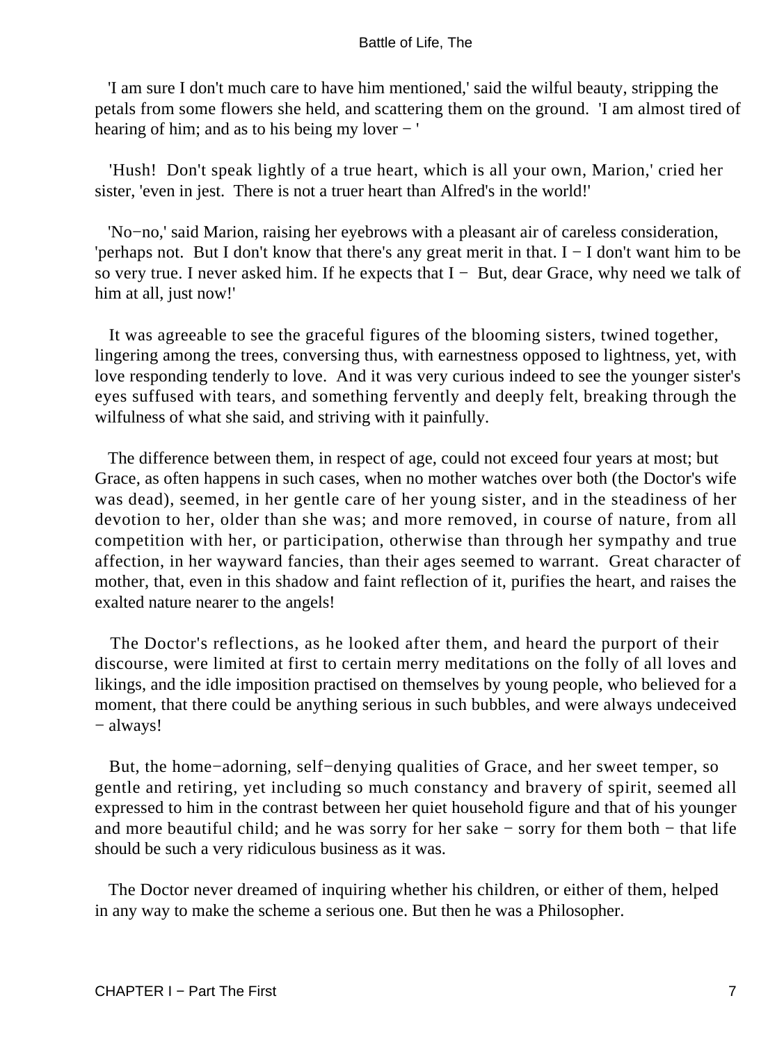'I am sure I don't much care to have him mentioned,' said the wilful beauty, stripping the petals from some flowers she held, and scattering them on the ground. 'I am almost tired of hearing of him; and as to his being my lover − '

'Hush! Don't speak lightly of a true heart, which is all your own, Marion,' cried her sister, 'even in jest. There is not a truer heart than Alfred's in the world!'

'No−no,' said Marion, raising her eyebrows with a pleasant air of careless consideration, 'perhaps not. But I don't know that there's any great merit in that. I − I don't want him to be so very true. I never asked him. If he expects that I − But, dear Grace, why need we talk of him at all, just now!'

It was agreeable to see the graceful figures of the blooming sisters, twined together, lingering among the trees, conversing thus, with earnestness opposed to lightness, yet, with love responding tenderly to love. And it was very curious indeed to see the younger sister's eyes suffused with tears, and something fervently and deeply felt, breaking through the wilfulness of what she said, and striving with it painfully.

The difference between them, in respect of age, could not exceed four years at most; but Grace, as often happens in such cases, when no mother watches over both (the Doctor's wife was dead), seemed, in her gentle care of her young sister, and in the steadiness of her devotion to her, older than she was; and more removed, in course of nature, from all competition with her, or participation, otherwise than through her sympathy and true affection, in her wayward fancies, than their ages seemed to warrant. Great character of mother, that, even in this shadow and faint reflection of it, purifies the heart, and raises the exalted nature nearer to the angels!

The Doctor's reflections, as he looked after them, and heard the purport of their discourse, were limited at first to certain merry meditations on the folly of all loves and likings, and the idle imposition practised on themselves by young people, who believed for a moment, that there could be anything serious in such bubbles, and were always undeceived − always!

But, the home−adorning, self−denying qualities of Grace, and her sweet temper, so gentle and retiring, yet including so much constancy and bravery of spirit, seemed all expressed to him in the contrast between her quiet household figure and that of his younger and more beautiful child; and he was sorry for her sake − sorry for them both − that life should be such a very ridiculous business as it was.

The Doctor never dreamed of inquiring whether his children, or either of them, helped in any way to make the scheme a serious one. But then he was a Philosopher.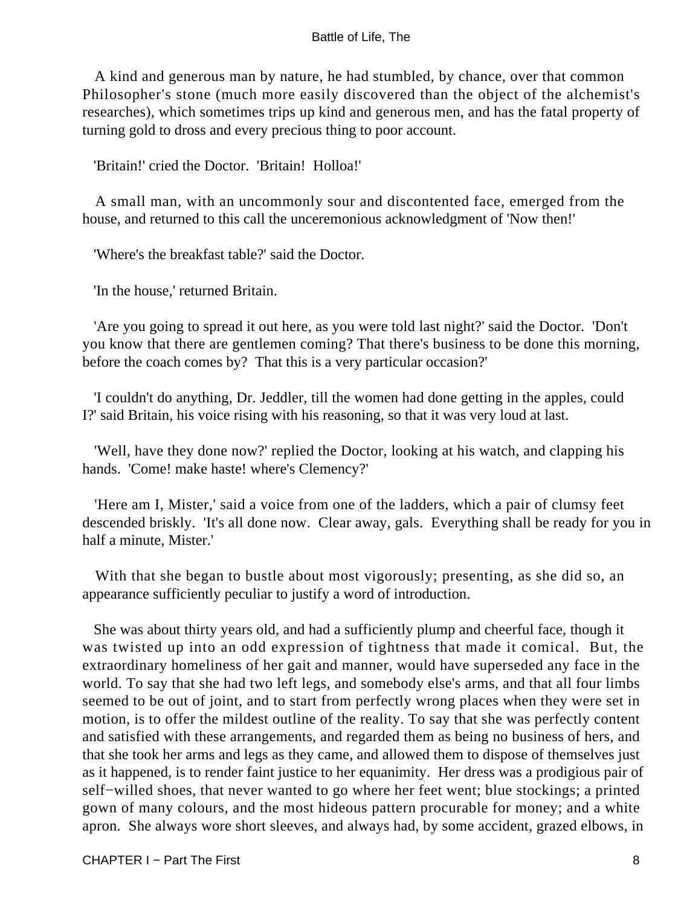A kind and generous man by nature, he had stumbled, by chance, over that common Philosopher's stone (much more easily discovered than the object of the alchemist's researches), which sometimes trips up kind and generous men, and has the fatal property of turning gold to dross and every precious thing to poor account.

'Britain!' cried the Doctor. 'Britain! Holloa!'

A small man, with an uncommonly sour and discontented face, emerged from the house, and returned to this call the unceremonious acknowledgment of 'Now then!'

'Where's the breakfast table?' said the Doctor.

'In the house,' returned Britain.

'Are you going to spread it out here, as you were told last night?' said the Doctor. 'Don't you know that there are gentlemen coming? That there's business to be done this morning, before the coach comes by? That this is a very particular occasion?'

'I couldn't do anything, Dr. Jeddler, till the women had done getting in the apples, could I?' said Britain, his voice rising with his reasoning, so that it was very loud at last.

'Well, have they done now?' replied the Doctor, looking at his watch, and clapping his hands. 'Come! make haste! where's Clemency?'

'Here am I, Mister,' said a voice from one of the ladders, which a pair of clumsy feet descended briskly. 'It's all done now. Clear away, gals. Everything shall be ready for you in half a minute, Mister.'

With that she began to bustle about most vigorously; presenting, as she did so, an appearance sufficiently peculiar to justify a word of introduction.

She was about thirty years old, and had a sufficiently plump and cheerful face, though it was twisted up into an odd expression of tightness that made it comical. But, the extraordinary homeliness of her gait and manner, would have superseded any face in the world. To say that she had two left legs, and somebody else's arms, and that all four limbs seemed to be out of joint, and to start from perfectly wrong places when they were set in motion, is to offer the mildest outline of the reality. To say that she was perfectly content and satisfied with these arrangements, and regarded them as being no business of hers, and that she took her arms and legs as they came, and allowed them to dispose of themselves just as it happened, is to render faint justice to her equanimity. Her dress was a prodigious pair of self−willed shoes, that never wanted to go where her feet went; blue stockings; a printed gown of many colours, and the most hideous pattern procurable for money; and a white apron. She always wore short sleeves, and always had, by some accident, grazed elbows, in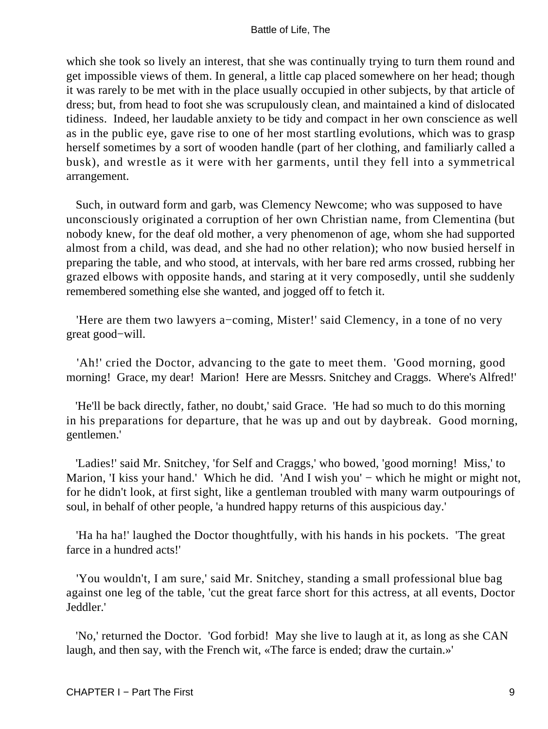which she took so lively an interest, that she was continually trying to turn them round and get impossible views of them. In general, a little cap placed somewhere on her head; though it was rarely to be met with in the place usually occupied in other subjects, by that article of dress; but, from head to foot she was scrupulously clean, and maintained a kind of dislocated tidiness. Indeed, her laudable anxiety to be tidy and compact in her own conscience as well as in the public eye, gave rise to one of her most startling evolutions, which was to grasp herself sometimes by a sort of wooden handle (part of her clothing, and familiarly called a busk), and wrestle as it were with her garments, until they fell into a symmetrical arrangement.

Such, in outward form and garb, was Clemency Newcome; who was supposed to have unconsciously originated a corruption of her own Christian name, from Clementina (but nobody knew, for the deaf old mother, a very phenomenon of age, whom she had supported almost from a child, was dead, and she had no other relation); who now busied herself in preparing the table, and who stood, at intervals, with her bare red arms crossed, rubbing her grazed elbows with opposite hands, and staring at it very composedly, until she suddenly remembered something else she wanted, and jogged off to fetch it.

'Here are them two lawyers a−coming, Mister!' said Clemency, in a tone of no very great good−will.

'Ah!' cried the Doctor, advancing to the gate to meet them. 'Good morning, good morning! Grace, my dear! Marion! Here are Messrs. Snitchey and Craggs. Where's Alfred!'

'He'll be back directly, father, no doubt,' said Grace. 'He had so much to do this morning in his preparations for departure, that he was up and out by daybreak. Good morning, gentlemen.'

'Ladies!' said Mr. Snitchey, 'for Self and Craggs,' who bowed, 'good morning! Miss,' to Marion, 'I kiss your hand.' Which he did. 'And I wish you' − which he might or might not, for he didn't look, at first sight, like a gentleman troubled with many warm outpourings of soul, in behalf of other people, 'a hundred happy returns of this auspicious day.'

'Ha ha ha!' laughed the Doctor thoughtfully, with his hands in his pockets. 'The great farce in a hundred acts!'

'You wouldn't, I am sure,' said Mr. Snitchey, standing a small professional blue bag against one leg of the table, 'cut the great farce short for this actress, at all events, Doctor Jeddler.'

'No,' returned the Doctor. 'God forbid! May she live to laugh at it, as long as she CAN laugh, and then say, with the French wit, «The farce is ended; draw the curtain.»'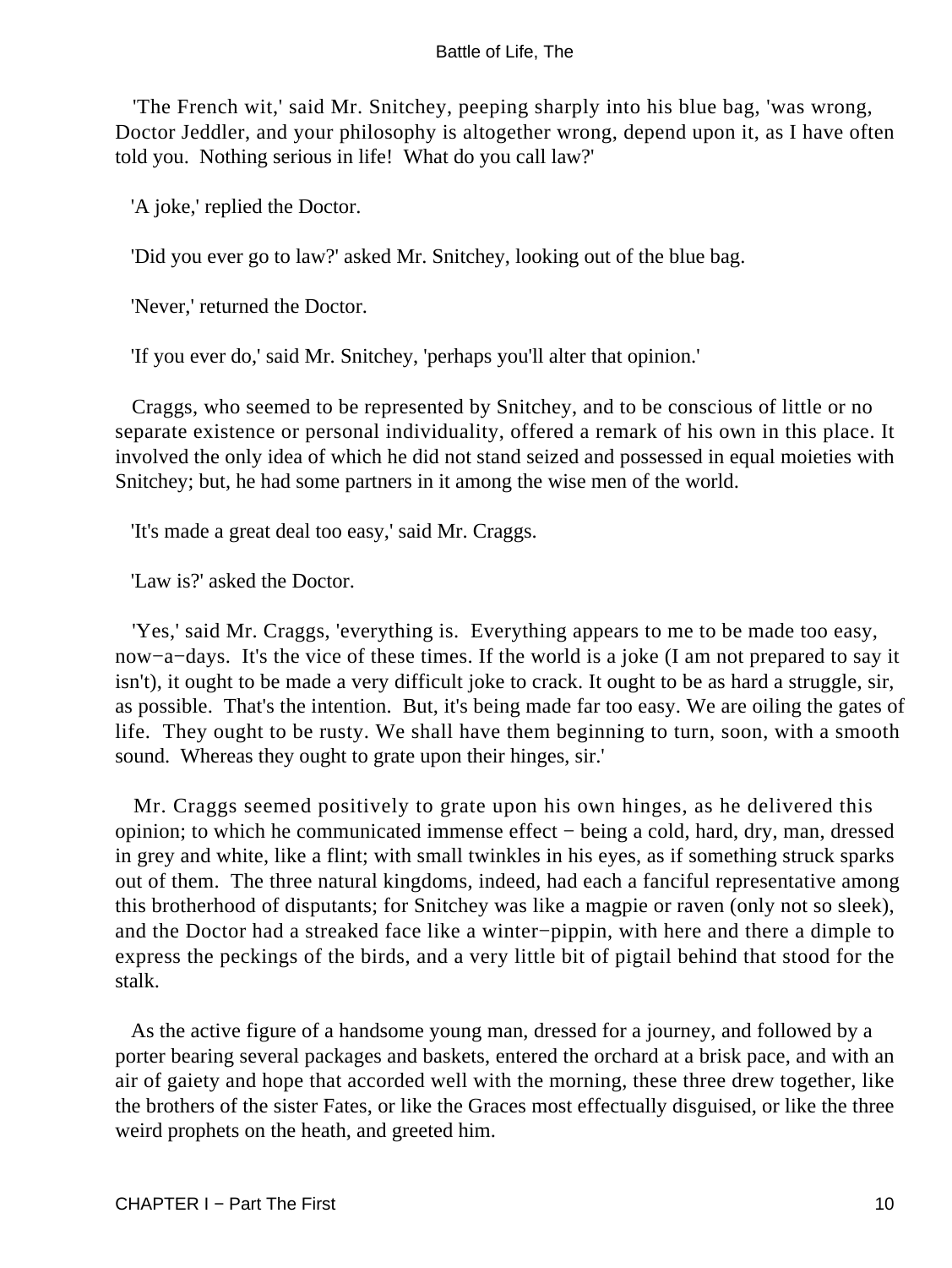'The French wit,' said Mr. Snitchey, peeping sharply into his blue bag, 'was wrong, Doctor Jeddler, and your philosophy is altogether wrong, depend upon it, as I have often told you. Nothing serious in life! What do you call law?'

'A joke,' replied the Doctor.

'Did you ever go to law?' asked Mr. Snitchey, looking out of the blue bag.

'Never,' returned the Doctor.

'If you ever do,' said Mr. Snitchey, 'perhaps you'll alter that opinion.'

Craggs, who seemed to be represented by Snitchey, and to be conscious of little or no separate existence or personal individuality, offered a remark of his own in this place. It involved the only idea of which he did not stand seized and possessed in equal moieties with Snitchey; but, he had some partners in it among the wise men of the world.

'It's made a great deal too easy,' said Mr. Craggs.

'Law is?' asked the Doctor.

'Yes,' said Mr. Craggs, 'everything is. Everything appears to me to be made too easy, now−a−days. It's the vice of these times. If the world is a joke (I am not prepared to say it isn't), it ought to be made a very difficult joke to crack. It ought to be as hard a struggle, sir, as possible. That's the intention. But, it's being made far too easy. We are oiling the gates of life. They ought to be rusty. We shall have them beginning to turn, soon, with a smooth sound. Whereas they ought to grate upon their hinges, sir.'

Mr. Craggs seemed positively to grate upon his own hinges, as he delivered this opinion; to which he communicated immense effect − being a cold, hard, dry, man, dressed in grey and white, like a flint; with small twinkles in his eyes, as if something struck sparks out of them. The three natural kingdoms, indeed, had each a fanciful representative among this brotherhood of disputants; for Snitchey was like a magpie or raven (only not so sleek), and the Doctor had a streaked face like a winter−pippin, with here and there a dimple to express the peckings of the birds, and a very little bit of pigtail behind that stood for the stalk.

As the active figure of a handsome young man, dressed for a journey, and followed by a porter bearing several packages and baskets, entered the orchard at a brisk pace, and with an air of gaiety and hope that accorded well with the morning, these three drew together, like the brothers of the sister Fates, or like the Graces most effectually disguised, or like the three weird prophets on the heath, and greeted him.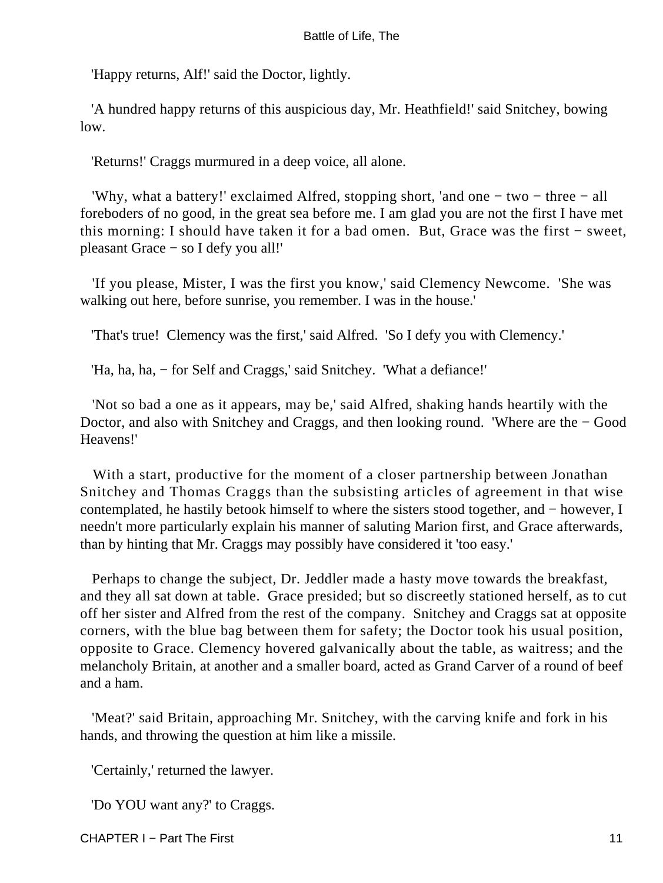'Happy returns, Alf!' said the Doctor, lightly.

'A hundred happy returns of this auspicious day, Mr. Heathfield!' said Snitchey, bowing low.

'Returns!' Craggs murmured in a deep voice, all alone.

'Why, what a battery!' exclaimed Alfred, stopping short, 'and one − two − three − all foreboders of no good, in the great sea before me. I am glad you are not the first I have met this morning: I should have taken it for a bad omen. But, Grace was the first − sweet, pleasant Grace − so I defy you all!'

'If you please, Mister, I was the first you know,' said Clemency Newcome. 'She was walking out here, before sunrise, you remember. I was in the house.'

'That's true! Clemency was the first,' said Alfred. 'So I defy you with Clemency.'

'Ha, ha, ha, − for Self and Craggs,' said Snitchey. 'What a defiance!'

'Not so bad a one as it appears, may be,' said Alfred, shaking hands heartily with the Doctor, and also with Snitchey and Craggs, and then looking round. 'Where are the − Good Heavens!'

With a start, productive for the moment of a closer partnership between Jonathan Snitchey and Thomas Craggs than the subsisting articles of agreement in that wise contemplated, he hastily betook himself to where the sisters stood together, and − however, I needn't more particularly explain his manner of saluting Marion first, and Grace afterwards, than by hinting that Mr. Craggs may possibly have considered it 'too easy.'

Perhaps to change the subject, Dr. Jeddler made a hasty move towards the breakfast, and they all sat down at table. Grace presided; but so discreetly stationed herself, as to cut off her sister and Alfred from the rest of the company. Snitchey and Craggs sat at opposite corners, with the blue bag between them for safety; the Doctor took his usual position, opposite to Grace. Clemency hovered galvanically about the table, as waitress; and the melancholy Britain, at another and a smaller board, acted as Grand Carver of a round of beef and a ham.

'Meat?' said Britain, approaching Mr. Snitchey, with the carving knife and fork in his hands, and throwing the question at him like a missile.

'Certainly,' returned the lawyer.

'Do YOU want any?' to Craggs.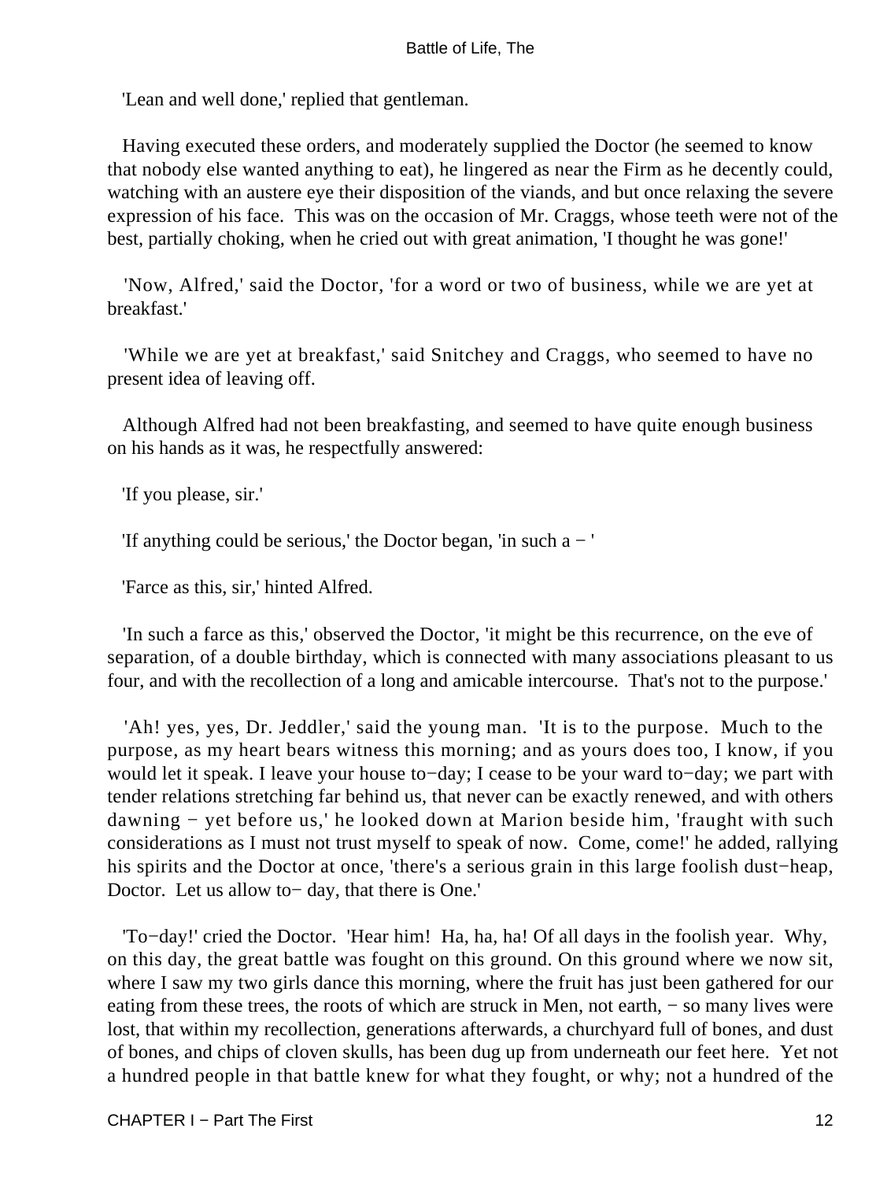'Lean and well done,' replied that gentleman.

Having executed these orders, and moderately supplied the Doctor (he seemed to know that nobody else wanted anything to eat), he lingered as near the Firm as he decently could, watching with an austere eye their disposition of the viands, and but once relaxing the severe expression of his face. This was on the occasion of Mr. Craggs, whose teeth were not of the best, partially choking, when he cried out with great animation, 'I thought he was gone!'

'Now, Alfred,' said the Doctor, 'for a word or two of business, while we are yet at breakfast.'

'While we are yet at breakfast,' said Snitchey and Craggs, who seemed to have no present idea of leaving off.

Although Alfred had not been breakfasting, and seemed to have quite enough business on his hands as it was, he respectfully answered:

'If you please, sir.'

'If anything could be serious,' the Doctor began, 'in such a − '

'Farce as this, sir,' hinted Alfred.

'In such a farce as this,' observed the Doctor, 'it might be this recurrence, on the eve of separation, of a double birthday, which is connected with many associations pleasant to us four, and with the recollection of a long and amicable intercourse. That's not to the purpose.'

'Ah! yes, yes, Dr. Jeddler,' said the young man. 'It is to the purpose. Much to the purpose, as my heart bears witness this morning; and as yours does too, I know, if you would let it speak. I leave your house to−day; I cease to be your ward to−day; we part with tender relations stretching far behind us, that never can be exactly renewed, and with others dawning − yet before us,' he looked down at Marion beside him, 'fraught with such considerations as I must not trust myself to speak of now. Come, come!' he added, rallying his spirits and the Doctor at once, 'there's a serious grain in this large foolish dust−heap, Doctor. Let us allow to− day, that there is One.'

'To−day!' cried the Doctor. 'Hear him! Ha, ha, ha! Of all days in the foolish year. Why, on this day, the great battle was fought on this ground. On this ground where we now sit, where I saw my two girls dance this morning, where the fruit has just been gathered for our eating from these trees, the roots of which are struck in Men, not earth, − so many lives were lost, that within my recollection, generations afterwards, a churchyard full of bones, and dust of bones, and chips of cloven skulls, has been dug up from underneath our feet here. Yet not a hundred people in that battle knew for what they fought, or why; not a hundred of the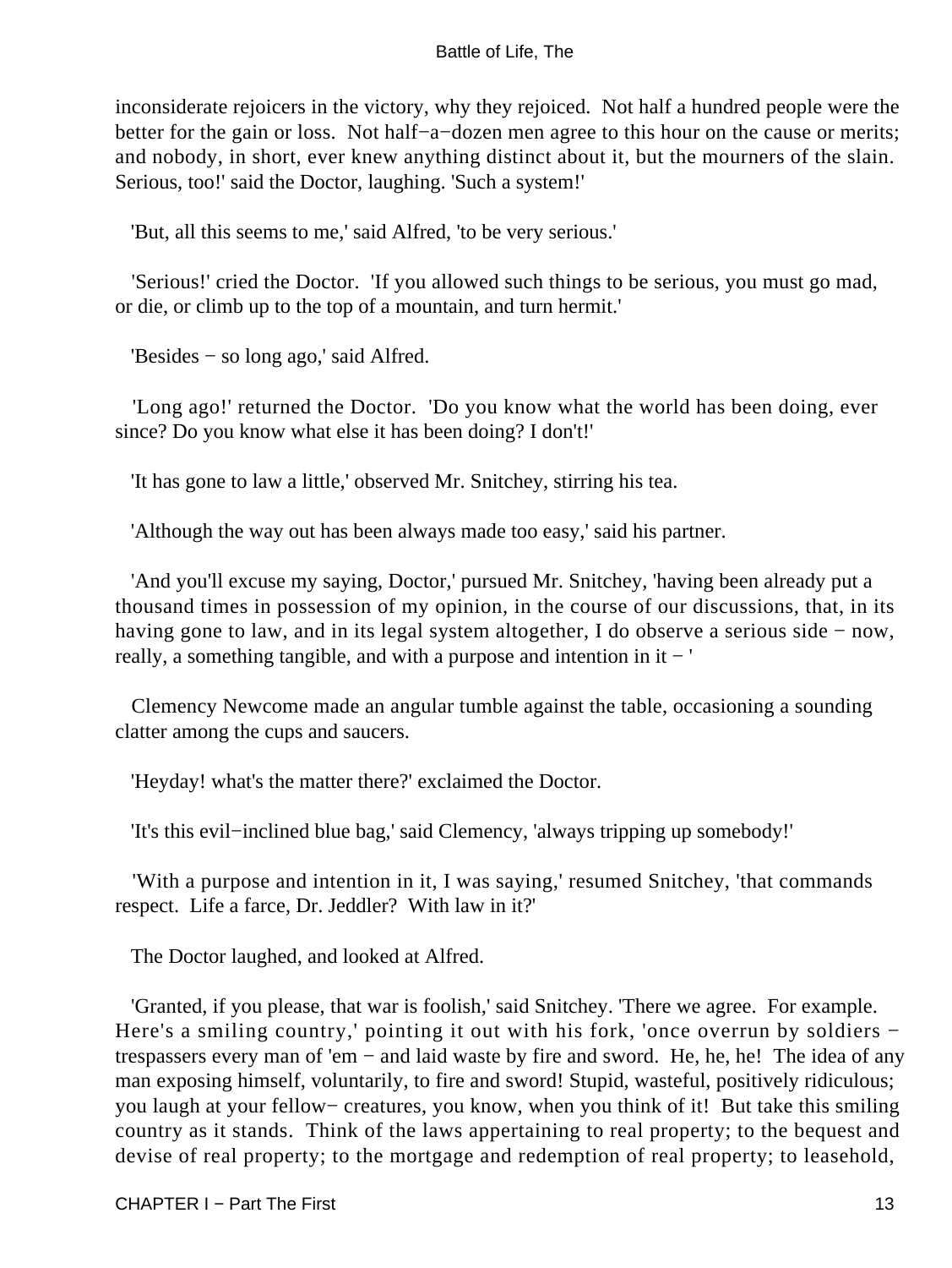inconsiderate rejoicers in the victory, why they rejoiced. Not half a hundred people were the better for the gain or loss. Not half−a−dozen men agree to this hour on the cause or merits; and nobody, in short, ever knew anything distinct about it, but the mourners of the slain. Serious, too!' said the Doctor, laughing. 'Such a system!'

'But, all this seems to me,' said Alfred, 'to be very serious.'

'Serious!' cried the Doctor. 'If you allowed such things to be serious, you must go mad, or die, or climb up to the top of a mountain, and turn hermit.'

'Besides − so long ago,' said Alfred.

'Long ago!' returned the Doctor. 'Do you know what the world has been doing, ever since? Do you know what else it has been doing? I don't!'

'It has gone to law a little,' observed Mr. Snitchey, stirring his tea.

'Although the way out has been always made too easy,' said his partner.

'And you'll excuse my saying, Doctor,' pursued Mr. Snitchey, 'having been already put a thousand times in possession of my opinion, in the course of our discussions, that, in its having gone to law, and in its legal system altogether, I do observe a serious side − now, really, a something tangible, and with a purpose and intention in it − '

Clemency Newcome made an angular tumble against the table, occasioning a sounding clatter among the cups and saucers.

'Heyday! what's the matter there?' exclaimed the Doctor.

'It's this evil−inclined blue bag,' said Clemency, 'always tripping up somebody!'

'With a purpose and intention in it, I was saying,' resumed Snitchey, 'that commands respect. Life a farce, Dr. Jeddler? With law in it?'

The Doctor laughed, and looked at Alfred.

'Granted, if you please, that war is foolish,' said Snitchey. 'There we agree. For example. Here's a smiling country,' pointing it out with his fork, 'once overrun by soldiers − trespassers every man of 'em − and laid waste by fire and sword. He, he, he! The idea of any man exposing himself, voluntarily, to fire and sword! Stupid, wasteful, positively ridiculous; you laugh at your fellow− creatures, you know, when you think of it! But take this smiling country as it stands. Think of the laws appertaining to real property; to the bequest and devise of real property; to the mortgage and redemption of real property; to leasehold,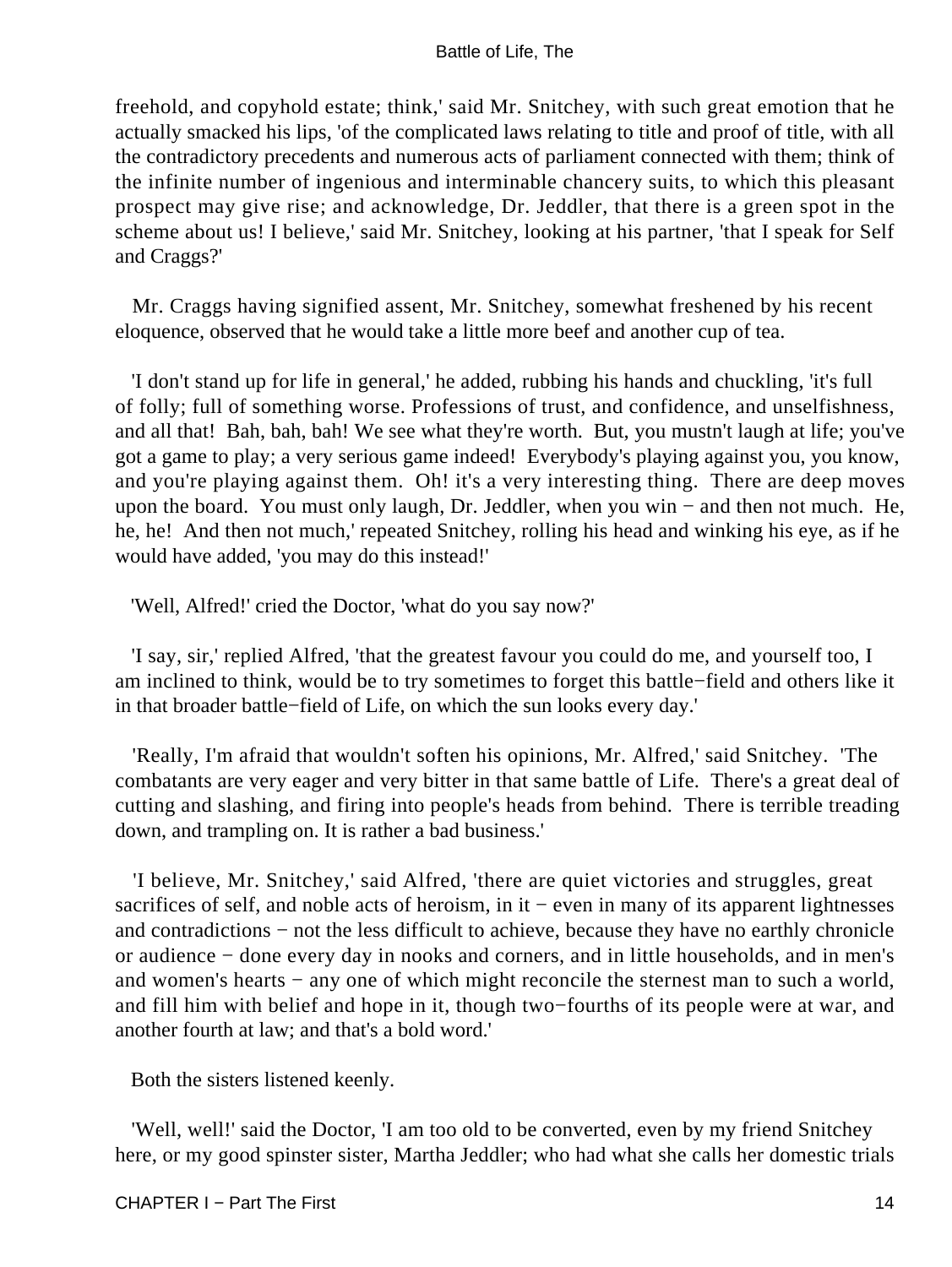freehold, and copyhold estate; think,' said Mr. Snitchey, with such great emotion that he actually smacked his lips, 'of the complicated laws relating to title and proof of title, with all the contradictory precedents and numerous acts of parliament connected with them; think of the infinite number of ingenious and interminable chancery suits, to which this pleasant prospect may give rise; and acknowledge, Dr. Jeddler, that there is a green spot in the scheme about us! I believe,' said Mr. Snitchey, looking at his partner, 'that I speak for Self and Craggs?'

Mr. Craggs having signified assent, Mr. Snitchey, somewhat freshened by his recent eloquence, observed that he would take a little more beef and another cup of tea.

'I don't stand up for life in general,' he added, rubbing his hands and chuckling, 'it's full of folly; full of something worse. Professions of trust, and confidence, and unselfishness, and all that! Bah, bah, bah! We see what they're worth. But, you mustn't laugh at life; you've got a game to play; a very serious game indeed! Everybody's playing against you, you know, and you're playing against them. Oh! it's a very interesting thing. There are deep moves upon the board. You must only laugh, Dr. Jeddler, when you win − and then not much. He, he, he! And then not much,' repeated Snitchey, rolling his head and winking his eye, as if he would have added, 'you may do this instead!'

'Well, Alfred!' cried the Doctor, 'what do you say now?'

'I say, sir,' replied Alfred, 'that the greatest favour you could do me, and yourself too, I am inclined to think, would be to try sometimes to forget this battle−field and others like it in that broader battle−field of Life, on which the sun looks every day.'

'Really, I'm afraid that wouldn't soften his opinions, Mr. Alfred,' said Snitchey. 'The combatants are very eager and very bitter in that same battle of Life. There's a great deal of cutting and slashing, and firing into people's heads from behind. There is terrible treading down, and trampling on. It is rather a bad business.'

'I believe, Mr. Snitchey,' said Alfred, 'there are quiet victories and struggles, great sacrifices of self, and noble acts of heroism, in it − even in many of its apparent lightnesses and contradictions − not the less difficult to achieve, because they have no earthly chronicle or audience − done every day in nooks and corners, and in little households, and in men's and women's hearts − any one of which might reconcile the sternest man to such a world, and fill him with belief and hope in it, though two−fourths of its people were at war, and another fourth at law; and that's a bold word.'

Both the sisters listened keenly.

'Well, well!' said the Doctor, 'I am too old to be converted, even by my friend Snitchey here, or my good spinster sister, Martha Jeddler; who had what she calls her domestic trials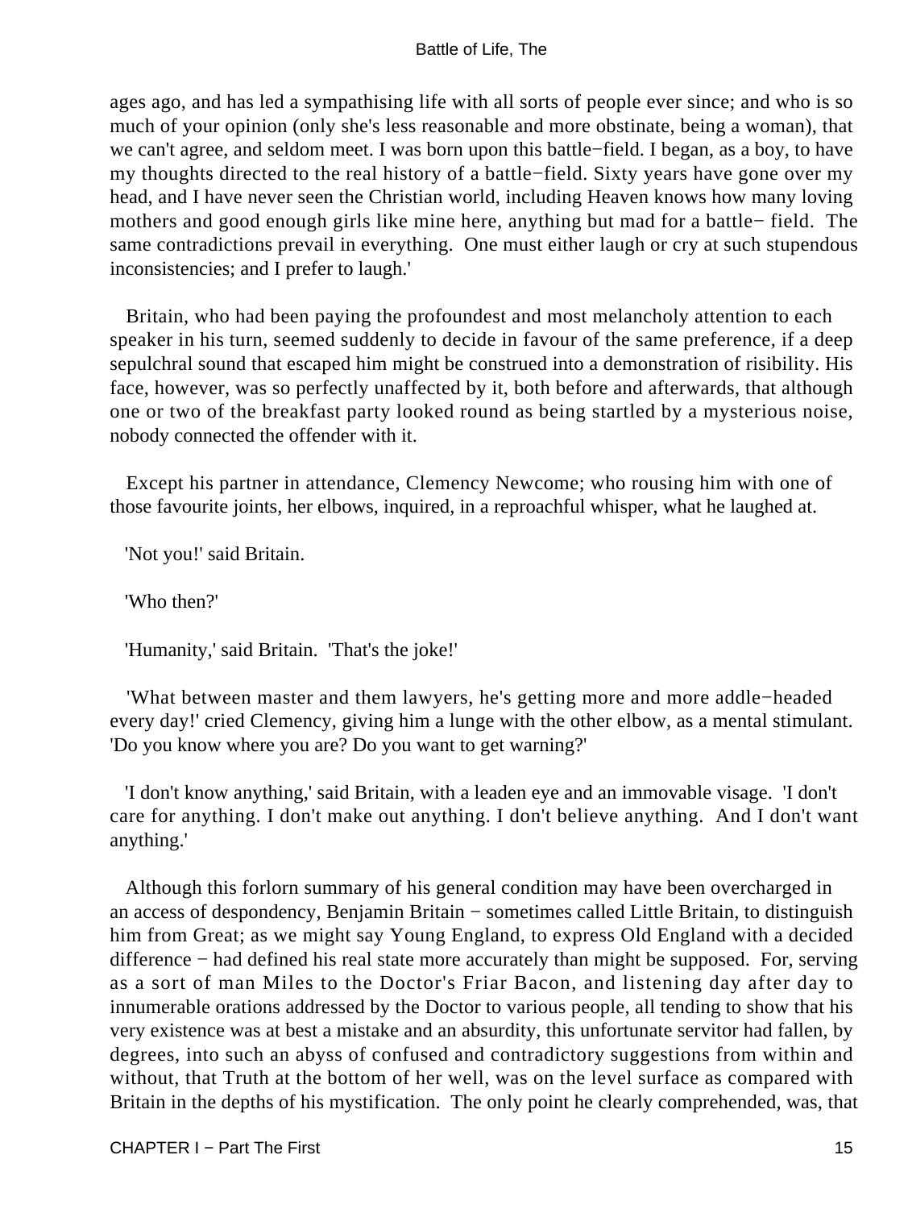ages ago, and has led a sympathising life with all sorts of people ever since; and who is so much of your opinion (only she's less reasonable and more obstinate, being a woman), that we can't agree, and seldom meet. I was born upon this battle−field. I began, as a boy, to have my thoughts directed to the real history of a battle−field. Sixty years have gone over my head, and I have never seen the Christian world, including Heaven knows how many loving mothers and good enough girls like mine here, anything but mad for a battle− field. The same contradictions prevail in everything. One must either laugh or cry at such stupendous inconsistencies; and I prefer to laugh.'

Britain, who had been paying the profoundest and most melancholy attention to each speaker in his turn, seemed suddenly to decide in favour of the same preference, if a deep sepulchral sound that escaped him might be construed into a demonstration of risibility. His face, however, was so perfectly unaffected by it, both before and afterwards, that although one or two of the breakfast party looked round as being startled by a mysterious noise, nobody connected the offender with it.

Except his partner in attendance, Clemency Newcome; who rousing him with one of those favourite joints, her elbows, inquired, in a reproachful whisper, what he laughed at.

'Not you!' said Britain.

'Who then?'

'Humanity,' said Britain. 'That's the joke!'

'What between master and them lawyers, he's getting more and more addle−headed every day!' cried Clemency, giving him a lunge with the other elbow, as a mental stimulant. 'Do you know where you are? Do you want to get warning?'

'I don't know anything,' said Britain, with a leaden eye and an immovable visage. 'I don't care for anything. I don't make out anything. I don't believe anything. And I don't want anything.'

Although this forlorn summary of his general condition may have been overcharged in an access of despondency, Benjamin Britain − sometimes called Little Britain, to distinguish him from Great; as we might say Young England, to express Old England with a decided difference − had defined his real state more accurately than might be supposed. For, serving as a sort of man Miles to the Doctor's Friar Bacon, and listening day after day to innumerable orations addressed by the Doctor to various people, all tending to show that his very existence was at best a mistake and an absurdity, this unfortunate servitor had fallen, by degrees, into such an abyss of confused and contradictory suggestions from within and without, that Truth at the bottom of her well, was on the level surface as compared with Britain in the depths of his mystification. The only point he clearly comprehended, was, that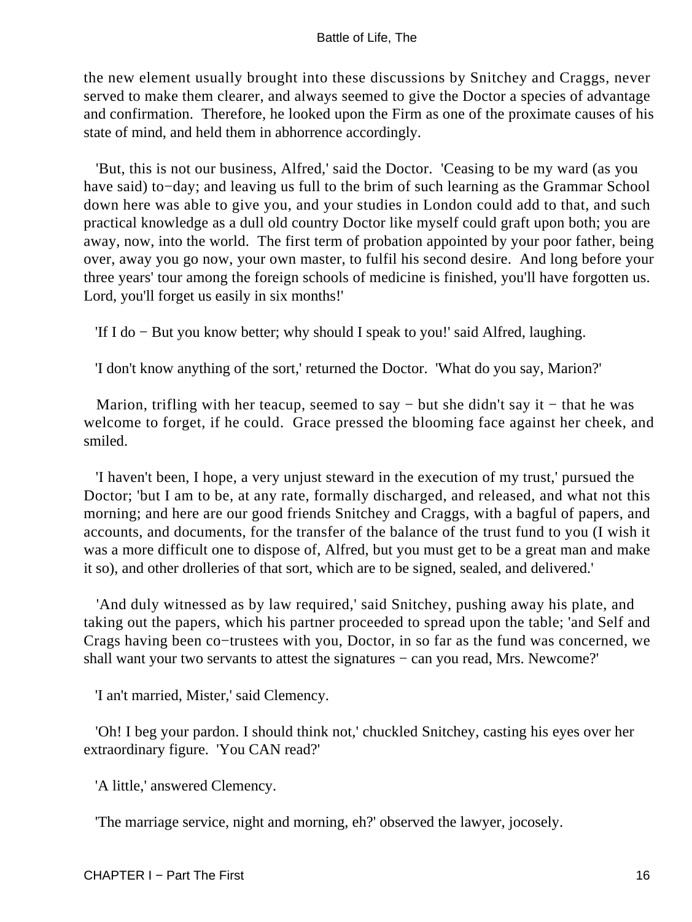the new element usually brought into these discussions by Snitchey and Craggs, never served to make them clearer, and always seemed to give the Doctor a species of advantage and confirmation. Therefore, he looked upon the Firm as one of the proximate causes of his state of mind, and held them in abhorrence accordingly.

'But, this is not our business, Alfred,' said the Doctor. 'Ceasing to be my ward (as you have said) to−day; and leaving us full to the brim of such learning as the Grammar School down here was able to give you, and your studies in London could add to that, and such practical knowledge as a dull old country Doctor like myself could graft upon both; you are away, now, into the world. The first term of probation appointed by your poor father, being over, away you go now, your own master, to fulfil his second desire. And long before your three years' tour among the foreign schools of medicine is finished, you'll have forgotten us. Lord, you'll forget us easily in six months!'

'If I do − But you know better; why should I speak to you!' said Alfred, laughing.

'I don't know anything of the sort,' returned the Doctor. 'What do you say, Marion?'

Marion, trifling with her teacup, seemed to say − but she didn't say it − that he was welcome to forget, if he could. Grace pressed the blooming face against her cheek, and smiled.

'I haven't been, I hope, a very unjust steward in the execution of my trust,' pursued the Doctor; 'but I am to be, at any rate, formally discharged, and released, and what not this morning; and here are our good friends Snitchey and Craggs, with a bagful of papers, and accounts, and documents, for the transfer of the balance of the trust fund to you (I wish it was a more difficult one to dispose of, Alfred, but you must get to be a great man and make it so), and other drolleries of that sort, which are to be signed, sealed, and delivered.'

'And duly witnessed as by law required,' said Snitchey, pushing away his plate, and taking out the papers, which his partner proceeded to spread upon the table; 'and Self and Crags having been co−trustees with you, Doctor, in so far as the fund was concerned, we shall want your two servants to attest the signatures − can you read, Mrs. Newcome?'

'I an't married, Mister,' said Clemency.

'Oh! I beg your pardon. I should think not,' chuckled Snitchey, casting his eyes over her extraordinary figure. 'You CAN read?'

'A little,' answered Clemency.

'The marriage service, night and morning, eh?' observed the lawyer, jocosely.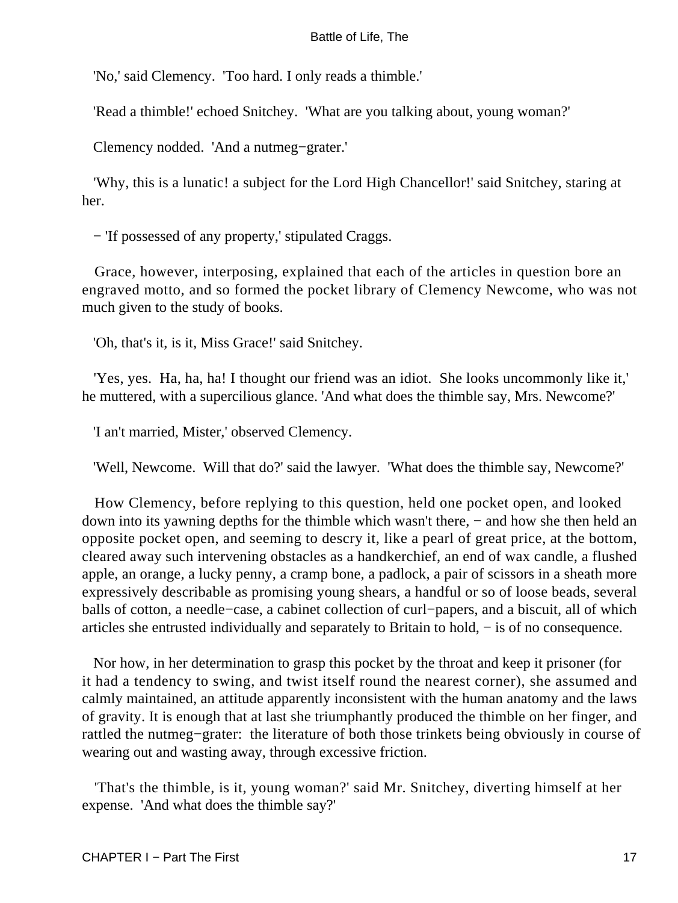'No,' said Clemency. 'Too hard. I only reads a thimble.'

'Read a thimble!' echoed Snitchey. 'What are you talking about, young woman?'

Clemency nodded. 'And a nutmeg−grater.'

'Why, this is a lunatic! a subject for the Lord High Chancellor!' said Snitchey, staring at her.

− 'If possessed of any property,' stipulated Craggs.

Grace, however, interposing, explained that each of the articles in question bore an engraved motto, and so formed the pocket library of Clemency Newcome, who was not much given to the study of books.

'Oh, that's it, is it, Miss Grace!' said Snitchey.

'Yes, yes. Ha, ha, ha! I thought our friend was an idiot. She looks uncommonly like it,' he muttered, with a supercilious glance. 'And what does the thimble say, Mrs. Newcome?'

'I an't married, Mister,' observed Clemency.

'Well, Newcome. Will that do?' said the lawyer. 'What does the thimble say, Newcome?'

How Clemency, before replying to this question, held one pocket open, and looked down into its yawning depths for the thimble which wasn't there, − and how she then held an opposite pocket open, and seeming to descry it, like a pearl of great price, at the bottom, cleared away such intervening obstacles as a handkerchief, an end of wax candle, a flushed apple, an orange, a lucky penny, a cramp bone, a padlock, a pair of scissors in a sheath more expressively describable as promising young shears, a handful or so of loose beads, several balls of cotton, a needle−case, a cabinet collection of curl−papers, and a biscuit, all of which articles she entrusted individually and separately to Britain to hold, − is of no consequence.

Nor how, in her determination to grasp this pocket by the throat and keep it prisoner (for it had a tendency to swing, and twist itself round the nearest corner), she assumed and calmly maintained, an attitude apparently inconsistent with the human anatomy and the laws of gravity. It is enough that at last she triumphantly produced the thimble on her finger, and rattled the nutmeg−grater: the literature of both those trinkets being obviously in course of wearing out and wasting away, through excessive friction.

'That's the thimble, is it, young woman?' said Mr. Snitchey, diverting himself at her expense. 'And what does the thimble say?'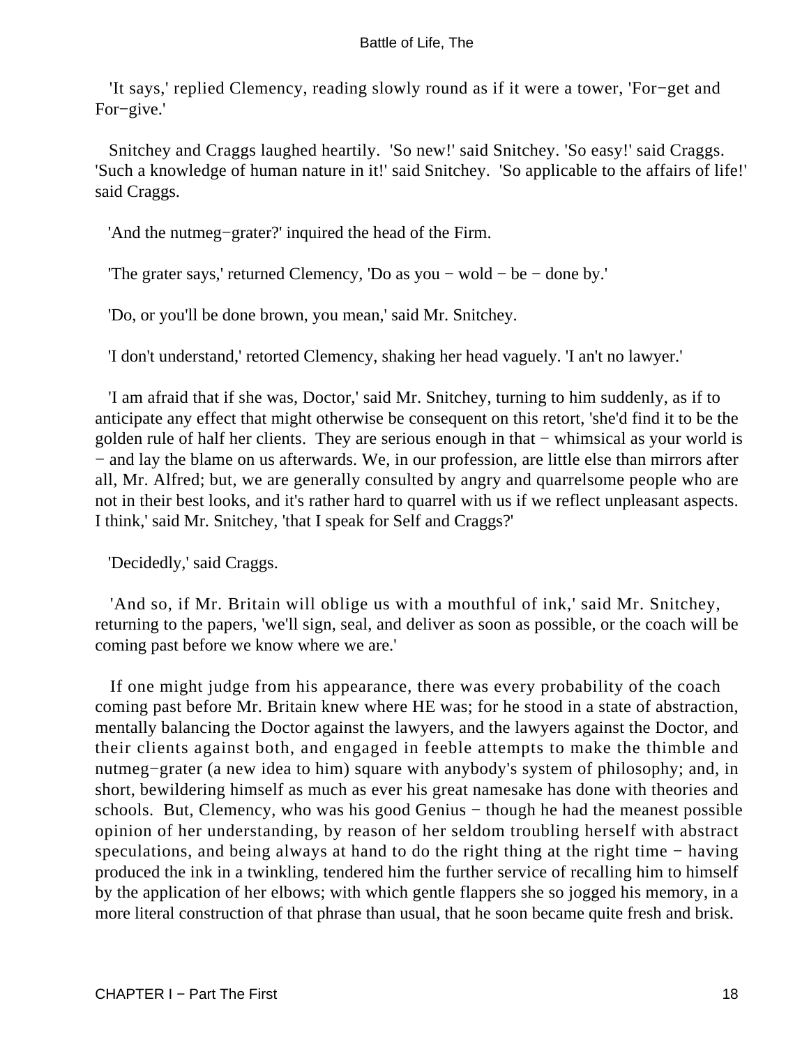'It says,' replied Clemency, reading slowly round as if it were a tower, 'For−get and For−give.'

Snitchey and Craggs laughed heartily. 'So new!' said Snitchey. 'So easy!' said Craggs. 'Such a knowledge of human nature in it!' said Snitchey. 'So applicable to the affairs of life!' said Craggs.

'And the nutmeg−grater?' inquired the head of the Firm.

'The grater says,' returned Clemency, 'Do as you − wold − be − done by.'

'Do, or you'll be done brown, you mean,' said Mr. Snitchey.

'I don't understand,' retorted Clemency, shaking her head vaguely. 'I an't no lawyer.'

'I am afraid that if she was, Doctor,' said Mr. Snitchey, turning to him suddenly, as if to anticipate any effect that might otherwise be consequent on this retort, 'she'd find it to be the golden rule of half her clients. They are serious enough in that − whimsical as your world is − and lay the blame on us afterwards. We, in our profession, are little else than mirrors after all, Mr. Alfred; but, we are generally consulted by angry and quarrelsome people who are not in their best looks, and it's rather hard to quarrel with us if we reflect unpleasant aspects. I think,' said Mr. Snitchey, 'that I speak for Self and Craggs?'

'Decidedly,' said Craggs.

'And so, if Mr. Britain will oblige us with a mouthful of ink,' said Mr. Snitchey, returning to the papers, 'we'll sign, seal, and deliver as soon as possible, or the coach will be coming past before we know where we are.'

If one might judge from his appearance, there was every probability of the coach coming past before Mr. Britain knew where HE was; for he stood in a state of abstraction, mentally balancing the Doctor against the lawyers, and the lawyers against the Doctor, and their clients against both, and engaged in feeble attempts to make the thimble and nutmeg−grater (a new idea to him) square with anybody's system of philosophy; and, in short, bewildering himself as much as ever his great namesake has done with theories and schools. But, Clemency, who was his good Genius − though he had the meanest possible opinion of her understanding, by reason of her seldom troubling herself with abstract speculations, and being always at hand to do the right thing at the right time − having produced the ink in a twinkling, tendered him the further service of recalling him to himself by the application of her elbows; with which gentle flappers she so jogged his memory, in a more literal construction of that phrase than usual, that he soon became quite fresh and brisk.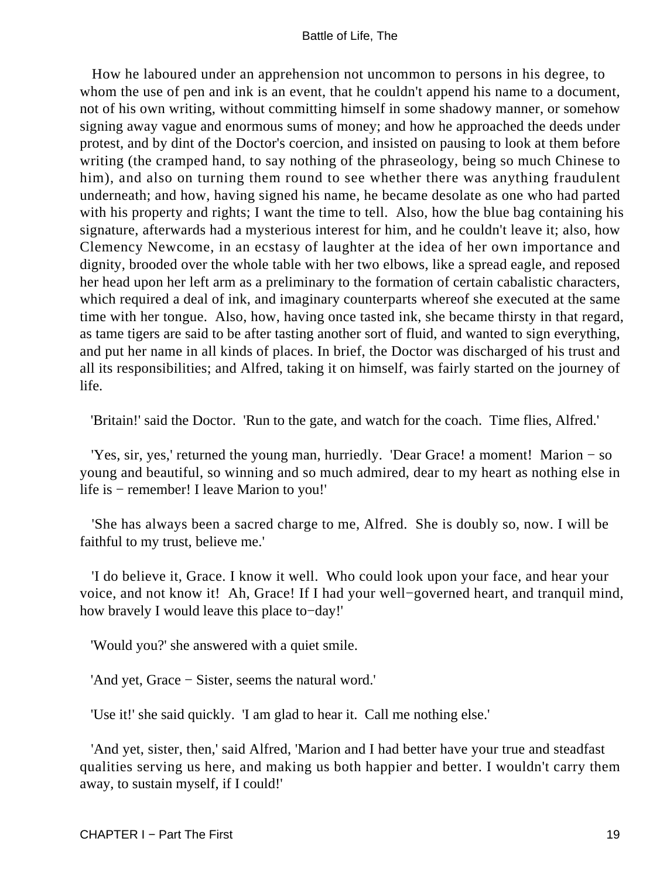How he laboured under an apprehension not uncommon to persons in his degree, to whom the use of pen and ink is an event, that he couldn't append his name to a document, not of his own writing, without committing himself in some shadowy manner, or somehow signing away vague and enormous sums of money; and how he approached the deeds under protest, and by dint of the Doctor's coercion, and insisted on pausing to look at them before writing (the cramped hand, to say nothing of the phraseology, being so much Chinese to him), and also on turning them round to see whether there was anything fraudulent underneath; and how, having signed his name, he became desolate as one who had parted with his property and rights; I want the time to tell. Also, how the blue bag containing his signature, afterwards had a mysterious interest for him, and he couldn't leave it; also, how Clemency Newcome, in an ecstasy of laughter at the idea of her own importance and dignity, brooded over the whole table with her two elbows, like a spread eagle, and reposed her head upon her left arm as a preliminary to the formation of certain cabalistic characters, which required a deal of ink, and imaginary counterparts whereof she executed at the same time with her tongue. Also, how, having once tasted ink, she became thirsty in that regard, as tame tigers are said to be after tasting another sort of fluid, and wanted to sign everything, and put her name in all kinds of places. In brief, the Doctor was discharged of his trust and all its responsibilities; and Alfred, taking it on himself, was fairly started on the journey of life.

'Britain!' said the Doctor. 'Run to the gate, and watch for the coach. Time flies, Alfred.'

'Yes, sir, yes,' returned the young man, hurriedly. 'Dear Grace! a moment! Marion − so young and beautiful, so winning and so much admired, dear to my heart as nothing else in life is − remember! I leave Marion to you!'

'She has always been a sacred charge to me, Alfred. She is doubly so, now. I will be faithful to my trust, believe me.'

'I do believe it, Grace. I know it well. Who could look upon your face, and hear your voice, and not know it! Ah, Grace! If I had your well−governed heart, and tranquil mind, how bravely I would leave this place to−day!'

'Would you?' she answered with a quiet smile.

'And yet, Grace − Sister, seems the natural word.'

'Use it!' she said quickly. 'I am glad to hear it. Call me nothing else.'

'And yet, sister, then,' said Alfred, 'Marion and I had better have your true and steadfast qualities serving us here, and making us both happier and better. I wouldn't carry them away, to sustain myself, if I could!'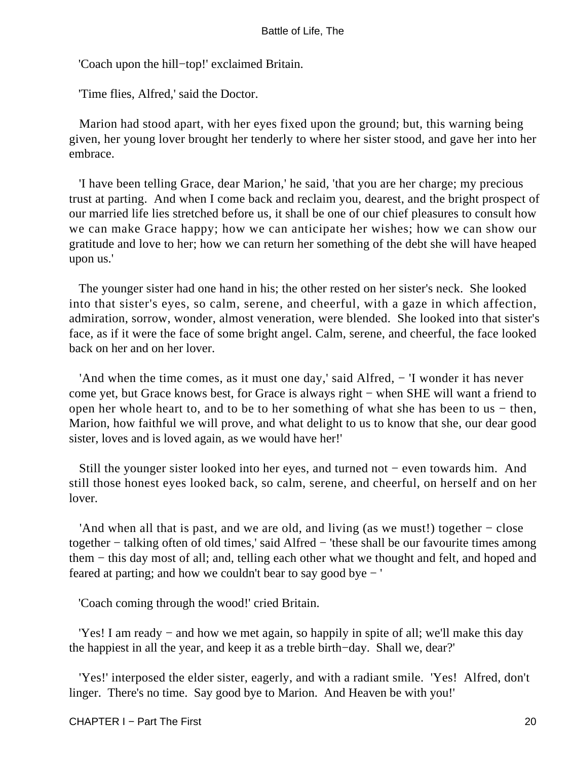'Coach upon the hill−top!' exclaimed Britain.

'Time flies, Alfred,' said the Doctor.

Marion had stood apart, with her eyes fixed upon the ground; but, this warning being given, her young lover brought her tenderly to where her sister stood, and gave her into her embrace.

'I have been telling Grace, dear Marion,' he said, 'that you are her charge; my precious trust at parting. And when I come back and reclaim you, dearest, and the bright prospect of our married life lies stretched before us, it shall be one of our chief pleasures to consult how we can make Grace happy; how we can anticipate her wishes; how we can show our gratitude and love to her; how we can return her something of the debt she will have heaped upon us.'

The younger sister had one hand in his; the other rested on her sister's neck. She looked into that sister's eyes, so calm, serene, and cheerful, with a gaze in which affection, admiration, sorrow, wonder, almost veneration, were blended. She looked into that sister's face, as if it were the face of some bright angel. Calm, serene, and cheerful, the face looked back on her and on her lover.

'And when the time comes, as it must one day,' said Alfred, − 'I wonder it has never come yet, but Grace knows best, for Grace is always right − when SHE will want a friend to open her whole heart to, and to be to her something of what she has been to us − then, Marion, how faithful we will prove, and what delight to us to know that she, our dear good sister, loves and is loved again, as we would have her!'

Still the younger sister looked into her eyes, and turned not − even towards him. And still those honest eyes looked back, so calm, serene, and cheerful, on herself and on her lover.

'And when all that is past, and we are old, and living (as we must!) together − close together − talking often of old times,' said Alfred − 'these shall be our favourite times among them − this day most of all; and, telling each other what we thought and felt, and hoped and feared at parting; and how we couldn't bear to say good bye − '

'Coach coming through the wood!' cried Britain.

'Yes! I am ready − and how we met again, so happily in spite of all; we'll make this day the happiest in all the year, and keep it as a treble birth−day. Shall we, dear?'

'Yes!' interposed the elder sister, eagerly, and with a radiant smile. 'Yes! Alfred, don't linger. There's no time. Say good bye to Marion. And Heaven be with you!'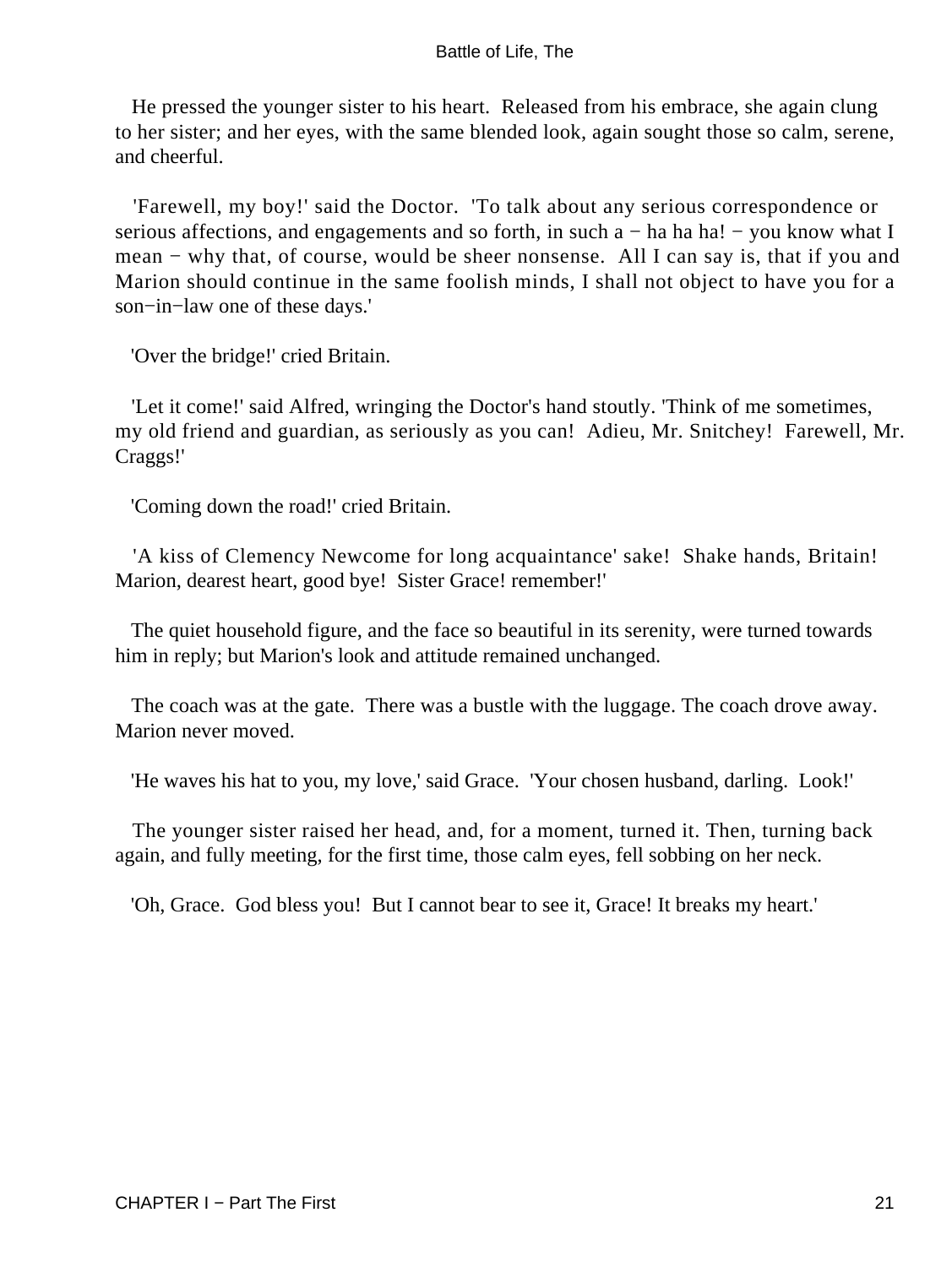He pressed the younger sister to his heart. Released from his embrace, she again clung to her sister; and her eyes, with the same blended look, again sought those so calm, serene, and cheerful.

'Farewell, my boy!' said the Doctor. 'To talk about any serious correspondence or serious affections, and engagements and so forth, in such a − ha ha ha! − you know what I mean − why that, of course, would be sheer nonsense. All I can say is, that if you and Marion should continue in the same foolish minds, I shall not object to have you for a son−in−law one of these days.'

'Over the bridge!' cried Britain.

'Let it come!' said Alfred, wringing the Doctor's hand stoutly. 'Think of me sometimes, my old friend and guardian, as seriously as you can! Adieu, Mr. Snitchey! Farewell, Mr. Craggs!'

'Coming down the road!' cried Britain.

'A kiss of Clemency Newcome for long acquaintance' sake! Shake hands, Britain! Marion, dearest heart, good bye! Sister Grace! remember!'

The quiet household figure, and the face so beautiful in its serenity, were turned towards him in reply; but Marion's look and attitude remained unchanged.

The coach was at the gate. There was a bustle with the luggage. The coach drove away. Marion never moved.

'He waves his hat to you, my love,' said Grace. 'Your chosen husband, darling. Look!'

The younger sister raised her head, and, for a moment, turned it. Then, turning back again, and fully meeting, for the first time, those calm eyes, fell sobbing on her neck.

'Oh, Grace. God bless you! But I cannot bear to see it, Grace! It breaks my heart.'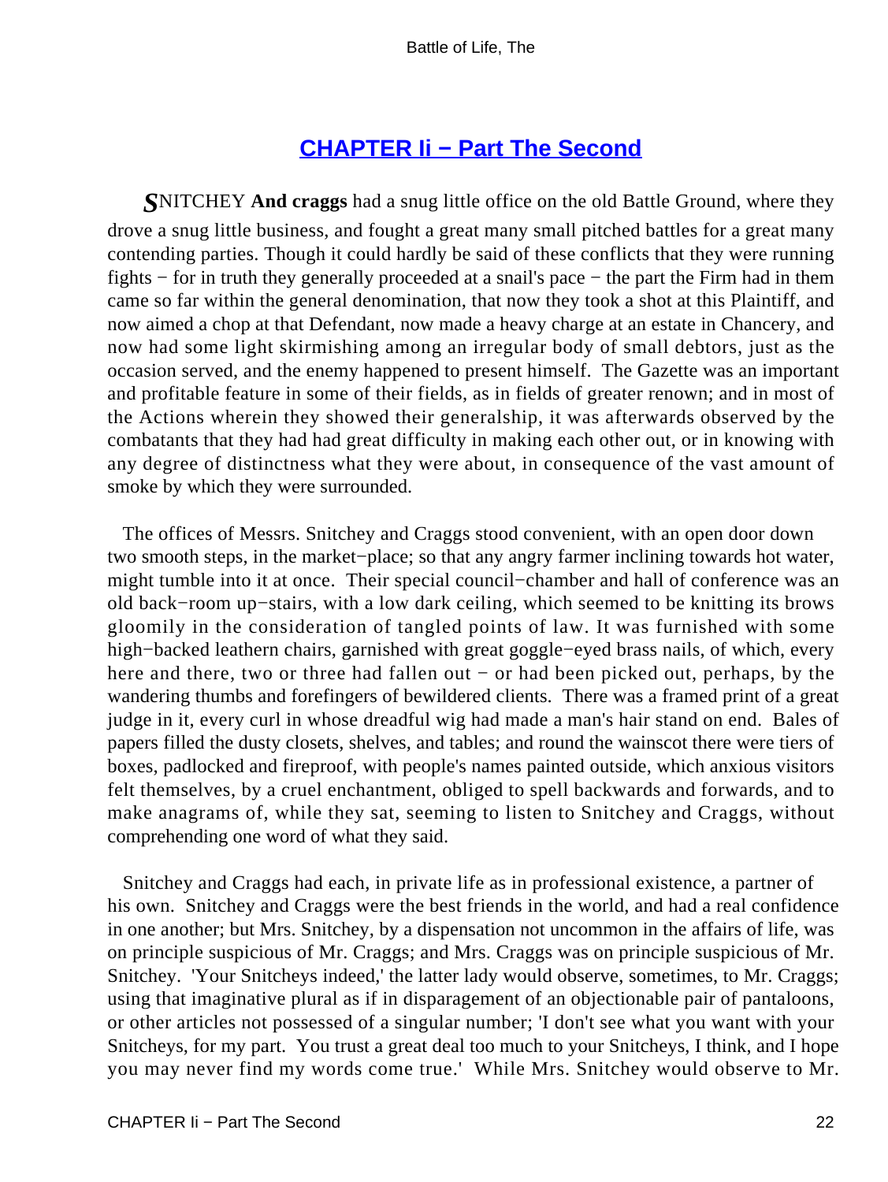## [CHAPTER Ii − Part The Second]()

***S***NITCHEY **And craggs** had a snug little office on the old Battle Ground, where they drove a snug little business, and fought a great many small pitched battles for a great many contending parties. Though it could hardly be said of these conflicts that they were running fights − for in truth they generally proceeded at a snail's pace − the part the Firm had in them came so far within the general denomination, that now they took a shot at this Plaintiff, and now aimed a chop at that Defendant, now made a heavy charge at an estate in Chancery, and now had some light skirmishing among an irregular body of small debtors, just as the occasion served, and the enemy happened to present himself. The Gazette was an important and profitable feature in some of their fields, as in fields of greater renown; and in most of the Actions wherein they showed their generalship, it was afterwards observed by the combatants that they had had great difficulty in making each other out, or in knowing with any degree of distinctness what they were about, in consequence of the vast amount of smoke by which they were surrounded.

The offices of Messrs. Snitchey and Craggs stood convenient, with an open door down two smooth steps, in the market−place; so that any angry farmer inclining towards hot water, might tumble into it at once. Their special council−chamber and hall of conference was an old back−room up−stairs, with a low dark ceiling, which seemed to be knitting its brows gloomily in the consideration of tangled points of law. It was furnished with some high−backed leathern chairs, garnished with great goggle−eyed brass nails, of which, every here and there, two or three had fallen out − or had been picked out, perhaps, by the wandering thumbs and forefingers of bewildered clients. There was a framed print of a great judge in it, every curl in whose dreadful wig had made a man's hair stand on end. Bales of papers filled the dusty closets, shelves, and tables; and round the wainscot there were tiers of boxes, padlocked and fireproof, with people's names painted outside, which anxious visitors felt themselves, by a cruel enchantment, obliged to spell backwards and forwards, and to make anagrams of, while they sat, seeming to listen to Snitchey and Craggs, without comprehending one word of what they said.

Snitchey and Craggs had each, in private life as in professional existence, a partner of his own. Snitchey and Craggs were the best friends in the world, and had a real confidence in one another; but Mrs. Snitchey, by a dispensation not uncommon in the affairs of life, was on principle suspicious of Mr. Craggs; and Mrs. Craggs was on principle suspicious of Mr. Snitchey. 'Your Snitcheys indeed,' the latter lady would observe, sometimes, to Mr. Craggs; using that imaginative plural as if in disparagement of an objectionable pair of pantaloons, or other articles not possessed of a singular number; 'I don't see what you want with your Snitcheys, for my part. You trust a great deal too much to your Snitcheys, I think, and I hope you may never find my words come true.' While Mrs. Snitchey would observe to Mr.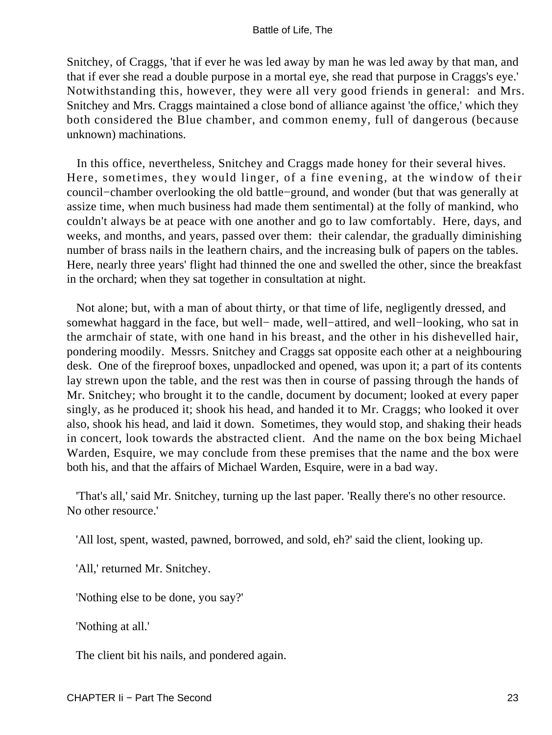Snitchey, of Craggs, 'that if ever he was led away by man he was led away by that man, and that if ever she read a double purpose in a mortal eye, she read that purpose in Craggs's eye.' Notwithstanding this, however, they were all very good friends in general: and Mrs. Snitchey and Mrs. Craggs maintained a close bond of alliance against 'the office,' which they both considered the Blue chamber, and common enemy, full of dangerous (because unknown) machinations.

In this office, nevertheless, Snitchey and Craggs made honey for their several hives. Here, sometimes, they would linger, of a fine evening, at the window of their council−chamber overlooking the old battle−ground, and wonder (but that was generally at assize time, when much business had made them sentimental) at the folly of mankind, who couldn't always be at peace with one another and go to law comfortably. Here, days, and weeks, and months, and years, passed over them: their calendar, the gradually diminishing number of brass nails in the leathern chairs, and the increasing bulk of papers on the tables. Here, nearly three years' flight had thinned the one and swelled the other, since the breakfast in the orchard; when they sat together in consultation at night.

Not alone; but, with a man of about thirty, or that time of life, negligently dressed, and somewhat haggard in the face, but well− made, well−attired, and well−looking, who sat in the armchair of state, with one hand in his breast, and the other in his dishevelled hair, pondering moodily. Messrs. Snitchey and Craggs sat opposite each other at a neighbouring desk. One of the fireproof boxes, unpadlocked and opened, was upon it; a part of its contents lay strewn upon the table, and the rest was then in course of passing through the hands of Mr. Snitchey; who brought it to the candle, document by document; looked at every paper singly, as he produced it; shook his head, and handed it to Mr. Craggs; who looked it over also, shook his head, and laid it down. Sometimes, they would stop, and shaking their heads in concert, look towards the abstracted client. And the name on the box being Michael Warden, Esquire, we may conclude from these premises that the name and the box were both his, and that the affairs of Michael Warden, Esquire, were in a bad way.

'That's all,' said Mr. Snitchey, turning up the last paper. 'Really there's no other resource. No other resource.'

'All lost, spent, wasted, pawned, borrowed, and sold, eh?' said the client, looking up.

'All,' returned Mr. Snitchey.

'Nothing else to be done, you say?'

'Nothing at all.'

The client bit his nails, and pondered again.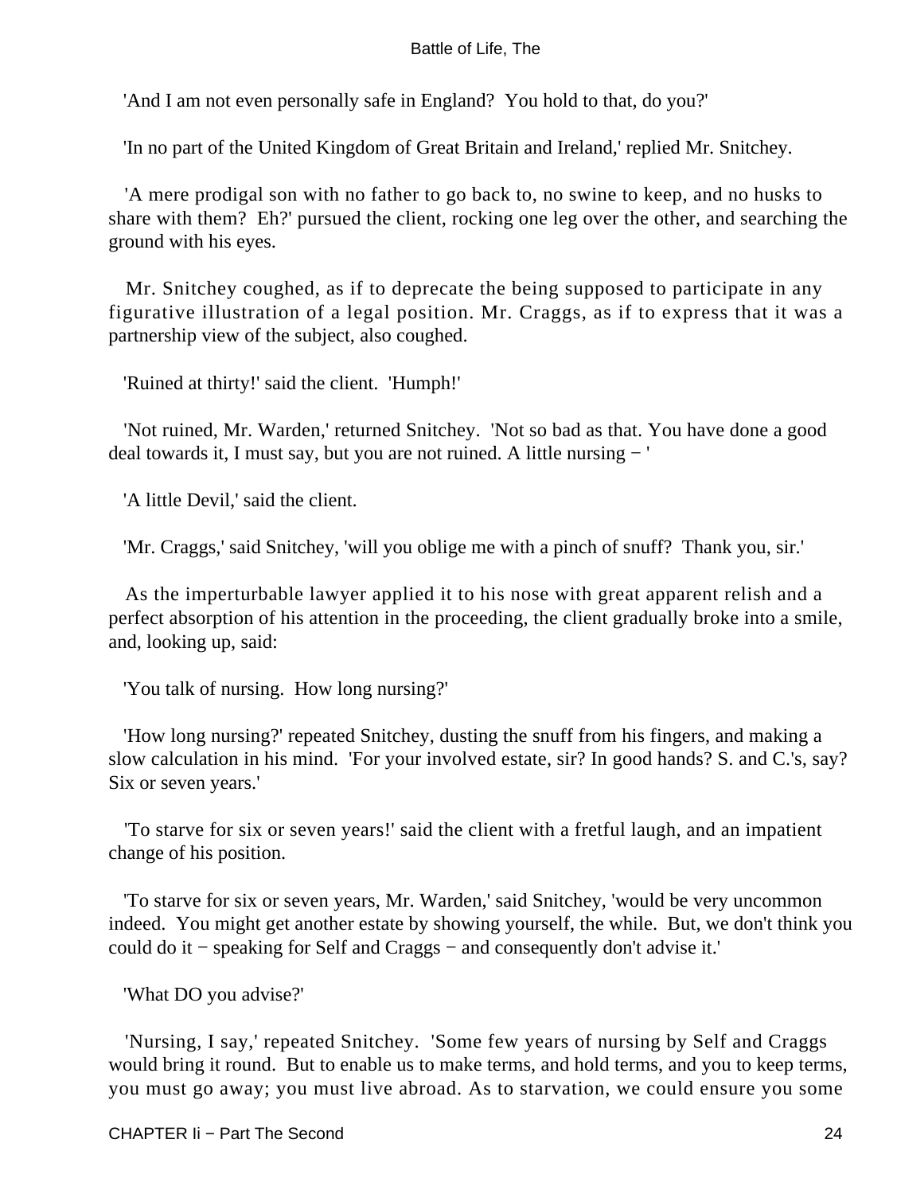'And I am not even personally safe in England? You hold to that, do you?'

'In no part of the United Kingdom of Great Britain and Ireland,' replied Mr. Snitchey.

'A mere prodigal son with no father to go back to, no swine to keep, and no husks to share with them? Eh?' pursued the client, rocking one leg over the other, and searching the ground with his eyes.

Mr. Snitchey coughed, as if to deprecate the being supposed to participate in any figurative illustration of a legal position. Mr. Craggs, as if to express that it was a partnership view of the subject, also coughed.

'Ruined at thirty!' said the client. 'Humph!'

'Not ruined, Mr. Warden,' returned Snitchey. 'Not so bad as that. You have done a good deal towards it, I must say, but you are not ruined. A little nursing − '

'A little Devil,' said the client.

'Mr. Craggs,' said Snitchey, 'will you oblige me with a pinch of snuff? Thank you, sir.'

As the imperturbable lawyer applied it to his nose with great apparent relish and a perfect absorption of his attention in the proceeding, the client gradually broke into a smile, and, looking up, said:

'You talk of nursing. How long nursing?'

'How long nursing?' repeated Snitchey, dusting the snuff from his fingers, and making a slow calculation in his mind. 'For your involved estate, sir? In good hands? S. and C.'s, say? Six or seven years.'

'To starve for six or seven years!' said the client with a fretful laugh, and an impatient change of his position.

'To starve for six or seven years, Mr. Warden,' said Snitchey, 'would be very uncommon indeed. You might get another estate by showing yourself, the while. But, we don't think you could do it − speaking for Self and Craggs − and consequently don't advise it.'

'What DO you advise?'

'Nursing, I say,' repeated Snitchey. 'Some few years of nursing by Self and Craggs would bring it round. But to enable us to make terms, and hold terms, and you to keep terms, you must go away; you must live abroad. As to starvation, we could ensure you some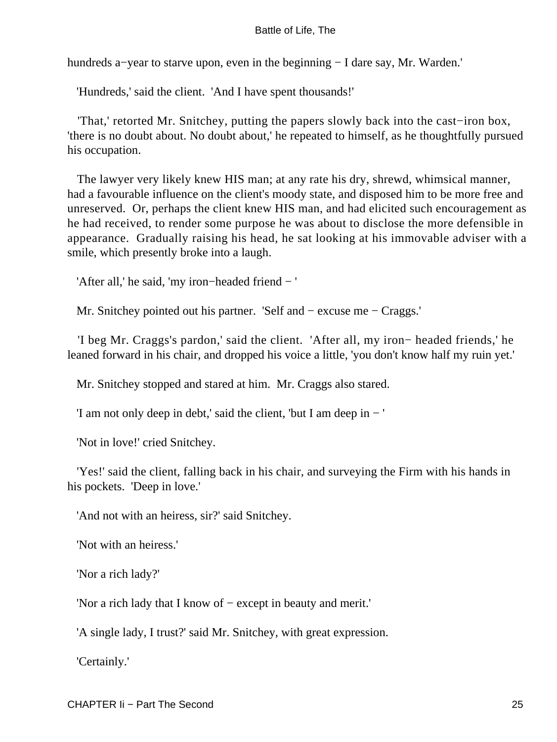hundreds a−year to starve upon, even in the beginning − I dare say, Mr. Warden.'

'Hundreds,' said the client. 'And I have spent thousands!'

'That,' retorted Mr. Snitchey, putting the papers slowly back into the cast−iron box, 'there is no doubt about. No doubt about,' he repeated to himself, as he thoughtfully pursued his occupation.

The lawyer very likely knew HIS man; at any rate his dry, shrewd, whimsical manner, had a favourable influence on the client's moody state, and disposed him to be more free and unreserved. Or, perhaps the client knew HIS man, and had elicited such encouragement as he had received, to render some purpose he was about to disclose the more defensible in appearance. Gradually raising his head, he sat looking at his immovable adviser with a smile, which presently broke into a laugh.

'After all,' he said, 'my iron−headed friend − '

Mr. Snitchey pointed out his partner. 'Self and − excuse me − Craggs.'

'I beg Mr. Craggs's pardon,' said the client. 'After all, my iron− headed friends,' he leaned forward in his chair, and dropped his voice a little, 'you don't know half my ruin yet.'

Mr. Snitchey stopped and stared at him. Mr. Craggs also stared.

'I am not only deep in debt,' said the client, 'but I am deep in − '

'Not in love!' cried Snitchey.

'Yes!' said the client, falling back in his chair, and surveying the Firm with his hands in his pockets. 'Deep in love.'

'And not with an heiress, sir?' said Snitchey.

'Not with an heiress.'

'Nor a rich lady?'

'Nor a rich lady that I know of − except in beauty and merit.'

'A single lady, I trust?' said Mr. Snitchey, with great expression.

'Certainly.'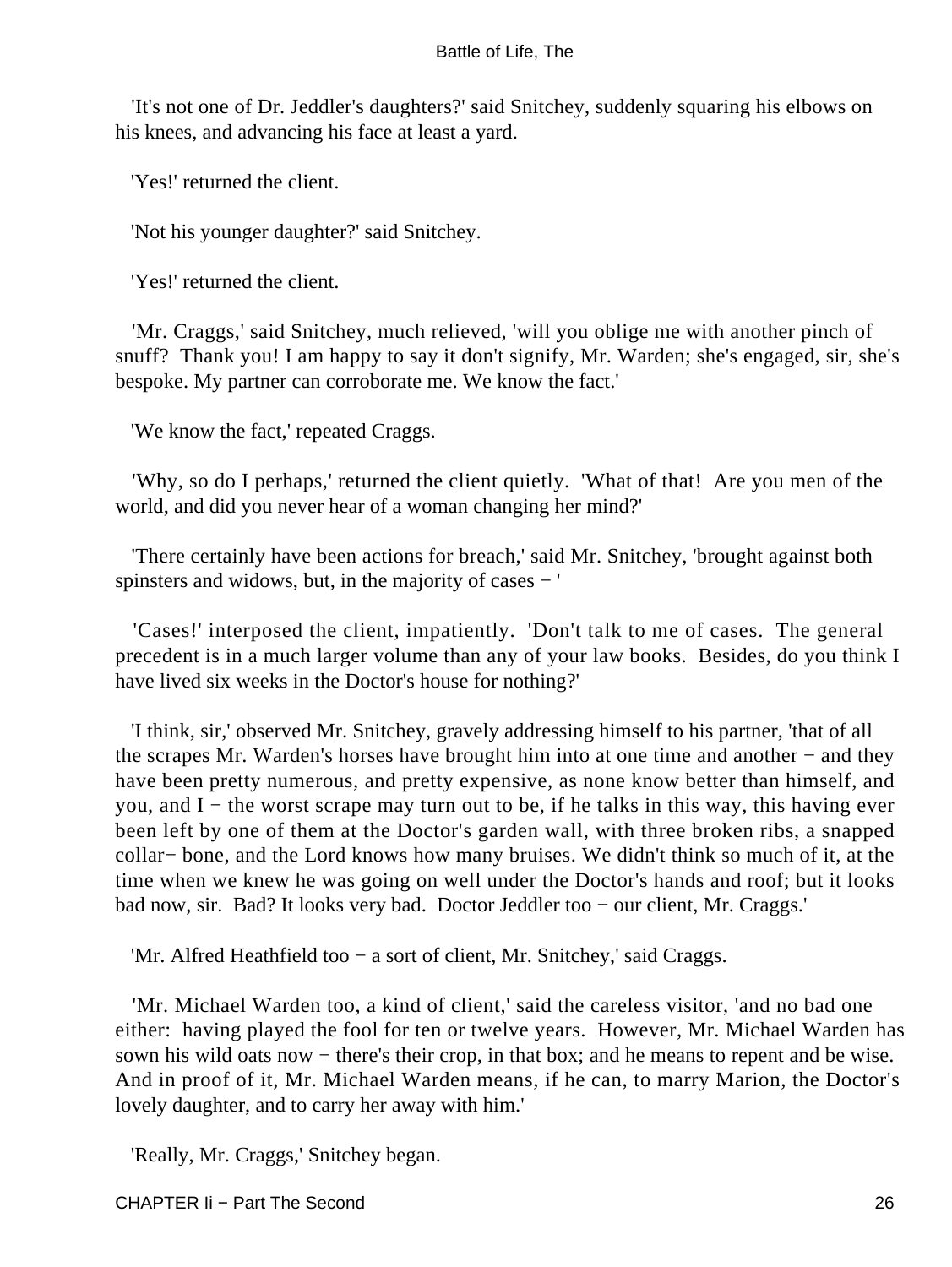'It's not one of Dr. Jeddler's daughters?' said Snitchey, suddenly squaring his elbows on his knees, and advancing his face at least a yard.

'Yes!' returned the client.

'Not his younger daughter?' said Snitchey.

'Yes!' returned the client.

'Mr. Craggs,' said Snitchey, much relieved, 'will you oblige me with another pinch of snuff? Thank you! I am happy to say it don't signify, Mr. Warden; she's engaged, sir, she's bespoke. My partner can corroborate me. We know the fact.'

'We know the fact,' repeated Craggs.

'Why, so do I perhaps,' returned the client quietly. 'What of that! Are you men of the world, and did you never hear of a woman changing her mind?'

'There certainly have been actions for breach,' said Mr. Snitchey, 'brought against both spinsters and widows, but, in the majority of cases − '

'Cases!' interposed the client, impatiently. 'Don't talk to me of cases. The general precedent is in a much larger volume than any of your law books. Besides, do you think I have lived six weeks in the Doctor's house for nothing?'

'I think, sir,' observed Mr. Snitchey, gravely addressing himself to his partner, 'that of all the scrapes Mr. Warden's horses have brought him into at one time and another − and they have been pretty numerous, and pretty expensive, as none know better than himself, and you, and I − the worst scrape may turn out to be, if he talks in this way, this having ever been left by one of them at the Doctor's garden wall, with three broken ribs, a snapped collar− bone, and the Lord knows how many bruises. We didn't think so much of it, at the time when we knew he was going on well under the Doctor's hands and roof; but it looks bad now, sir. Bad? It looks very bad. Doctor Jeddler too − our client, Mr. Craggs.'

'Mr. Alfred Heathfield too − a sort of client, Mr. Snitchey,' said Craggs.

'Mr. Michael Warden too, a kind of client,' said the careless visitor, 'and no bad one either: having played the fool for ten or twelve years. However, Mr. Michael Warden has sown his wild oats now − there's their crop, in that box; and he means to repent and be wise. And in proof of it, Mr. Michael Warden means, if he can, to marry Marion, the Doctor's lovely daughter, and to carry her away with him.'

'Really, Mr. Craggs,' Snitchey began.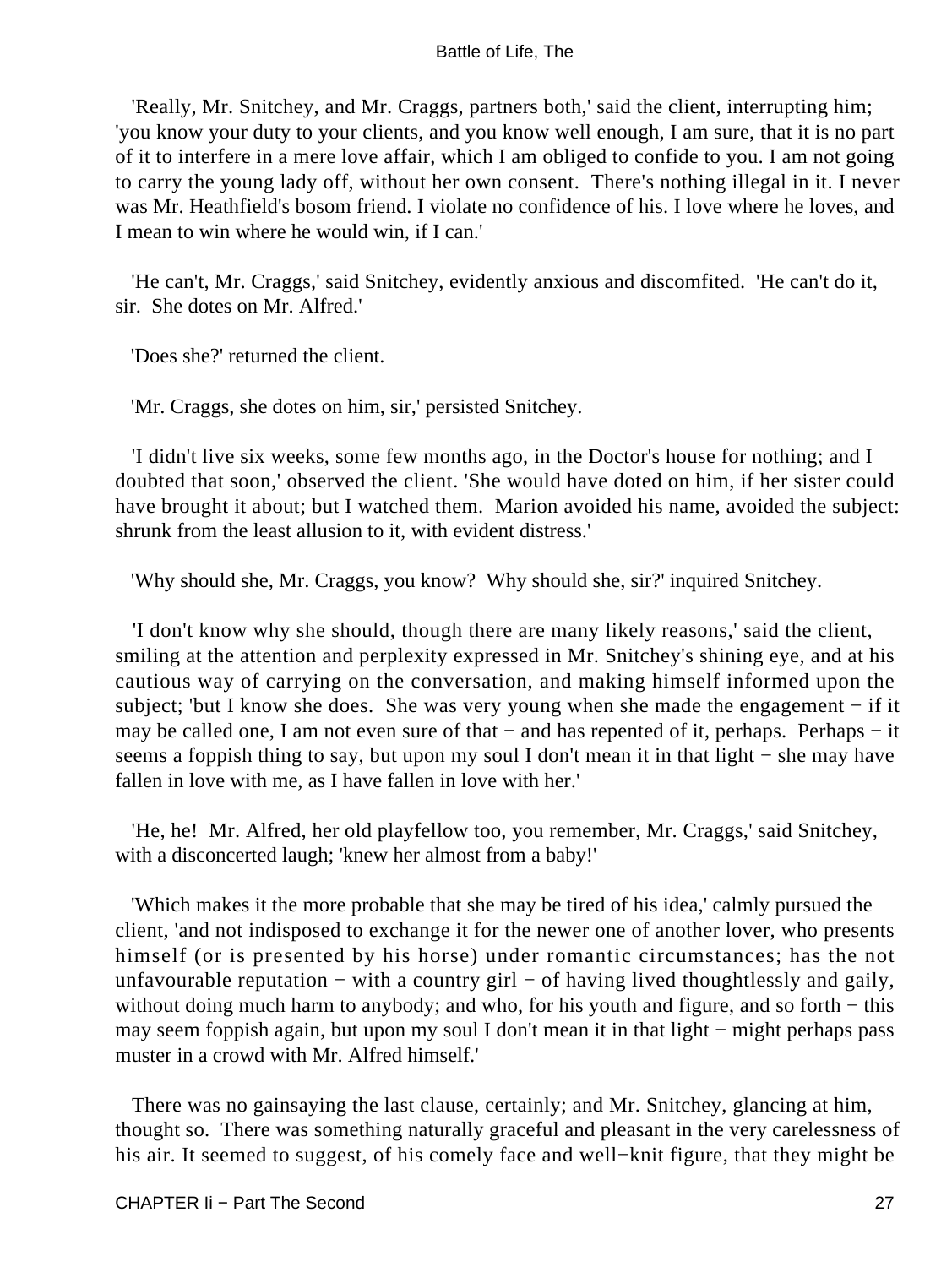'Really, Mr. Snitchey, and Mr. Craggs, partners both,' said the client, interrupting him; 'you know your duty to your clients, and you know well enough, I am sure, that it is no part of it to interfere in a mere love affair, which I am obliged to confide to you. I am not going to carry the young lady off, without her own consent. There's nothing illegal in it. I never was Mr. Heathfield's bosom friend. I violate no confidence of his. I love where he loves, and I mean to win where he would win, if I can.'

'He can't, Mr. Craggs,' said Snitchey, evidently anxious and discomfited. 'He can't do it, sir. She dotes on Mr. Alfred.'

'Does she?' returned the client.

'Mr. Craggs, she dotes on him, sir,' persisted Snitchey.

'I didn't live six weeks, some few months ago, in the Doctor's house for nothing; and I doubted that soon,' observed the client. 'She would have doted on him, if her sister could have brought it about; but I watched them. Marion avoided his name, avoided the subject: shrunk from the least allusion to it, with evident distress.'

'Why should she, Mr. Craggs, you know? Why should she, sir?' inquired Snitchey.

'I don't know why she should, though there are many likely reasons,' said the client, smiling at the attention and perplexity expressed in Mr. Snitchey's shining eye, and at his cautious way of carrying on the conversation, and making himself informed upon the subject; 'but I know she does. She was very young when she made the engagement − if it may be called one, I am not even sure of that − and has repented of it, perhaps. Perhaps − it seems a foppish thing to say, but upon my soul I don't mean it in that light − she may have fallen in love with me, as I have fallen in love with her.'

'He, he! Mr. Alfred, her old playfellow too, you remember, Mr. Craggs,' said Snitchey, with a disconcerted laugh; 'knew her almost from a baby!'

'Which makes it the more probable that she may be tired of his idea,' calmly pursued the client, 'and not indisposed to exchange it for the newer one of another lover, who presents himself (or is presented by his horse) under romantic circumstances; has the not unfavourable reputation − with a country girl − of having lived thoughtlessly and gaily, without doing much harm to anybody; and who, for his youth and figure, and so forth − this may seem foppish again, but upon my soul I don't mean it in that light − might perhaps pass muster in a crowd with Mr. Alfred himself.'

There was no gainsaying the last clause, certainly; and Mr. Snitchey, glancing at him, thought so. There was something naturally graceful and pleasant in the very carelessness of his air. It seemed to suggest, of his comely face and well−knit figure, that they might be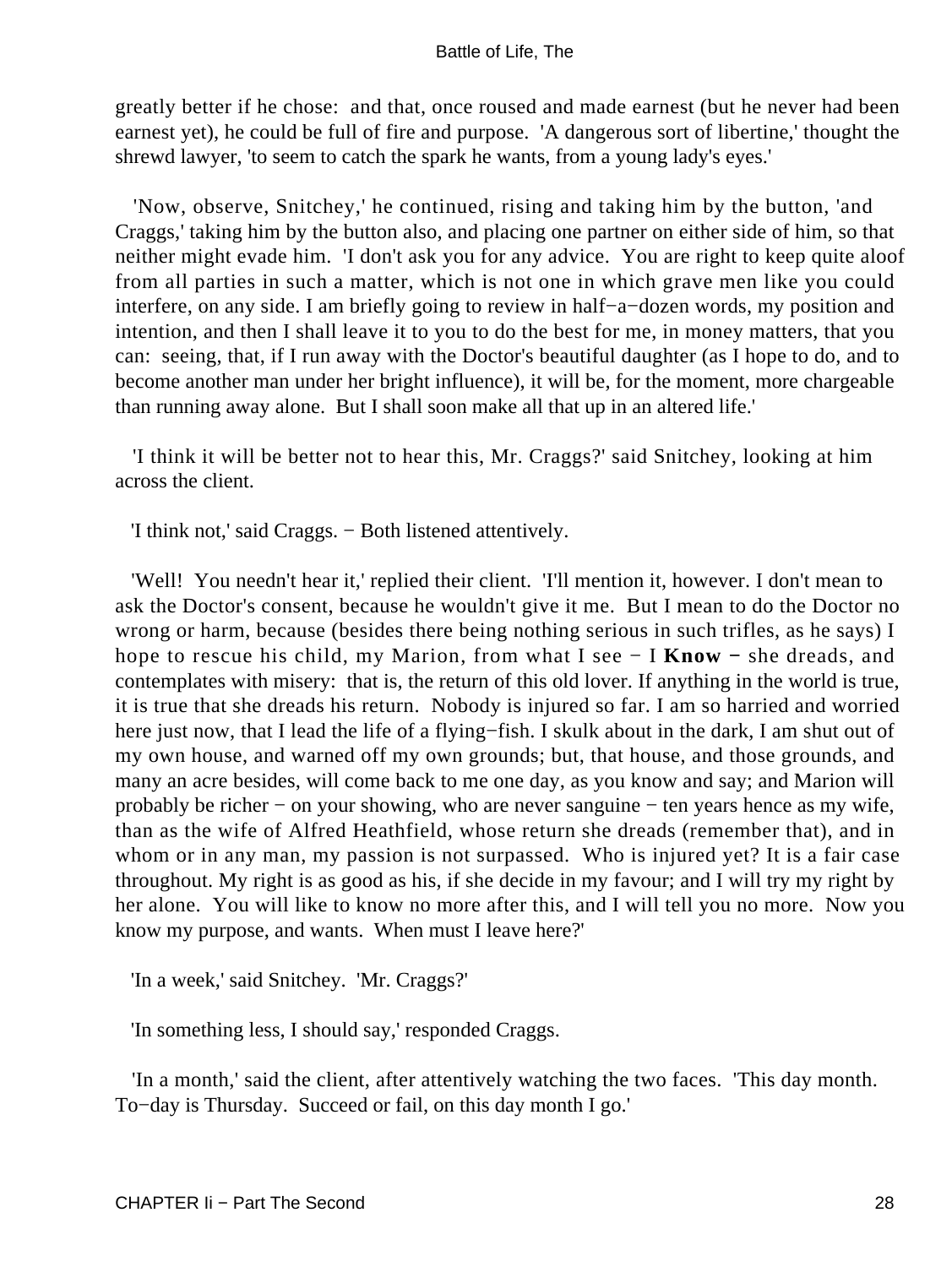greatly better if he chose: and that, once roused and made earnest (but he never had been earnest yet), he could be full of fire and purpose. 'A dangerous sort of libertine,' thought the shrewd lawyer, 'to seem to catch the spark he wants, from a young lady's eyes.'

'Now, observe, Snitchey,' he continued, rising and taking him by the button, 'and Craggs,' taking him by the button also, and placing one partner on either side of him, so that neither might evade him. 'I don't ask you for any advice. You are right to keep quite aloof from all parties in such a matter, which is not one in which grave men like you could interfere, on any side. I am briefly going to review in half−a−dozen words, my position and intention, and then I shall leave it to you to do the best for me, in money matters, that you can: seeing, that, if I run away with the Doctor's beautiful daughter (as I hope to do, and to become another man under her bright influence), it will be, for the moment, more chargeable than running away alone. But I shall soon make all that up in an altered life.'

'I think it will be better not to hear this, Mr. Craggs?' said Snitchey, looking at him across the client.

'I think not,' said Craggs. − Both listened attentively.

'Well! You needn't hear it,' replied their client. 'I'll mention it, however. I don't mean to ask the Doctor's consent, because he wouldn't give it me. But I mean to do the Doctor no wrong or harm, because (besides there being nothing serious in such trifles, as he says) I hope to rescue his child, my Marion, from what I see − I **Know** − she dreads, and contemplates with misery: that is, the return of this old lover. If anything in the world is true, it is true that she dreads his return. Nobody is injured so far. I am so harried and worried here just now, that I lead the life of a flying−fish. I skulk about in the dark, I am shut out of my own house, and warned off my own grounds; but, that house, and those grounds, and many an acre besides, will come back to me one day, as you know and say; and Marion will probably be richer − on your showing, who are never sanguine − ten years hence as my wife, than as the wife of Alfred Heathfield, whose return she dreads (remember that), and in whom or in any man, my passion is not surpassed. Who is injured yet? It is a fair case throughout. My right is as good as his, if she decide in my favour; and I will try my right by her alone. You will like to know no more after this, and I will tell you no more. Now you know my purpose, and wants. When must I leave here?'

'In a week,' said Snitchey. 'Mr. Craggs?'

'In something less, I should say,' responded Craggs.

'In a month,' said the client, after attentively watching the two faces. 'This day month. To−day is Thursday. Succeed or fail, on this day month I go.'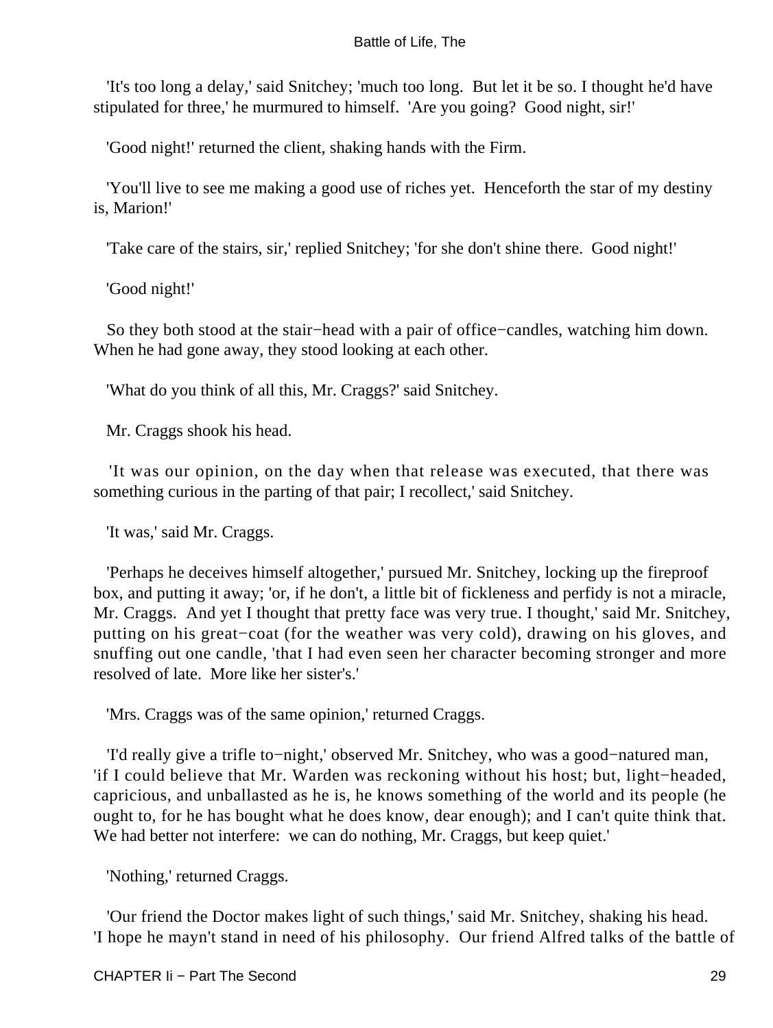'It's too long a delay,' said Snitchey; 'much too long. But let it be so. I thought he'd have stipulated for three,' he murmured to himself. 'Are you going? Good night, sir!'

'Good night!' returned the client, shaking hands with the Firm.

'You'll live to see me making a good use of riches yet. Henceforth the star of my destiny is, Marion!'

'Take care of the stairs, sir,' replied Snitchey; 'for she don't shine there. Good night!'

'Good night!'

So they both stood at the stair−head with a pair of office−candles, watching him down. When he had gone away, they stood looking at each other.

'What do you think of all this, Mr. Craggs?' said Snitchey.

Mr. Craggs shook his head.

'It was our opinion, on the day when that release was executed, that there was something curious in the parting of that pair; I recollect,' said Snitchey.

'It was,' said Mr. Craggs.

'Perhaps he deceives himself altogether,' pursued Mr. Snitchey, locking up the fireproof box, and putting it away; 'or, if he don't, a little bit of fickleness and perfidy is not a miracle, Mr. Craggs. And yet I thought that pretty face was very true. I thought,' said Mr. Snitchey, putting on his great−coat (for the weather was very cold), drawing on his gloves, and snuffing out one candle, 'that I had even seen her character becoming stronger and more resolved of late. More like her sister's.'

'Mrs. Craggs was of the same opinion,' returned Craggs.

'I'd really give a trifle to−night,' observed Mr. Snitchey, who was a good−natured man, 'if I could believe that Mr. Warden was reckoning without his host; but, light−headed, capricious, and unballasted as he is, he knows something of the world and its people (he ought to, for he has bought what he does know, dear enough); and I can't quite think that. We had better not interfere: we can do nothing, Mr. Craggs, but keep quiet.'

'Nothing,' returned Craggs.

'Our friend the Doctor makes light of such things,' said Mr. Snitchey, shaking his head. 'I hope he mayn't stand in need of his philosophy. Our friend Alfred talks of the battle of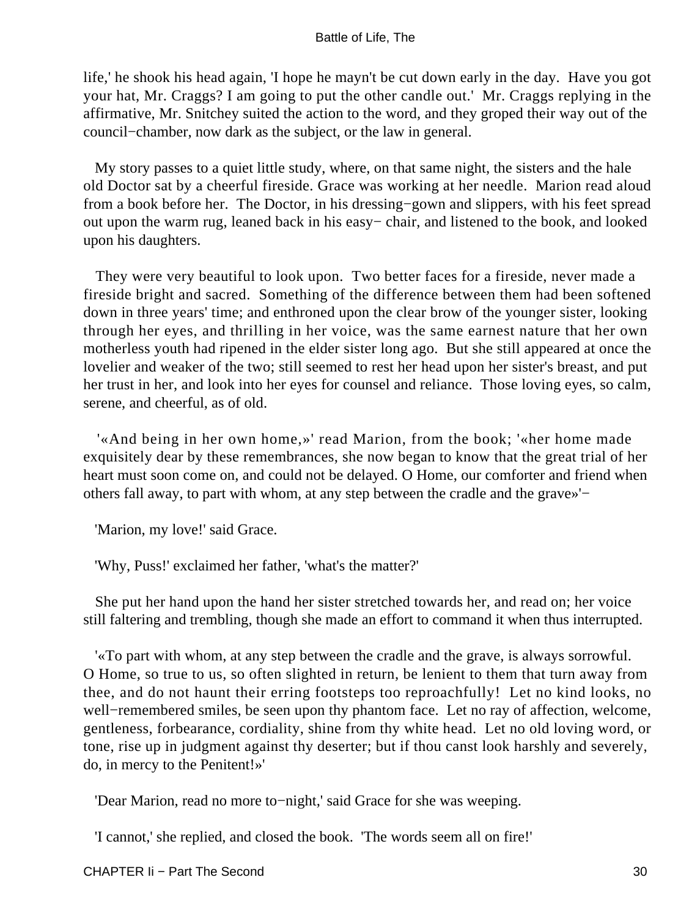life,' he shook his head again, 'I hope he mayn't be cut down early in the day. Have you got your hat, Mr. Craggs? I am going to put the other candle out.' Mr. Craggs replying in the affirmative, Mr. Snitchey suited the action to the word, and they groped their way out of the council−chamber, now dark as the subject, or the law in general.

My story passes to a quiet little study, where, on that same night, the sisters and the hale old Doctor sat by a cheerful fireside. Grace was working at her needle. Marion read aloud from a book before her. The Doctor, in his dressing−gown and slippers, with his feet spread out upon the warm rug, leaned back in his easy− chair, and listened to the book, and looked upon his daughters.

They were very beautiful to look upon. Two better faces for a fireside, never made a fireside bright and sacred. Something of the difference between them had been softened down in three years' time; and enthroned upon the clear brow of the younger sister, looking through her eyes, and thrilling in her voice, was the same earnest nature that her own motherless youth had ripened in the elder sister long ago. But she still appeared at once the lovelier and weaker of the two; still seemed to rest her head upon her sister's breast, and put her trust in her, and look into her eyes for counsel and reliance. Those loving eyes, so calm, serene, and cheerful, as of old.

'«And being in her own home,»' read Marion, from the book; '«her home made exquisitely dear by these remembrances, she now began to know that the great trial of her heart must soon come on, and could not be delayed. O Home, our comforter and friend when others fall away, to part with whom, at any step between the cradle and the grave»'−

'Marion, my love!' said Grace.

'Why, Puss!' exclaimed her father, 'what's the matter?'

She put her hand upon the hand her sister stretched towards her, and read on; her voice still faltering and trembling, though she made an effort to command it when thus interrupted.

'«To part with whom, at any step between the cradle and the grave, is always sorrowful. O Home, so true to us, so often slighted in return, be lenient to them that turn away from thee, and do not haunt their erring footsteps too reproachfully! Let no kind looks, no well−remembered smiles, be seen upon thy phantom face. Let no ray of affection, welcome, gentleness, forbearance, cordiality, shine from thy white head. Let no old loving word, or tone, rise up in judgment against thy deserter; but if thou canst look harshly and severely, do, in mercy to the Penitent!»'

'Dear Marion, read no more to−night,' said Grace for she was weeping.

'I cannot,' she replied, and closed the book. 'The words seem all on fire!'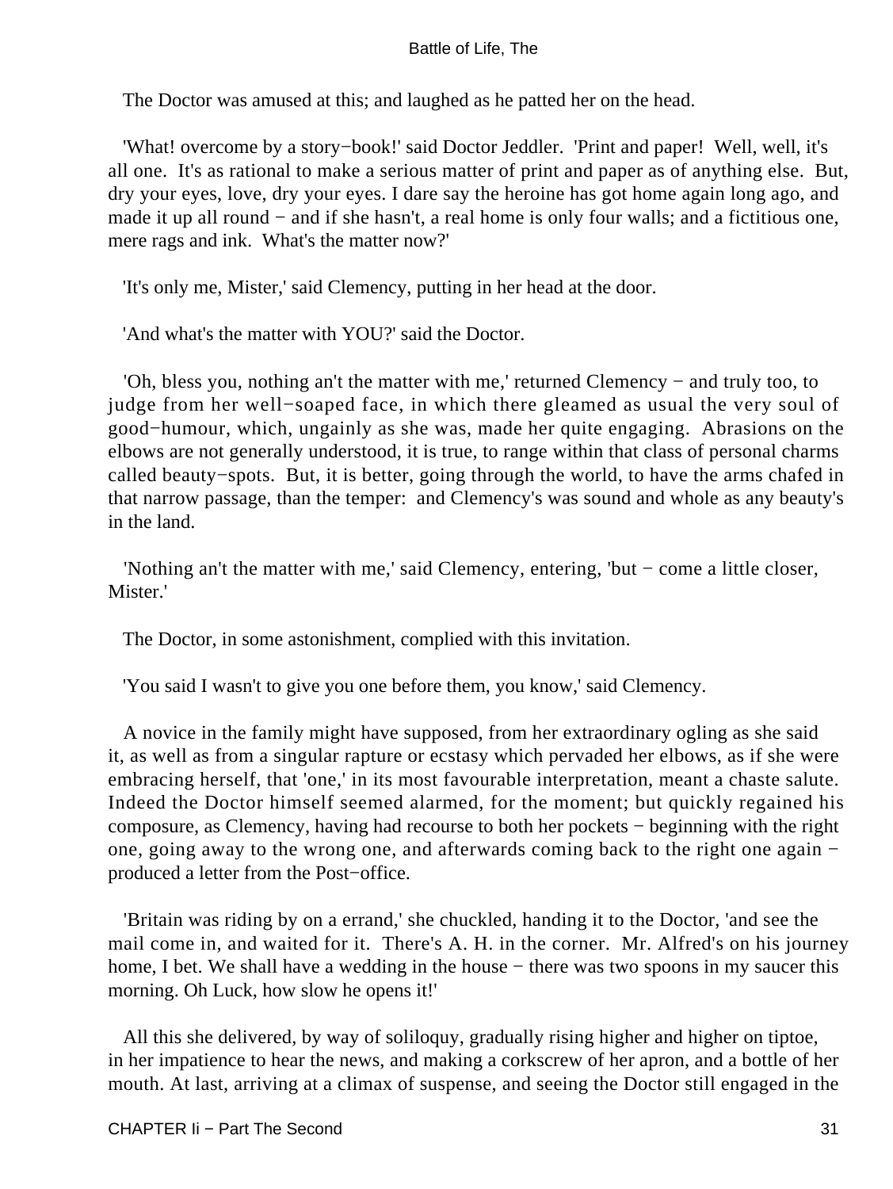The Doctor was amused at this; and laughed as he patted her on the head.

'What! overcome by a story−book!' said Doctor Jeddler. 'Print and paper! Well, well, it's all one. It's as rational to make a serious matter of print and paper as of anything else. But, dry your eyes, love, dry your eyes. I dare say the heroine has got home again long ago, and made it up all round − and if she hasn't, a real home is only four walls; and a fictitious one, mere rags and ink. What's the matter now?'

'It's only me, Mister,' said Clemency, putting in her head at the door.

'And what's the matter with YOU?' said the Doctor.

'Oh, bless you, nothing an't the matter with me,' returned Clemency − and truly too, to judge from her well−soaped face, in which there gleamed as usual the very soul of good−humour, which, ungainly as she was, made her quite engaging. Abrasions on the elbows are not generally understood, it is true, to range within that class of personal charms called beauty−spots. But, it is better, going through the world, to have the arms chafed in that narrow passage, than the temper: and Clemency's was sound and whole as any beauty's in the land.

'Nothing an't the matter with me,' said Clemency, entering, 'but − come a little closer, Mister.'

The Doctor, in some astonishment, complied with this invitation.

'You said I wasn't to give you one before them, you know,' said Clemency.

A novice in the family might have supposed, from her extraordinary ogling as she said it, as well as from a singular rapture or ecstasy which pervaded her elbows, as if she were embracing herself, that 'one,' in its most favourable interpretation, meant a chaste salute. Indeed the Doctor himself seemed alarmed, for the moment; but quickly regained his composure, as Clemency, having had recourse to both her pockets − beginning with the right one, going away to the wrong one, and afterwards coming back to the right one again − produced a letter from the Post−office.

'Britain was riding by on a errand,' she chuckled, handing it to the Doctor, 'and see the mail come in, and waited for it. There's A. H. in the corner. Mr. Alfred's on his journey home, I bet. We shall have a wedding in the house − there was two spoons in my saucer this morning. Oh Luck, how slow he opens it!'

All this she delivered, by way of soliloquy, gradually rising higher and higher on tiptoe, in her impatience to hear the news, and making a corkscrew of her apron, and a bottle of her mouth. At last, arriving at a climax of suspense, and seeing the Doctor still engaged in the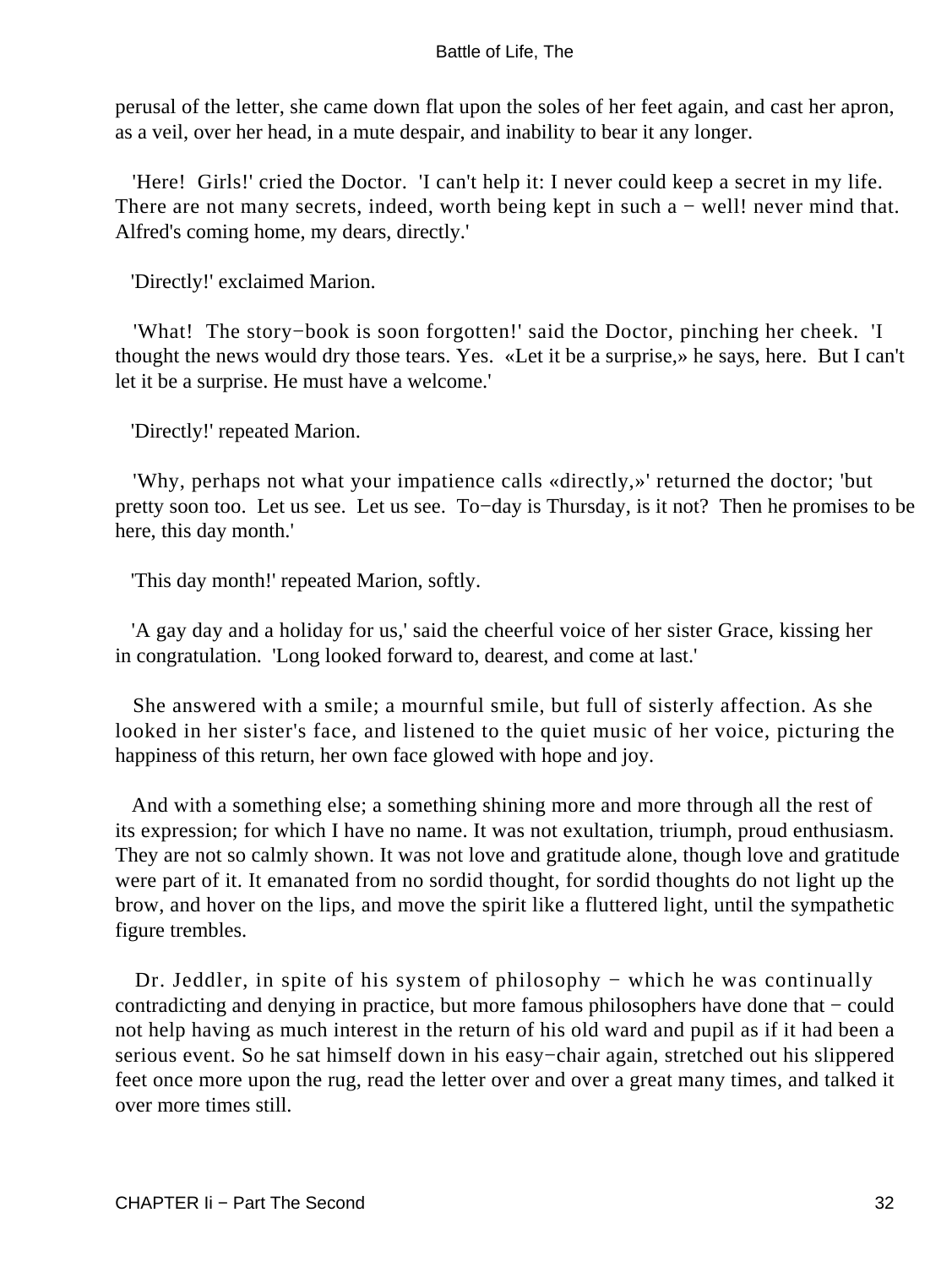perusal of the letter, she came down flat upon the soles of her feet again, and cast her apron, as a veil, over her head, in a mute despair, and inability to bear it any longer.

'Here! Girls!' cried the Doctor. 'I can't help it: I never could keep a secret in my life. There are not many secrets, indeed, worth being kept in such a − well! never mind that. Alfred's coming home, my dears, directly.'

'Directly!' exclaimed Marion.

'What! The story−book is soon forgotten!' said the Doctor, pinching her cheek. 'I thought the news would dry those tears. Yes. «Let it be a surprise,» he says, here. But I can't let it be a surprise. He must have a welcome.'

'Directly!' repeated Marion.

'Why, perhaps not what your impatience calls «directly,»' returned the doctor; 'but pretty soon too. Let us see. Let us see. To−day is Thursday, is it not? Then he promises to be here, this day month.'

'This day month!' repeated Marion, softly.

'A gay day and a holiday for us,' said the cheerful voice of her sister Grace, kissing her in congratulation. 'Long looked forward to, dearest, and come at last.'

She answered with a smile; a mournful smile, but full of sisterly affection. As she looked in her sister's face, and listened to the quiet music of her voice, picturing the happiness of this return, her own face glowed with hope and joy.

And with a something else; a something shining more and more through all the rest of its expression; for which I have no name. It was not exultation, triumph, proud enthusiasm. They are not so calmly shown. It was not love and gratitude alone, though love and gratitude were part of it. It emanated from no sordid thought, for sordid thoughts do not light up the brow, and hover on the lips, and move the spirit like a fluttered light, until the sympathetic figure trembles.

Dr. Jeddler, in spite of his system of philosophy − which he was continually contradicting and denying in practice, but more famous philosophers have done that − could not help having as much interest in the return of his old ward and pupil as if it had been a serious event. So he sat himself down in his easy−chair again, stretched out his slippered feet once more upon the rug, read the letter over and over a great many times, and talked it over more times still.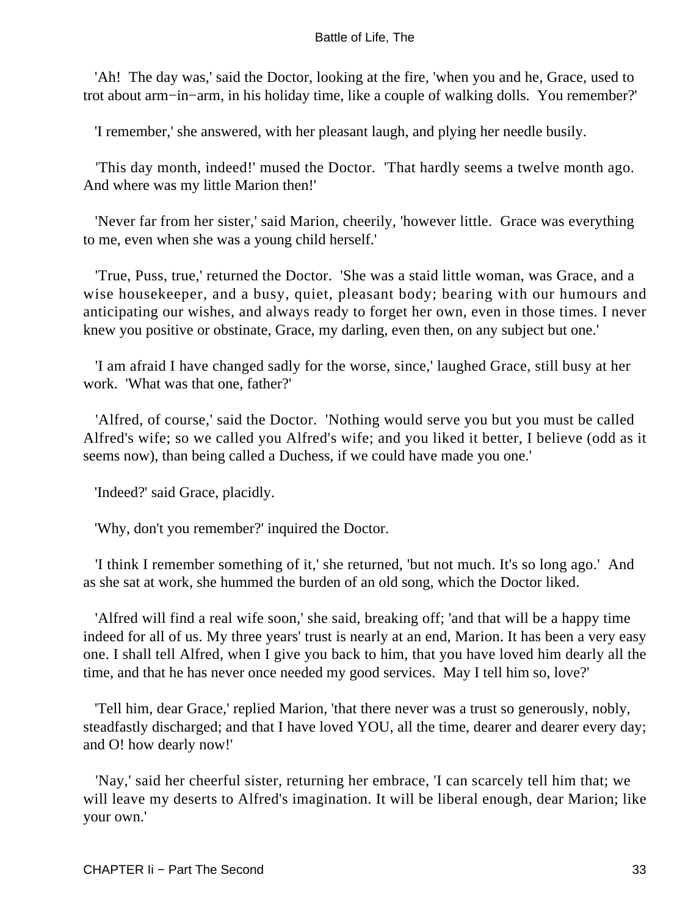'Ah! The day was,' said the Doctor, looking at the fire, 'when you and he, Grace, used to trot about arm−in−arm, in his holiday time, like a couple of walking dolls. You remember?'

'I remember,' she answered, with her pleasant laugh, and plying her needle busily.

'This day month, indeed!' mused the Doctor. 'That hardly seems a twelve month ago. And where was my little Marion then!'

'Never far from her sister,' said Marion, cheerily, 'however little. Grace was everything to me, even when she was a young child herself.'

'True, Puss, true,' returned the Doctor. 'She was a staid little woman, was Grace, and a wise housekeeper, and a busy, quiet, pleasant body; bearing with our humours and anticipating our wishes, and always ready to forget her own, even in those times. I never knew you positive or obstinate, Grace, my darling, even then, on any subject but one.'

'I am afraid I have changed sadly for the worse, since,' laughed Grace, still busy at her work. 'What was that one, father?'

'Alfred, of course,' said the Doctor. 'Nothing would serve you but you must be called Alfred's wife; so we called you Alfred's wife; and you liked it better, I believe (odd as it seems now), than being called a Duchess, if we could have made you one.'

'Indeed?' said Grace, placidly.

'Why, don't you remember?' inquired the Doctor.

'I think I remember something of it,' she returned, 'but not much. It's so long ago.' And as she sat at work, she hummed the burden of an old song, which the Doctor liked.

'Alfred will find a real wife soon,' she said, breaking off; 'and that will be a happy time indeed for all of us. My three years' trust is nearly at an end, Marion. It has been a very easy one. I shall tell Alfred, when I give you back to him, that you have loved him dearly all the time, and that he has never once needed my good services. May I tell him so, love?'

'Tell him, dear Grace,' replied Marion, 'that there never was a trust so generously, nobly, steadfastly discharged; and that I have loved YOU, all the time, dearer and dearer every day; and O! how dearly now!'

'Nay,' said her cheerful sister, returning her embrace, 'I can scarcely tell him that; we will leave my deserts to Alfred's imagination. It will be liberal enough, dear Marion; like your own.'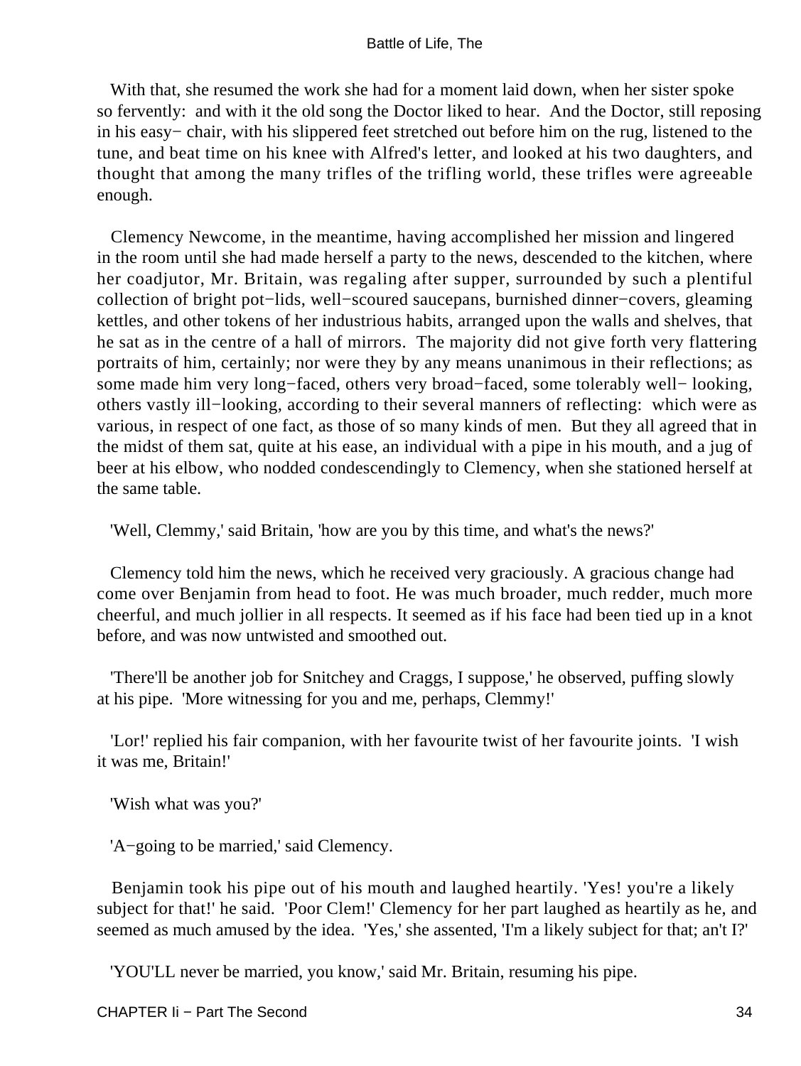With that, she resumed the work she had for a moment laid down, when her sister spoke so fervently: and with it the old song the Doctor liked to hear. And the Doctor, still reposing in his easy− chair, with his slippered feet stretched out before him on the rug, listened to the tune, and beat time on his knee with Alfred's letter, and looked at his two daughters, and thought that among the many trifles of the trifling world, these trifles were agreeable enough.

Clemency Newcome, in the meantime, having accomplished her mission and lingered in the room until she had made herself a party to the news, descended to the kitchen, where her coadjutor, Mr. Britain, was regaling after supper, surrounded by such a plentiful collection of bright pot−lids, well−scoured saucepans, burnished dinner−covers, gleaming kettles, and other tokens of her industrious habits, arranged upon the walls and shelves, that he sat as in the centre of a hall of mirrors. The majority did not give forth very flattering portraits of him, certainly; nor were they by any means unanimous in their reflections; as some made him very long−faced, others very broad−faced, some tolerably well− looking, others vastly ill−looking, according to their several manners of reflecting: which were as various, in respect of one fact, as those of so many kinds of men. But they all agreed that in the midst of them sat, quite at his ease, an individual with a pipe in his mouth, and a jug of beer at his elbow, who nodded condescendingly to Clemency, when she stationed herself at the same table.

'Well, Clemmy,' said Britain, 'how are you by this time, and what's the news?'

Clemency told him the news, which he received very graciously. A gracious change had come over Benjamin from head to foot. He was much broader, much redder, much more cheerful, and much jollier in all respects. It seemed as if his face had been tied up in a knot before, and was now untwisted and smoothed out.

'There'll be another job for Snitchey and Craggs, I suppose,' he observed, puffing slowly at his pipe. 'More witnessing for you and me, perhaps, Clemmy!'

'Lor!' replied his fair companion, with her favourite twist of her favourite joints. 'I wish it was me, Britain!'

'Wish what was you?'

'A−going to be married,' said Clemency.

Benjamin took his pipe out of his mouth and laughed heartily. 'Yes! you're a likely subject for that!' he said. 'Poor Clem!' Clemency for her part laughed as heartily as he, and seemed as much amused by the idea. 'Yes,' she assented, 'I'm a likely subject for that; an't I?'

'YOU'LL never be married, you know,' said Mr. Britain, resuming his pipe.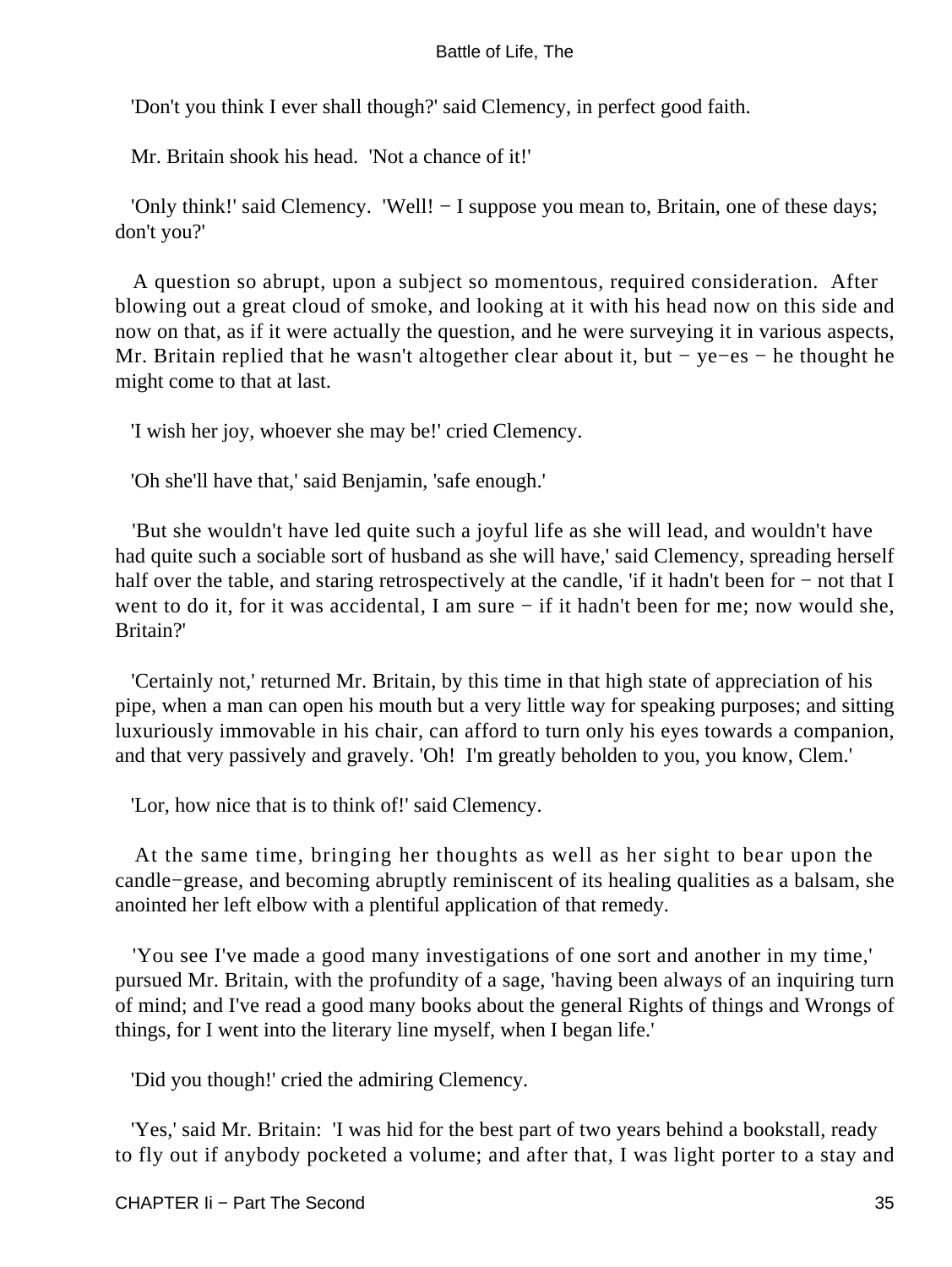'Don't you think I ever shall though?' said Clemency, in perfect good faith.

Mr. Britain shook his head. 'Not a chance of it!'

'Only think!' said Clemency. 'Well! − I suppose you mean to, Britain, one of these days; don't you?'

A question so abrupt, upon a subject so momentous, required consideration. After blowing out a great cloud of smoke, and looking at it with his head now on this side and now on that, as if it were actually the question, and he were surveying it in various aspects, Mr. Britain replied that he wasn't altogether clear about it, but − ye−es − he thought he might come to that at last.

'I wish her joy, whoever she may be!' cried Clemency.

'Oh she'll have that,' said Benjamin, 'safe enough.'

'But she wouldn't have led quite such a joyful life as she will lead, and wouldn't have had quite such a sociable sort of husband as she will have,' said Clemency, spreading herself half over the table, and staring retrospectively at the candle, 'if it hadn't been for − not that I went to do it, for it was accidental, I am sure − if it hadn't been for me; now would she, Britain?'

'Certainly not,' returned Mr. Britain, by this time in that high state of appreciation of his pipe, when a man can open his mouth but a very little way for speaking purposes; and sitting luxuriously immovable in his chair, can afford to turn only his eyes towards a companion, and that very passively and gravely. 'Oh! I'm greatly beholden to you, you know, Clem.'

'Lor, how nice that is to think of!' said Clemency.

At the same time, bringing her thoughts as well as her sight to bear upon the candle−grease, and becoming abruptly reminiscent of its healing qualities as a balsam, she anointed her left elbow with a plentiful application of that remedy.

'You see I've made a good many investigations of one sort and another in my time,' pursued Mr. Britain, with the profundity of a sage, 'having been always of an inquiring turn of mind; and I've read a good many books about the general Rights of things and Wrongs of things, for I went into the literary line myself, when I began life.'

'Did you though!' cried the admiring Clemency.

'Yes,' said Mr. Britain: 'I was hid for the best part of two years behind a bookstall, ready to fly out if anybody pocketed a volume; and after that, I was light porter to a stay and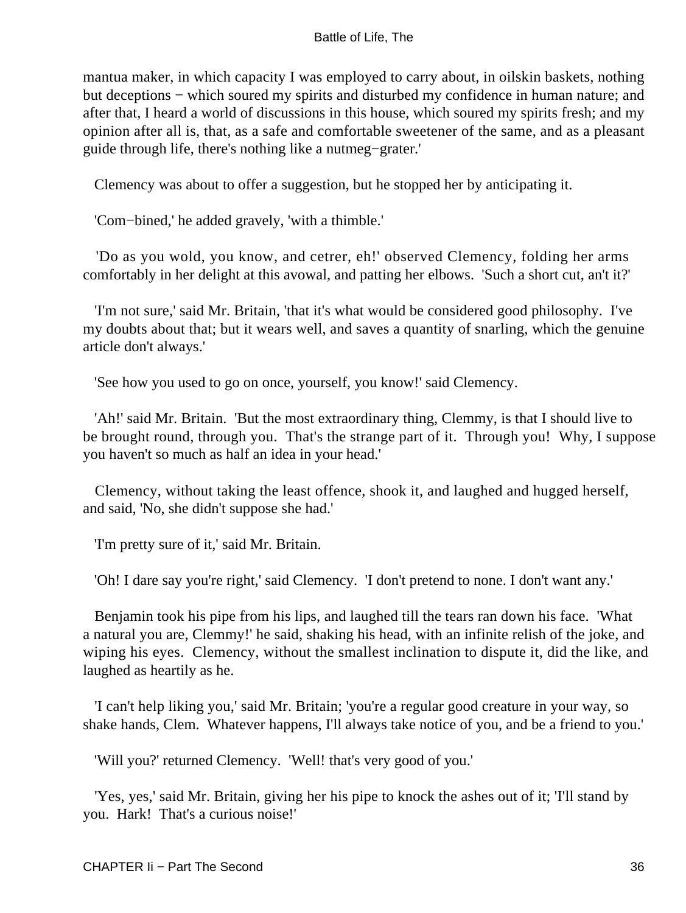mantua maker, in which capacity I was employed to carry about, in oilskin baskets, nothing but deceptions − which soured my spirits and disturbed my confidence in human nature; and after that, I heard a world of discussions in this house, which soured my spirits fresh; and my opinion after all is, that, as a safe and comfortable sweetener of the same, and as a pleasant guide through life, there's nothing like a nutmeg−grater.'

Clemency was about to offer a suggestion, but he stopped her by anticipating it.

'Com−bined,' he added gravely, 'with a thimble.'

'Do as you wold, you know, and cetrer, eh!' observed Clemency, folding her arms comfortably in her delight at this avowal, and patting her elbows. 'Such a short cut, an't it?'

'I'm not sure,' said Mr. Britain, 'that it's what would be considered good philosophy. I've my doubts about that; but it wears well, and saves a quantity of snarling, which the genuine article don't always.'

'See how you used to go on once, yourself, you know!' said Clemency.

'Ah!' said Mr. Britain. 'But the most extraordinary thing, Clemmy, is that I should live to be brought round, through you. That's the strange part of it. Through you! Why, I suppose you haven't so much as half an idea in your head.'

Clemency, without taking the least offence, shook it, and laughed and hugged herself, and said, 'No, she didn't suppose she had.'

'I'm pretty sure of it,' said Mr. Britain.

'Oh! I dare say you're right,' said Clemency. 'I don't pretend to none. I don't want any.'

Benjamin took his pipe from his lips, and laughed till the tears ran down his face. 'What a natural you are, Clemmy!' he said, shaking his head, with an infinite relish of the joke, and wiping his eyes. Clemency, without the smallest inclination to dispute it, did the like, and laughed as heartily as he.

'I can't help liking you,' said Mr. Britain; 'you're a regular good creature in your way, so shake hands, Clem. Whatever happens, I'll always take notice of you, and be a friend to you.'

'Will you?' returned Clemency. 'Well! that's very good of you.'

'Yes, yes,' said Mr. Britain, giving her his pipe to knock the ashes out of it; 'I'll stand by you. Hark! That's a curious noise!'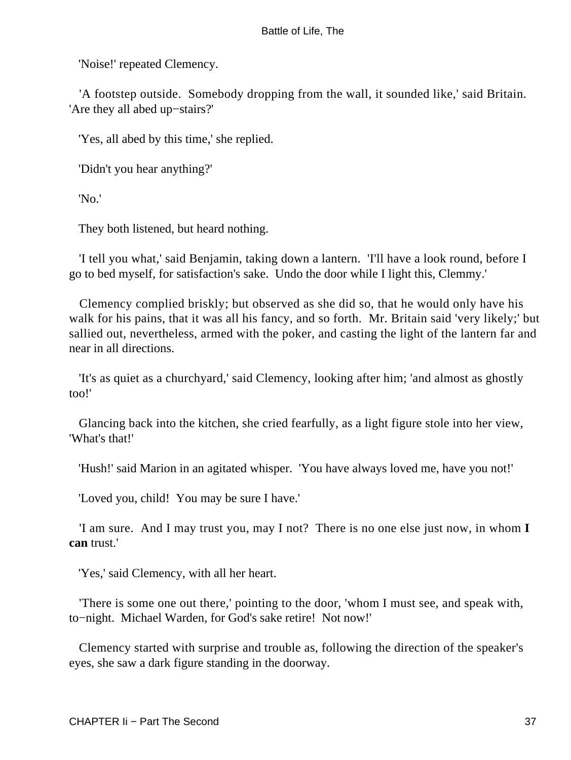'Noise!' repeated Clemency.

'A footstep outside. Somebody dropping from the wall, it sounded like,' said Britain. 'Are they all abed up−stairs?'

'Yes, all abed by this time,' she replied.

'Didn't you hear anything?'

'No.'

They both listened, but heard nothing.

'I tell you what,' said Benjamin, taking down a lantern. 'I'll have a look round, before I go to bed myself, for satisfaction's sake. Undo the door while I light this, Clemmy.'

Clemency complied briskly; but observed as she did so, that he would only have his walk for his pains, that it was all his fancy, and so forth. Mr. Britain said 'very likely;' but sallied out, nevertheless, armed with the poker, and casting the light of the lantern far and near in all directions.

'It's as quiet as a churchyard,' said Clemency, looking after him; 'and almost as ghostly too!'

Glancing back into the kitchen, she cried fearfully, as a light figure stole into her view, 'What's that!'

'Hush!' said Marion in an agitated whisper. 'You have always loved me, have you not!'

'Loved you, child! You may be sure I have.'

'I am sure. And I may trust you, may I not? There is no one else just now, in whom **I can** trust.'

'Yes,' said Clemency, with all her heart.

'There is some one out there,' pointing to the door, 'whom I must see, and speak with, to−night. Michael Warden, for God's sake retire! Not now!'

Clemency started with surprise and trouble as, following the direction of the speaker's eyes, she saw a dark figure standing in the doorway.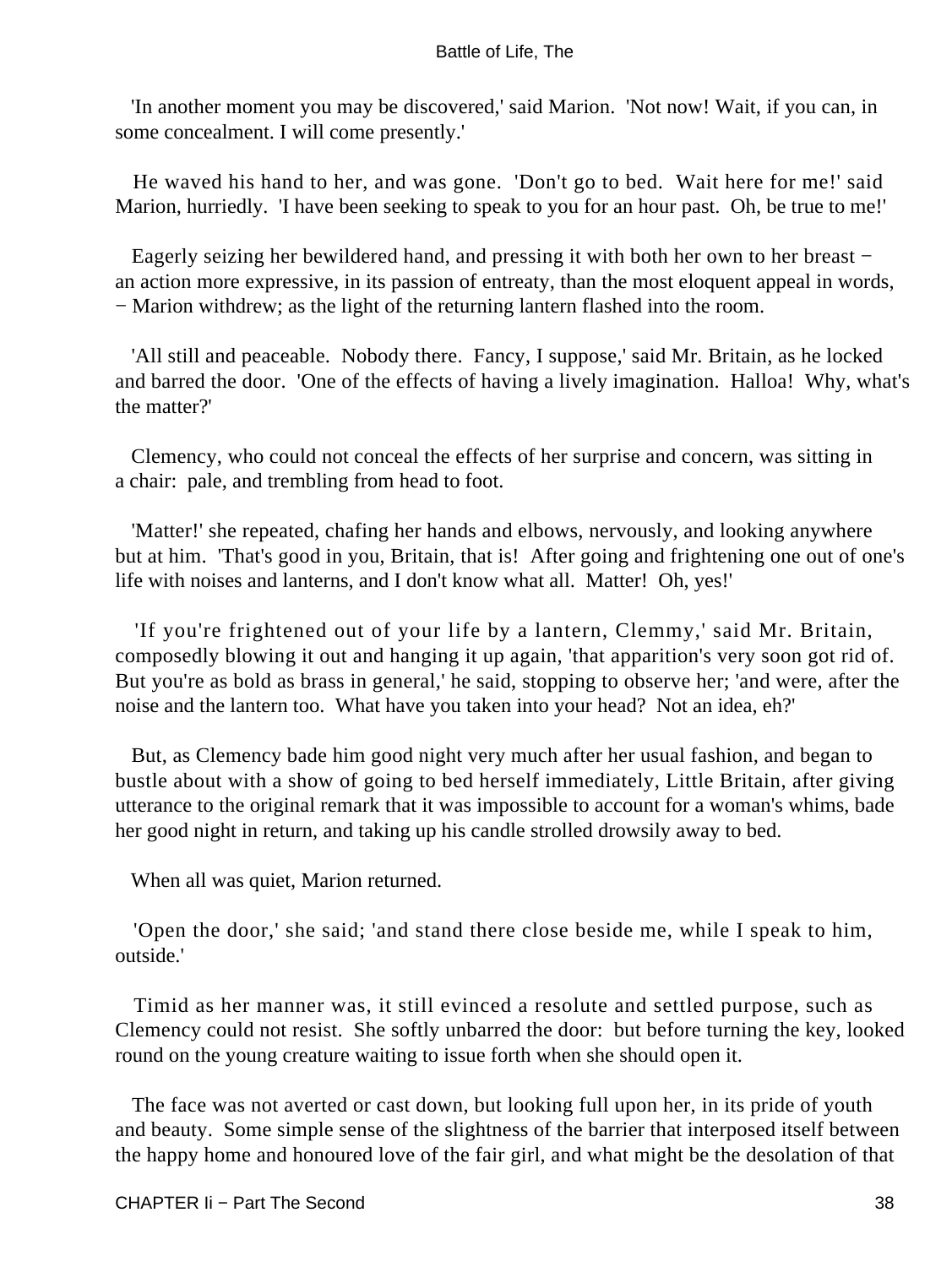'In another moment you may be discovered,' said Marion. 'Not now! Wait, if you can, in some concealment. I will come presently.'

He waved his hand to her, and was gone. 'Don't go to bed. Wait here for me!' said Marion, hurriedly. 'I have been seeking to speak to you for an hour past. Oh, be true to me!'

Eagerly seizing her bewildered hand, and pressing it with both her own to her breast − an action more expressive, in its passion of entreaty, than the most eloquent appeal in words, − Marion withdrew; as the light of the returning lantern flashed into the room.

'All still and peaceable. Nobody there. Fancy, I suppose,' said Mr. Britain, as he locked and barred the door. 'One of the effects of having a lively imagination. Halloa! Why, what's the matter?'

Clemency, who could not conceal the effects of her surprise and concern, was sitting in a chair: pale, and trembling from head to foot.

'Matter!' she repeated, chafing her hands and elbows, nervously, and looking anywhere but at him. 'That's good in you, Britain, that is! After going and frightening one out of one's life with noises and lanterns, and I don't know what all. Matter! Oh, yes!'

'If you're frightened out of your life by a lantern, Clemmy,' said Mr. Britain, composedly blowing it out and hanging it up again, 'that apparition's very soon got rid of. But you're as bold as brass in general,' he said, stopping to observe her; 'and were, after the noise and the lantern too. What have you taken into your head? Not an idea, eh?'

But, as Clemency bade him good night very much after her usual fashion, and began to bustle about with a show of going to bed herself immediately, Little Britain, after giving utterance to the original remark that it was impossible to account for a woman's whims, bade her good night in return, and taking up his candle strolled drowsily away to bed.

When all was quiet, Marion returned.

'Open the door,' she said; 'and stand there close beside me, while I speak to him, outside.'

Timid as her manner was, it still evinced a resolute and settled purpose, such as Clemency could not resist. She softly unbarred the door: but before turning the key, looked round on the young creature waiting to issue forth when she should open it.

The face was not averted or cast down, but looking full upon her, in its pride of youth and beauty. Some simple sense of the slightness of the barrier that interposed itself between the happy home and honoured love of the fair girl, and what might be the desolation of that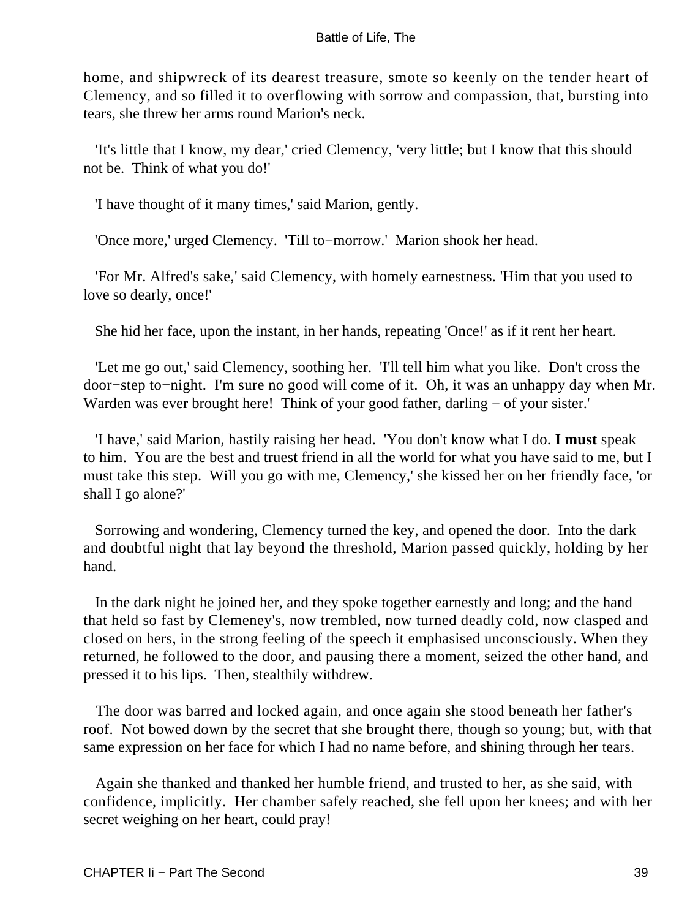home, and shipwreck of its dearest treasure, smote so keenly on the tender heart of Clemency, and so filled it to overflowing with sorrow and compassion, that, bursting into tears, she threw her arms round Marion's neck.

'It's little that I know, my dear,' cried Clemency, 'very little; but I know that this should not be. Think of what you do!'

'I have thought of it many times,' said Marion, gently.

'Once more,' urged Clemency. 'Till to−morrow.' Marion shook her head.

'For Mr. Alfred's sake,' said Clemency, with homely earnestness. 'Him that you used to love so dearly, once!'

She hid her face, upon the instant, in her hands, repeating 'Once!' as if it rent her heart.

'Let me go out,' said Clemency, soothing her. 'I'll tell him what you like. Don't cross the door−step to−night. I'm sure no good will come of it. Oh, it was an unhappy day when Mr. Warden was ever brought here! Think of your good father, darling − of your sister.'

'I have,' said Marion, hastily raising her head. 'You don't know what I do. **I must** speak to him. You are the best and truest friend in all the world for what you have said to me, but I must take this step. Will you go with me, Clemency,' she kissed her on her friendly face, 'or shall I go alone?'

Sorrowing and wondering, Clemency turned the key, and opened the door. Into the dark and doubtful night that lay beyond the threshold, Marion passed quickly, holding by her hand.

In the dark night he joined her, and they spoke together earnestly and long; and the hand that held so fast by Clemeney's, now trembled, now turned deadly cold, now clasped and closed on hers, in the strong feeling of the speech it emphasised unconsciously. When they returned, he followed to the door, and pausing there a moment, seized the other hand, and pressed it to his lips. Then, stealthily withdrew.

The door was barred and locked again, and once again she stood beneath her father's roof. Not bowed down by the secret that she brought there, though so young; but, with that same expression on her face for which I had no name before, and shining through her tears.

Again she thanked and thanked her humble friend, and trusted to her, as she said, with confidence, implicitly. Her chamber safely reached, she fell upon her knees; and with her secret weighing on her heart, could pray!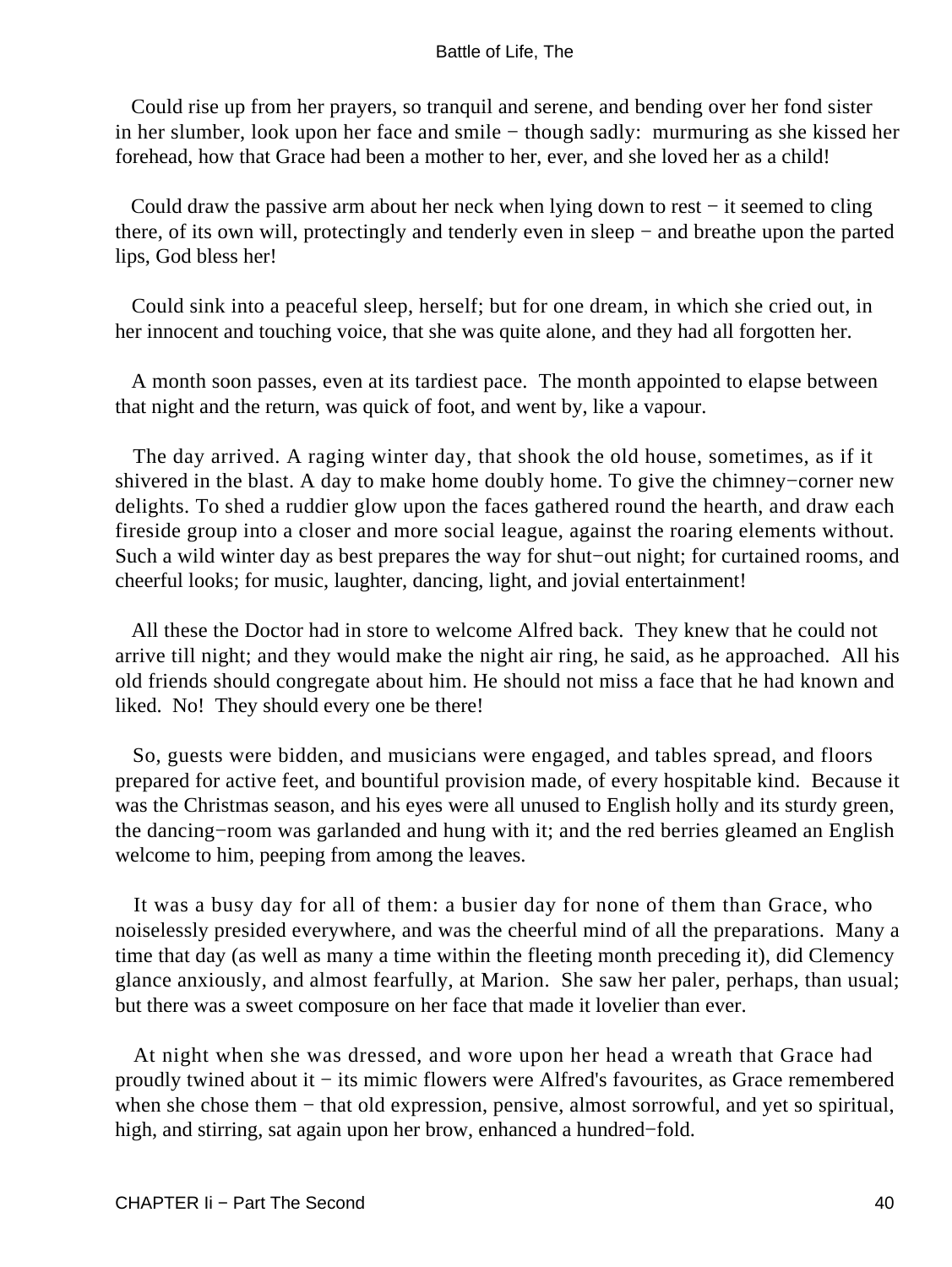Could rise up from her prayers, so tranquil and serene, and bending over her fond sister in her slumber, look upon her face and smile − though sadly: murmuring as she kissed her forehead, how that Grace had been a mother to her, ever, and she loved her as a child!

Could draw the passive arm about her neck when lying down to rest − it seemed to cling there, of its own will, protectingly and tenderly even in sleep − and breathe upon the parted lips, God bless her!

Could sink into a peaceful sleep, herself; but for one dream, in which she cried out, in her innocent and touching voice, that she was quite alone, and they had all forgotten her.

A month soon passes, even at its tardiest pace. The month appointed to elapse between that night and the return, was quick of foot, and went by, like a vapour.

The day arrived. A raging winter day, that shook the old house, sometimes, as if it shivered in the blast. A day to make home doubly home. To give the chimney−corner new delights. To shed a ruddier glow upon the faces gathered round the hearth, and draw each fireside group into a closer and more social league, against the roaring elements without. Such a wild winter day as best prepares the way for shut−out night; for curtained rooms, and cheerful looks; for music, laughter, dancing, light, and jovial entertainment!

All these the Doctor had in store to welcome Alfred back. They knew that he could not arrive till night; and they would make the night air ring, he said, as he approached. All his old friends should congregate about him. He should not miss a face that he had known and liked. No! They should every one be there!

So, guests were bidden, and musicians were engaged, and tables spread, and floors prepared for active feet, and bountiful provision made, of every hospitable kind. Because it was the Christmas season, and his eyes were all unused to English holly and its sturdy green, the dancing−room was garlanded and hung with it; and the red berries gleamed an English welcome to him, peeping from among the leaves.

It was a busy day for all of them: a busier day for none of them than Grace, who noiselessly presided everywhere, and was the cheerful mind of all the preparations. Many a time that day (as well as many a time within the fleeting month preceding it), did Clemency glance anxiously, and almost fearfully, at Marion. She saw her paler, perhaps, than usual; but there was a sweet composure on her face that made it lovelier than ever.

At night when she was dressed, and wore upon her head a wreath that Grace had proudly twined about it − its mimic flowers were Alfred's favourites, as Grace remembered when she chose them − that old expression, pensive, almost sorrowful, and yet so spiritual, high, and stirring, sat again upon her brow, enhanced a hundred−fold.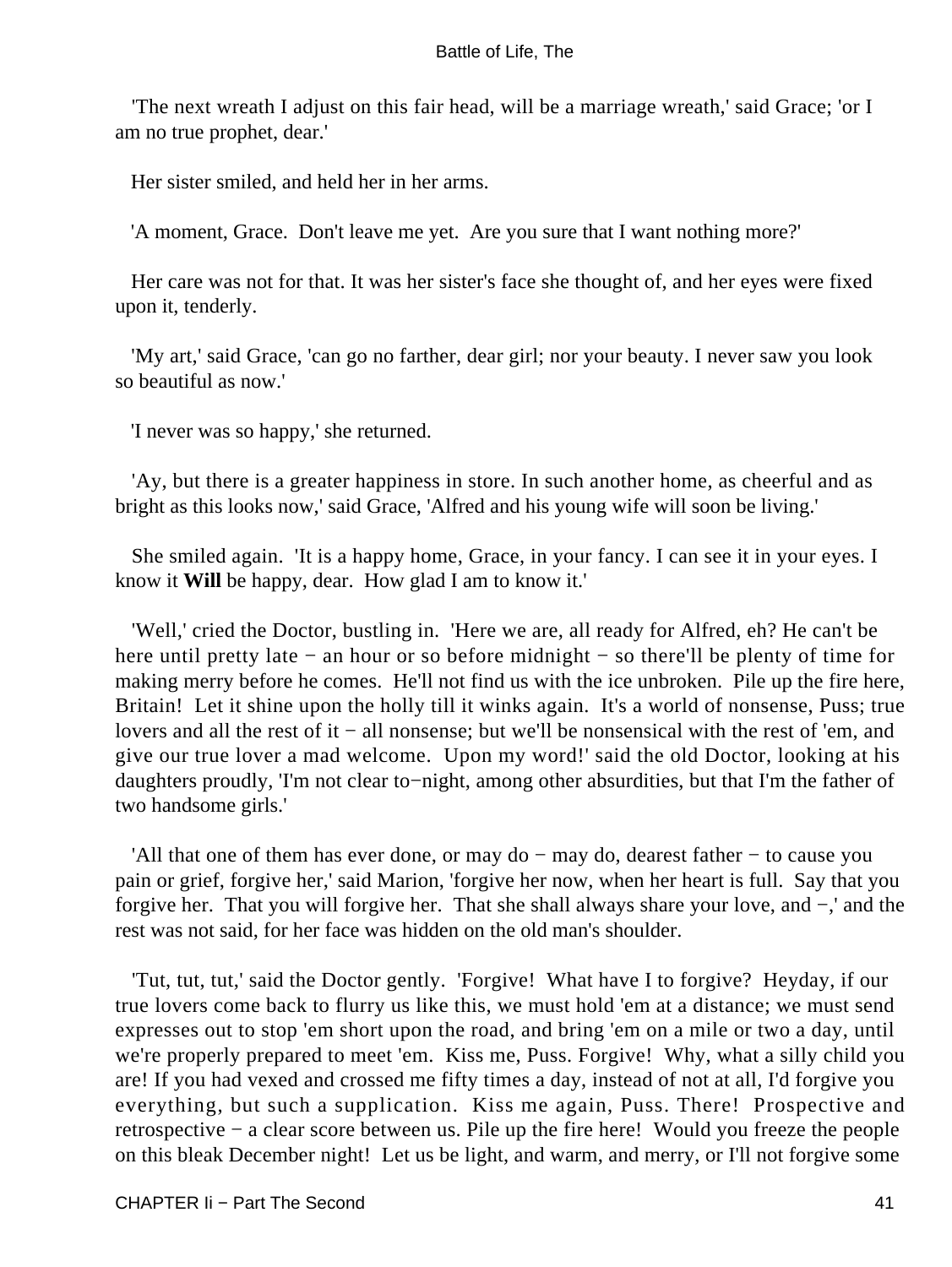'The next wreath I adjust on this fair head, will be a marriage wreath,' said Grace; 'or I am no true prophet, dear.'

Her sister smiled, and held her in her arms.

'A moment, Grace. Don't leave me yet. Are you sure that I want nothing more?'

Her care was not for that. It was her sister's face she thought of, and her eyes were fixed upon it, tenderly.

'My art,' said Grace, 'can go no farther, dear girl; nor your beauty. I never saw you look so beautiful as now.'

'I never was so happy,' she returned.

'Ay, but there is a greater happiness in store. In such another home, as cheerful and as bright as this looks now,' said Grace, 'Alfred and his young wife will soon be living.'

She smiled again. 'It is a happy home, Grace, in your fancy. I can see it in your eyes. I know it **Will** be happy, dear. How glad I am to know it.'

'Well,' cried the Doctor, bustling in. 'Here we are, all ready for Alfred, eh? He can't be here until pretty late − an hour or so before midnight − so there'll be plenty of time for making merry before he comes. He'll not find us with the ice unbroken. Pile up the fire here, Britain! Let it shine upon the holly till it winks again. It's a world of nonsense, Puss; true lovers and all the rest of it − all nonsense; but we'll be nonsensical with the rest of 'em, and give our true lover a mad welcome. Upon my word!' said the old Doctor, looking at his daughters proudly, 'I'm not clear to−night, among other absurdities, but that I'm the father of two handsome girls.'

'All that one of them has ever done, or may do − may do, dearest father − to cause you pain or grief, forgive her,' said Marion, 'forgive her now, when her heart is full. Say that you forgive her. That you will forgive her. That she shall always share your love, and −,' and the rest was not said, for her face was hidden on the old man's shoulder.

'Tut, tut, tut,' said the Doctor gently. 'Forgive! What have I to forgive? Heyday, if our true lovers come back to flurry us like this, we must hold 'em at a distance; we must send expresses out to stop 'em short upon the road, and bring 'em on a mile or two a day, until we're properly prepared to meet 'em. Kiss me, Puss. Forgive! Why, what a silly child you are! If you had vexed and crossed me fifty times a day, instead of not at all, I'd forgive you everything, but such a supplication. Kiss me again, Puss. There! Prospective and retrospective − a clear score between us. Pile up the fire here! Would you freeze the people on this bleak December night! Let us be light, and warm, and merry, or I'll not forgive some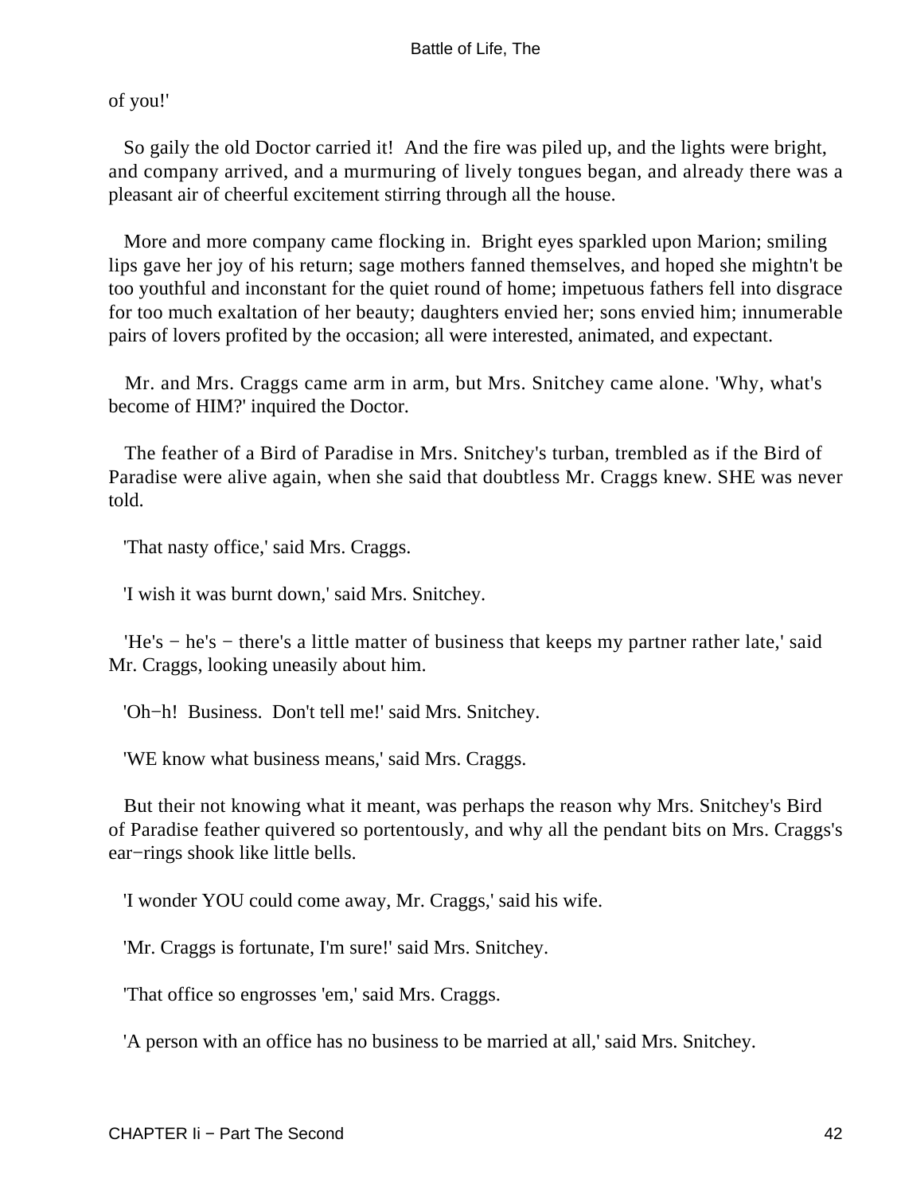of you!'

So gaily the old Doctor carried it! And the fire was piled up, and the lights were bright, and company arrived, and a murmuring of lively tongues began, and already there was a pleasant air of cheerful excitement stirring through all the house.

More and more company came flocking in. Bright eyes sparkled upon Marion; smiling lips gave her joy of his return; sage mothers fanned themselves, and hoped she mightn't be too youthful and inconstant for the quiet round of home; impetuous fathers fell into disgrace for too much exaltation of her beauty; daughters envied her; sons envied him; innumerable pairs of lovers profited by the occasion; all were interested, animated, and expectant.

Mr. and Mrs. Craggs came arm in arm, but Mrs. Snitchey came alone. 'Why, what's become of HIM?' inquired the Doctor.

The feather of a Bird of Paradise in Mrs. Snitchey's turban, trembled as if the Bird of Paradise were alive again, when she said that doubtless Mr. Craggs knew. SHE was never told.

'That nasty office,' said Mrs. Craggs.

'I wish it was burnt down,' said Mrs. Snitchey.

'He's − he's − there's a little matter of business that keeps my partner rather late,' said Mr. Craggs, looking uneasily about him.

'Oh−h! Business. Don't tell me!' said Mrs. Snitchey.

'WE know what business means,' said Mrs. Craggs.

But their not knowing what it meant, was perhaps the reason why Mrs. Snitchey's Bird of Paradise feather quivered so portentously, and why all the pendant bits on Mrs. Craggs's ear−rings shook like little bells.

'I wonder YOU could come away, Mr. Craggs,' said his wife.

'Mr. Craggs is fortunate, I'm sure!' said Mrs. Snitchey.

'That office so engrosses 'em,' said Mrs. Craggs.

'A person with an office has no business to be married at all,' said Mrs. Snitchey.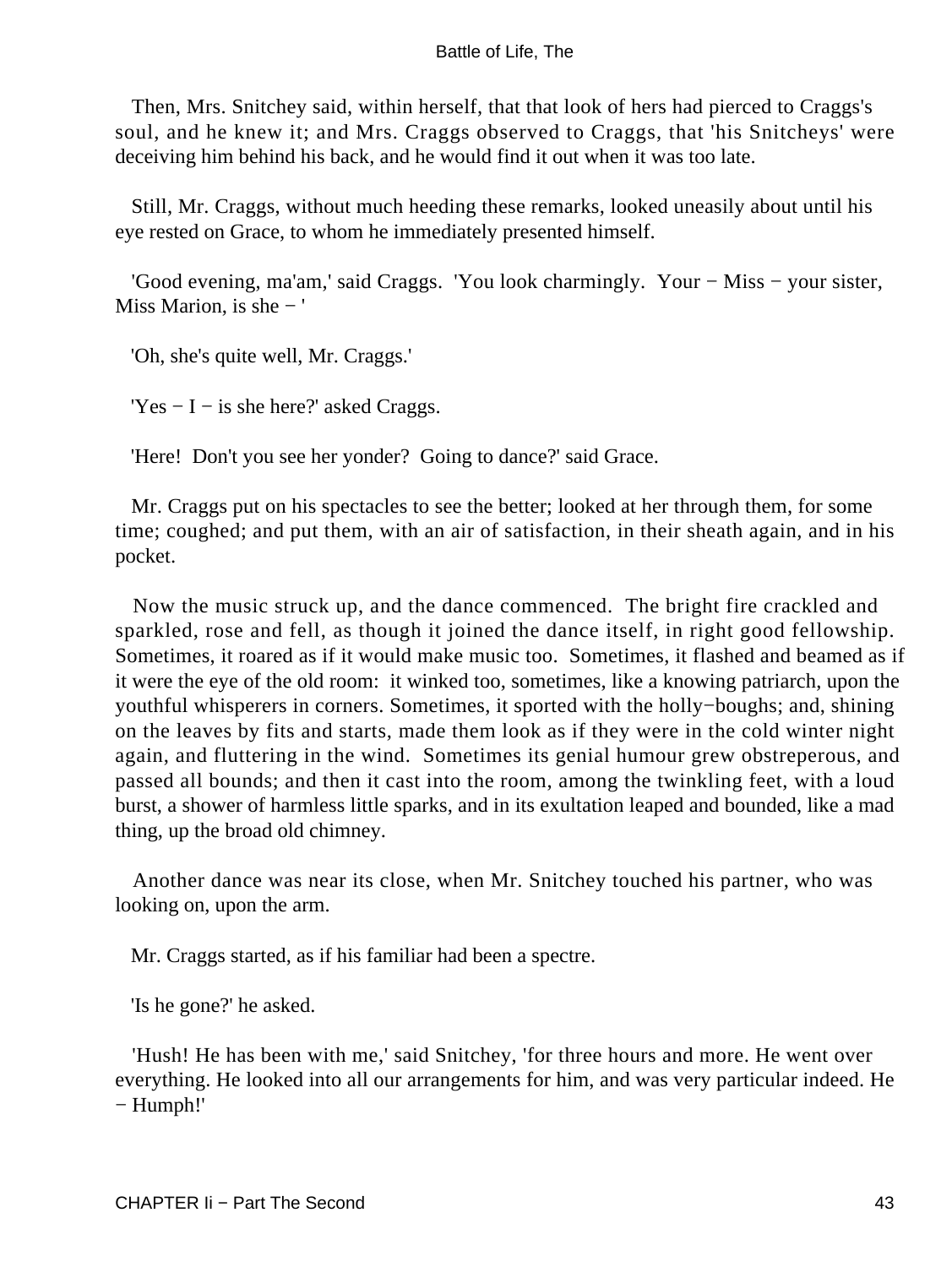Then, Mrs. Snitchey said, within herself, that that look of hers had pierced to Craggs's soul, and he knew it; and Mrs. Craggs observed to Craggs, that 'his Snitcheys' were deceiving him behind his back, and he would find it out when it was too late.

Still, Mr. Craggs, without much heeding these remarks, looked uneasily about until his eye rested on Grace, to whom he immediately presented himself.

'Good evening, ma'am,' said Craggs. 'You look charmingly. Your − Miss − your sister, Miss Marion, is she − '

'Oh, she's quite well, Mr. Craggs.'

'Yes − I − is she here?' asked Craggs.

'Here! Don't you see her yonder? Going to dance?' said Grace.

Mr. Craggs put on his spectacles to see the better; looked at her through them, for some time; coughed; and put them, with an air of satisfaction, in their sheath again, and in his pocket.

Now the music struck up, and the dance commenced. The bright fire crackled and sparkled, rose and fell, as though it joined the dance itself, in right good fellowship. Sometimes, it roared as if it would make music too. Sometimes, it flashed and beamed as if it were the eye of the old room: it winked too, sometimes, like a knowing patriarch, upon the youthful whisperers in corners. Sometimes, it sported with the holly−boughs; and, shining on the leaves by fits and starts, made them look as if they were in the cold winter night again, and fluttering in the wind. Sometimes its genial humour grew obstreperous, and passed all bounds; and then it cast into the room, among the twinkling feet, with a loud burst, a shower of harmless little sparks, and in its exultation leaped and bounded, like a mad thing, up the broad old chimney.

Another dance was near its close, when Mr. Snitchey touched his partner, who was looking on, upon the arm.

Mr. Craggs started, as if his familiar had been a spectre.

'Is he gone?' he asked.

'Hush! He has been with me,' said Snitchey, 'for three hours and more. He went over everything. He looked into all our arrangements for him, and was very particular indeed. He − Humph!'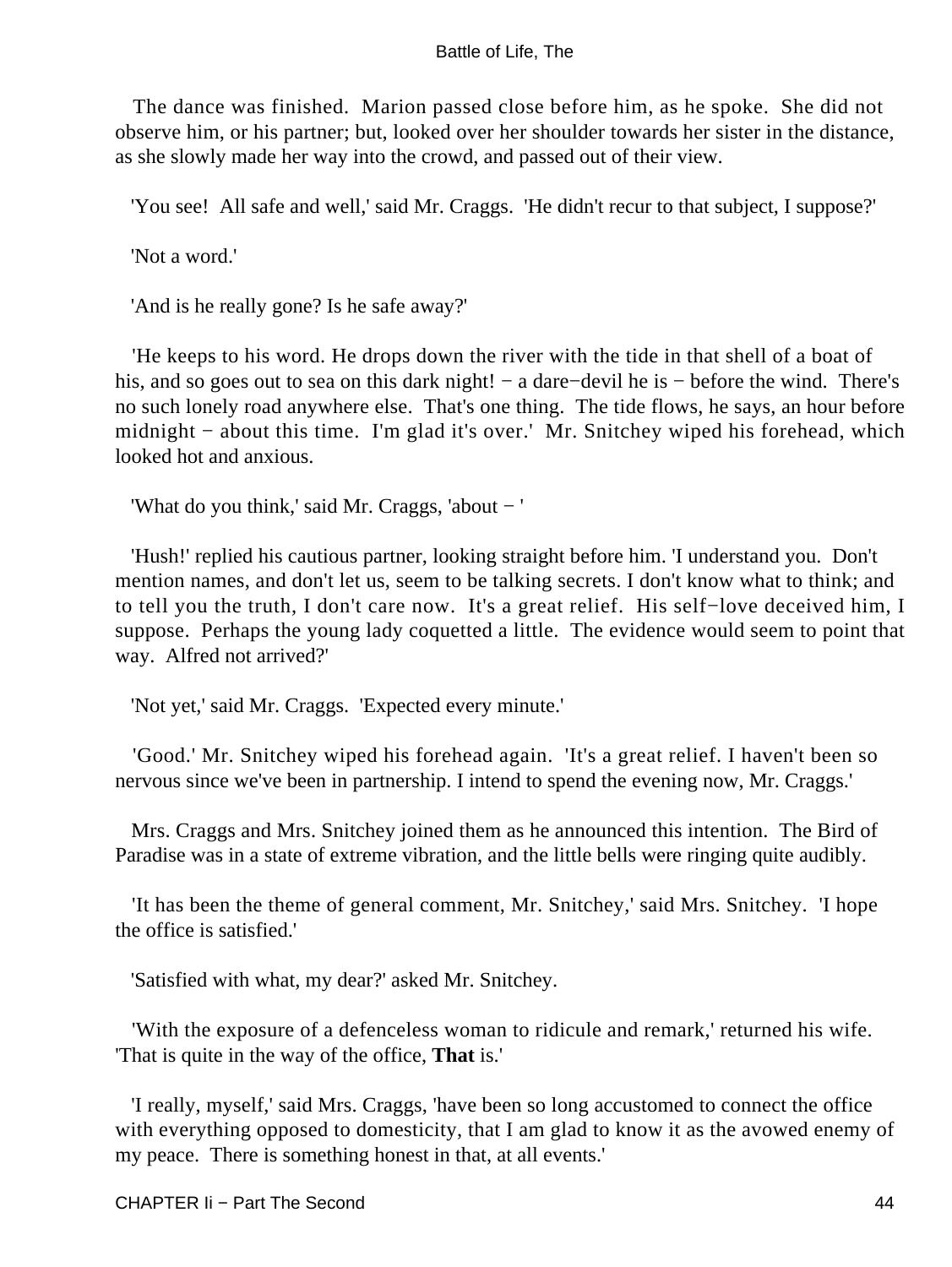The dance was finished. Marion passed close before him, as he spoke. She did not observe him, or his partner; but, looked over her shoulder towards her sister in the distance, as she slowly made her way into the crowd, and passed out of their view.

'You see! All safe and well,' said Mr. Craggs. 'He didn't recur to that subject, I suppose?'

'Not a word.'

'And is he really gone? Is he safe away?'

'He keeps to his word. He drops down the river with the tide in that shell of a boat of his, and so goes out to sea on this dark night! − a dare−devil he is − before the wind. There's no such lonely road anywhere else. That's one thing. The tide flows, he says, an hour before midnight − about this time. I'm glad it's over.' Mr. Snitchey wiped his forehead, which looked hot and anxious.

'What do you think,' said Mr. Craggs, 'about − '

'Hush!' replied his cautious partner, looking straight before him. 'I understand you. Don't mention names, and don't let us, seem to be talking secrets. I don't know what to think; and to tell you the truth, I don't care now. It's a great relief. His self−love deceived him, I suppose. Perhaps the young lady coquetted a little. The evidence would seem to point that way. Alfred not arrived?'

'Not yet,' said Mr. Craggs. 'Expected every minute.'

'Good.' Mr. Snitchey wiped his forehead again. 'It's a great relief. I haven't been so nervous since we've been in partnership. I intend to spend the evening now, Mr. Craggs.'

Mrs. Craggs and Mrs. Snitchey joined them as he announced this intention. The Bird of Paradise was in a state of extreme vibration, and the little bells were ringing quite audibly.

'It has been the theme of general comment, Mr. Snitchey,' said Mrs. Snitchey. 'I hope the office is satisfied.'

'Satisfied with what, my dear?' asked Mr. Snitchey.

'With the exposure of a defenceless woman to ridicule and remark,' returned his wife. 'That is quite in the way of the office, **That** is.'

'I really, myself,' said Mrs. Craggs, 'have been so long accustomed to connect the office with everything opposed to domesticity, that I am glad to know it as the avowed enemy of my peace. There is something honest in that, at all events.'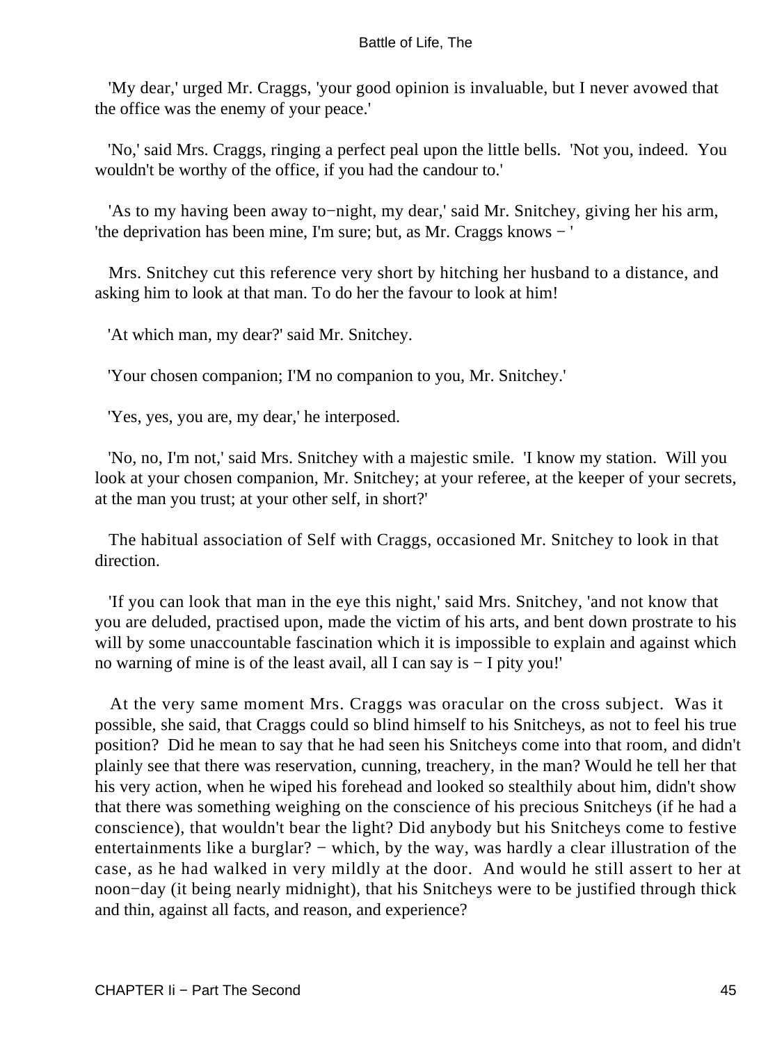'My dear,' urged Mr. Craggs, 'your good opinion is invaluable, but I never avowed that the office was the enemy of your peace.'

'No,' said Mrs. Craggs, ringing a perfect peal upon the little bells. 'Not you, indeed. You wouldn't be worthy of the office, if you had the candour to.'

'As to my having been away to−night, my dear,' said Mr. Snitchey, giving her his arm, 'the deprivation has been mine, I'm sure; but, as Mr. Craggs knows − '

Mrs. Snitchey cut this reference very short by hitching her husband to a distance, and asking him to look at that man. To do her the favour to look at him!

'At which man, my dear?' said Mr. Snitchey.

'Your chosen companion; I'M no companion to you, Mr. Snitchey.'

'Yes, yes, you are, my dear,' he interposed.

'No, no, I'm not,' said Mrs. Snitchey with a majestic smile. 'I know my station. Will you look at your chosen companion, Mr. Snitchey; at your referee, at the keeper of your secrets, at the man you trust; at your other self, in short?'

The habitual association of Self with Craggs, occasioned Mr. Snitchey to look in that direction.

'If you can look that man in the eye this night,' said Mrs. Snitchey, 'and not know that you are deluded, practised upon, made the victim of his arts, and bent down prostrate to his will by some unaccountable fascination which it is impossible to explain and against which no warning of mine is of the least avail, all I can say is − I pity you!'

At the very same moment Mrs. Craggs was oracular on the cross subject. Was it possible, she said, that Craggs could so blind himself to his Snitcheys, as not to feel his true position? Did he mean to say that he had seen his Snitcheys come into that room, and didn't plainly see that there was reservation, cunning, treachery, in the man? Would he tell her that his very action, when he wiped his forehead and looked so stealthily about him, didn't show that there was something weighing on the conscience of his precious Snitcheys (if he had a conscience), that wouldn't bear the light? Did anybody but his Snitcheys come to festive entertainments like a burglar? − which, by the way, was hardly a clear illustration of the case, as he had walked in very mildly at the door. And would he still assert to her at noon−day (it being nearly midnight), that his Snitcheys were to be justified through thick and thin, against all facts, and reason, and experience?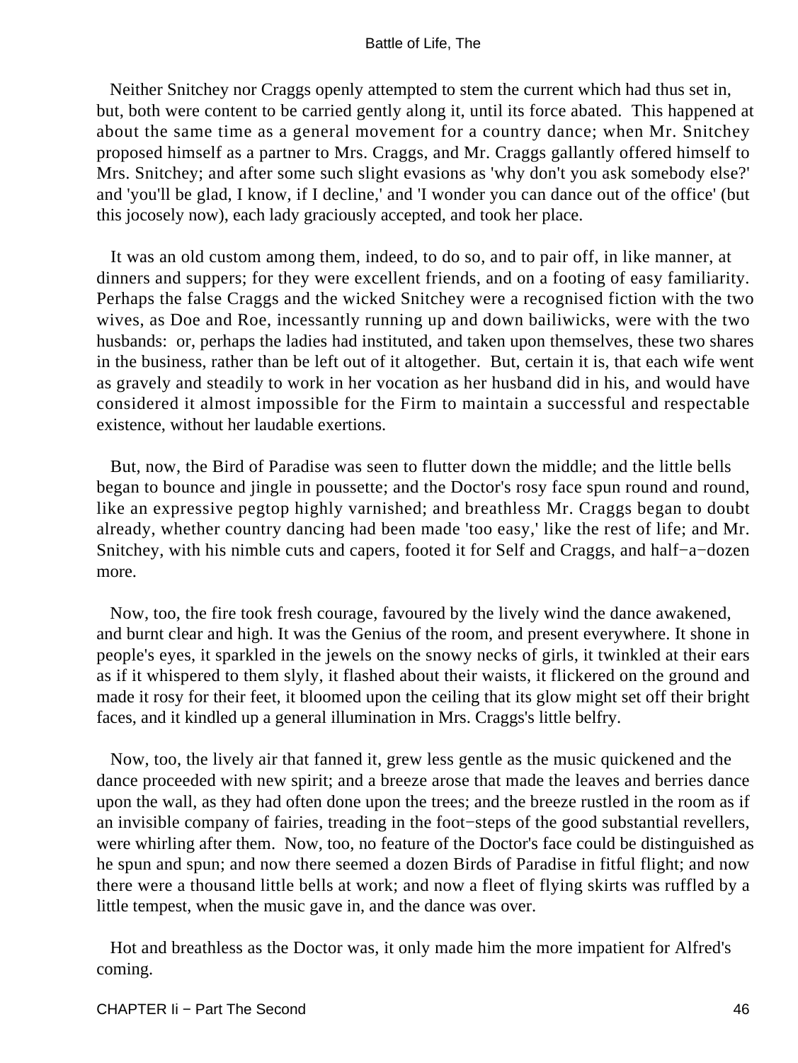Neither Snitchey nor Craggs openly attempted to stem the current which had thus set in, but, both were content to be carried gently along it, until its force abated. This happened at about the same time as a general movement for a country dance; when Mr. Snitchey proposed himself as a partner to Mrs. Craggs, and Mr. Craggs gallantly offered himself to Mrs. Snitchey; and after some such slight evasions as 'why don't you ask somebody else?' and 'you'll be glad, I know, if I decline,' and 'I wonder you can dance out of the office' (but this jocosely now), each lady graciously accepted, and took her place.

It was an old custom among them, indeed, to do so, and to pair off, in like manner, at dinners and suppers; for they were excellent friends, and on a footing of easy familiarity. Perhaps the false Craggs and the wicked Snitchey were a recognised fiction with the two wives, as Doe and Roe, incessantly running up and down bailiwicks, were with the two husbands: or, perhaps the ladies had instituted, and taken upon themselves, these two shares in the business, rather than be left out of it altogether. But, certain it is, that each wife went as gravely and steadily to work in her vocation as her husband did in his, and would have considered it almost impossible for the Firm to maintain a successful and respectable existence, without her laudable exertions.

But, now, the Bird of Paradise was seen to flutter down the middle; and the little bells began to bounce and jingle in poussette; and the Doctor's rosy face spun round and round, like an expressive pegtop highly varnished; and breathless Mr. Craggs began to doubt already, whether country dancing had been made 'too easy,' like the rest of life; and Mr. Snitchey, with his nimble cuts and capers, footed it for Self and Craggs, and half−a−dozen more.

Now, too, the fire took fresh courage, favoured by the lively wind the dance awakened, and burnt clear and high. It was the Genius of the room, and present everywhere. It shone in people's eyes, it sparkled in the jewels on the snowy necks of girls, it twinkled at their ears as if it whispered to them slyly, it flashed about their waists, it flickered on the ground and made it rosy for their feet, it bloomed upon the ceiling that its glow might set off their bright faces, and it kindled up a general illumination in Mrs. Craggs's little belfry.

Now, too, the lively air that fanned it, grew less gentle as the music quickened and the dance proceeded with new spirit; and a breeze arose that made the leaves and berries dance upon the wall, as they had often done upon the trees; and the breeze rustled in the room as if an invisible company of fairies, treading in the foot−steps of the good substantial revellers, were whirling after them. Now, too, no feature of the Doctor's face could be distinguished as he spun and spun; and now there seemed a dozen Birds of Paradise in fitful flight; and now there were a thousand little bells at work; and now a fleet of flying skirts was ruffled by a little tempest, when the music gave in, and the dance was over.

Hot and breathless as the Doctor was, it only made him the more impatient for Alfred's coming.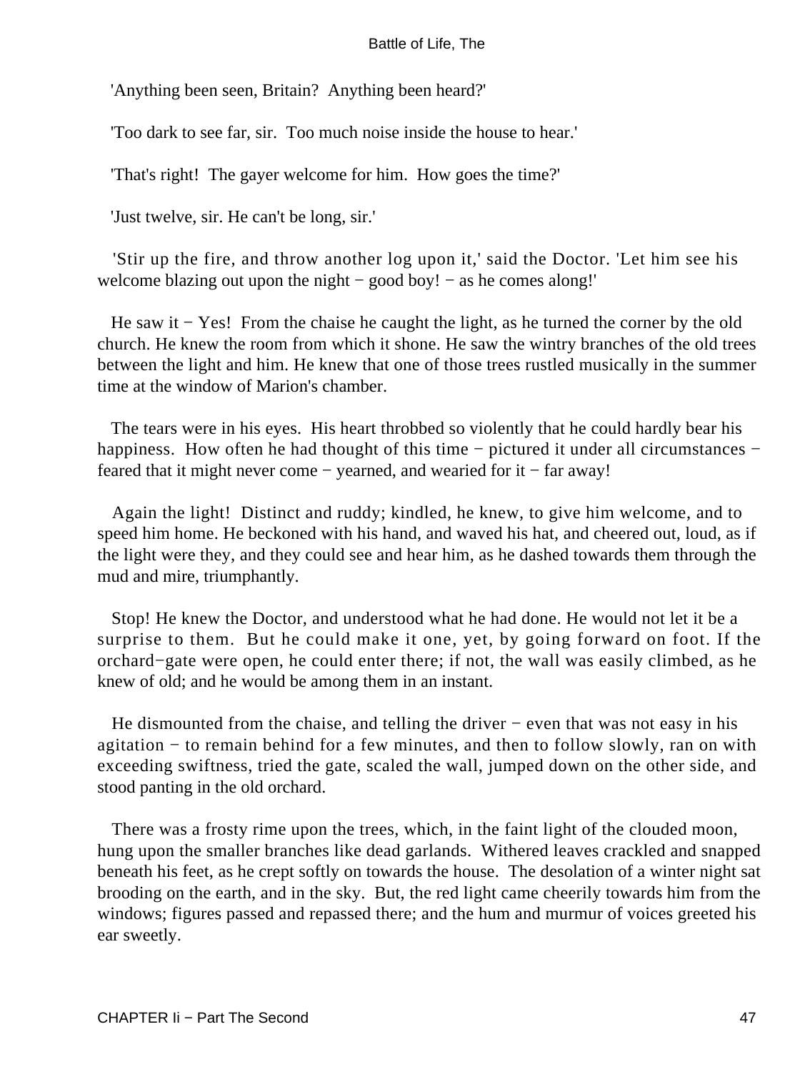'Anything been seen, Britain? Anything been heard?'

'Too dark to see far, sir. Too much noise inside the house to hear.'

'That's right! The gayer welcome for him. How goes the time?'

'Just twelve, sir. He can't be long, sir.'

'Stir up the fire, and throw another log upon it,' said the Doctor. 'Let him see his welcome blazing out upon the night − good boy! − as he comes along!'

He saw it − Yes! From the chaise he caught the light, as he turned the corner by the old church. He knew the room from which it shone. He saw the wintry branches of the old trees between the light and him. He knew that one of those trees rustled musically in the summer time at the window of Marion's chamber.

The tears were in his eyes. His heart throbbed so violently that he could hardly bear his happiness. How often he had thought of this time − pictured it under all circumstances − feared that it might never come − yearned, and wearied for it − far away!

Again the light! Distinct and ruddy; kindled, he knew, to give him welcome, and to speed him home. He beckoned with his hand, and waved his hat, and cheered out, loud, as if the light were they, and they could see and hear him, as he dashed towards them through the mud and mire, triumphantly.

Stop! He knew the Doctor, and understood what he had done. He would not let it be a surprise to them. But he could make it one, yet, by going forward on foot. If the orchard−gate were open, he could enter there; if not, the wall was easily climbed, as he knew of old; and he would be among them in an instant.

He dismounted from the chaise, and telling the driver − even that was not easy in his agitation − to remain behind for a few minutes, and then to follow slowly, ran on with exceeding swiftness, tried the gate, scaled the wall, jumped down on the other side, and stood panting in the old orchard.

There was a frosty rime upon the trees, which, in the faint light of the clouded moon, hung upon the smaller branches like dead garlands. Withered leaves crackled and snapped beneath his feet, as he crept softly on towards the house. The desolation of a winter night sat brooding on the earth, and in the sky. But, the red light came cheerily towards him from the windows; figures passed and repassed there; and the hum and murmur of voices greeted his ear sweetly.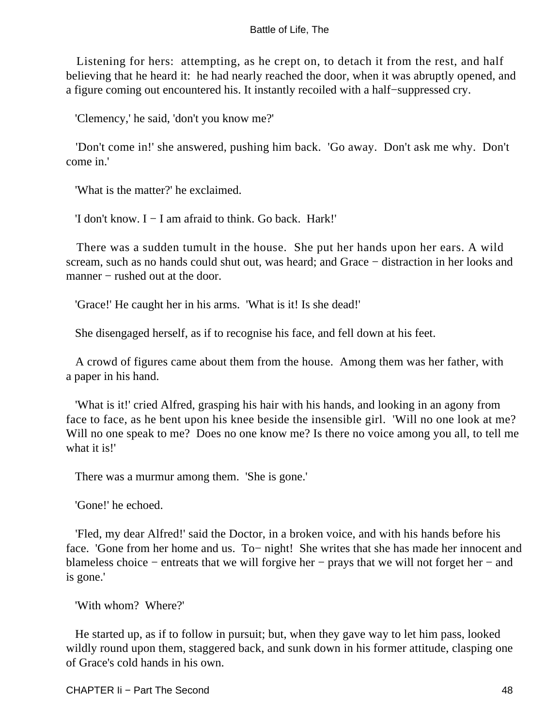Listening for hers: attempting, as he crept on, to detach it from the rest, and half believing that he heard it: he had nearly reached the door, when it was abruptly opened, and a figure coming out encountered his. It instantly recoiled with a half−suppressed cry.

'Clemency,' he said, 'don't you know me?'

'Don't come in!' she answered, pushing him back. 'Go away. Don't ask me why. Don't come in.'

'What is the matter?' he exclaimed.

'I don't know. I − I am afraid to think. Go back. Hark!'

There was a sudden tumult in the house. She put her hands upon her ears. A wild scream, such as no hands could shut out, was heard; and Grace − distraction in her looks and manner − rushed out at the door.

'Grace!' He caught her in his arms. 'What is it! Is she dead!'

She disengaged herself, as if to recognise his face, and fell down at his feet.

A crowd of figures came about them from the house. Among them was her father, with a paper in his hand.

'What is it!' cried Alfred, grasping his hair with his hands, and looking in an agony from face to face, as he bent upon his knee beside the insensible girl. 'Will no one look at me? Will no one speak to me? Does no one know me? Is there no voice among you all, to tell me what it is!'

There was a murmur among them. 'She is gone.'

'Gone!' he echoed.

'Fled, my dear Alfred!' said the Doctor, in a broken voice, and with his hands before his face. 'Gone from her home and us. To− night! She writes that she has made her innocent and blameless choice − entreats that we will forgive her − prays that we will not forget her − and is gone.'

'With whom? Where?'

He started up, as if to follow in pursuit; but, when they gave way to let him pass, looked wildly round upon them, staggered back, and sunk down in his former attitude, clasping one of Grace's cold hands in his own.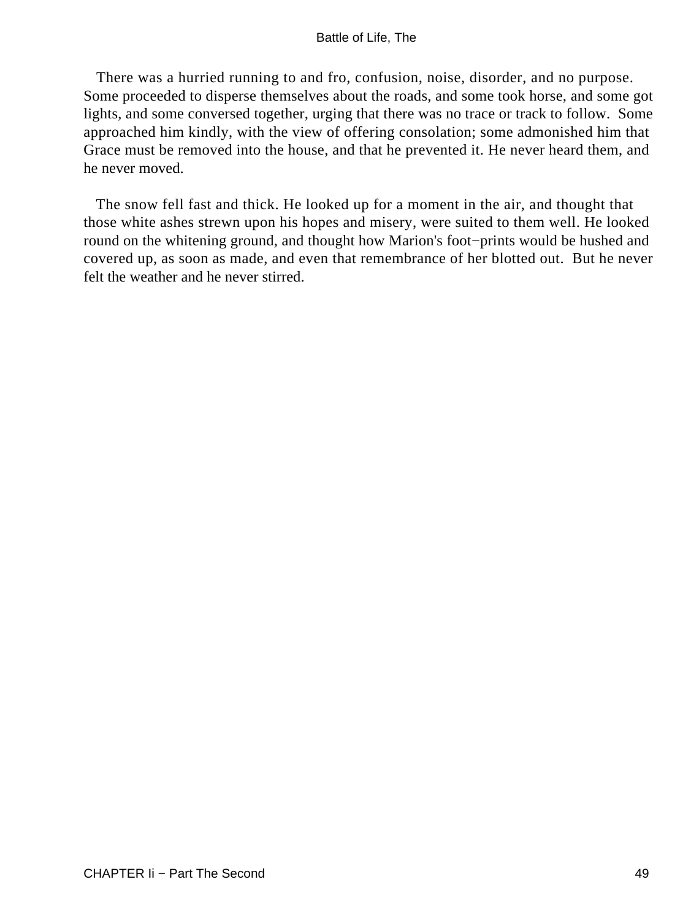There was a hurried running to and fro, confusion, noise, disorder, and no purpose. Some proceeded to disperse themselves about the roads, and some took horse, and some got lights, and some conversed together, urging that there was no trace or track to follow. Some approached him kindly, with the view of offering consolation; some admonished him that Grace must be removed into the house, and that he prevented it. He never heard them, and he never moved.

The snow fell fast and thick. He looked up for a moment in the air, and thought that those white ashes strewn upon his hopes and misery, were suited to them well. He looked round on the whitening ground, and thought how Marion's foot−prints would be hushed and covered up, as soon as made, and even that remembrance of her blotted out. But he never felt the weather and he never stirred.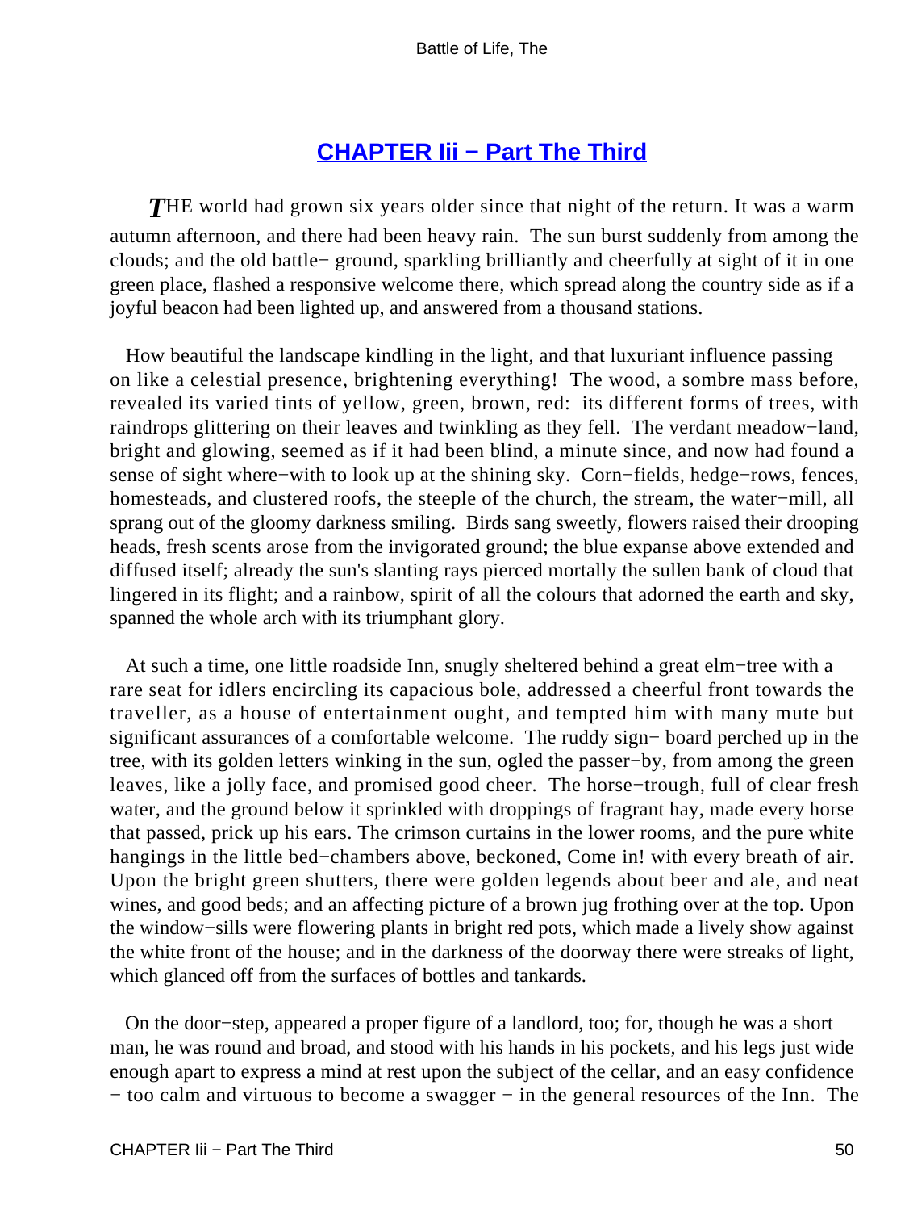## CHAPTER Iii − Part The Third

*T*HE world had grown six years older since that night of the return. It was a warm autumn afternoon, and there had been heavy rain. The sun burst suddenly from among the clouds; and the old battle− ground, sparkling brilliantly and cheerfully at sight of it in one green place, flashed a responsive welcome there, which spread along the country side as if a joyful beacon had been lighted up, and answered from a thousand stations.

How beautiful the landscape kindling in the light, and that luxuriant influence passing on like a celestial presence, brightening everything! The wood, a sombre mass before, revealed its varied tints of yellow, green, brown, red: its different forms of trees, with raindrops glittering on their leaves and twinkling as they fell. The verdant meadow−land, bright and glowing, seemed as if it had been blind, a minute since, and now had found a sense of sight where−with to look up at the shining sky. Corn−fields, hedge−rows, fences, homesteads, and clustered roofs, the steeple of the church, the stream, the water−mill, all sprang out of the gloomy darkness smiling. Birds sang sweetly, flowers raised their drooping heads, fresh scents arose from the invigorated ground; the blue expanse above extended and diffused itself; already the sun's slanting rays pierced mortally the sullen bank of cloud that lingered in its flight; and a rainbow, spirit of all the colours that adorned the earth and sky, spanned the whole arch with its triumphant glory.

At such a time, one little roadside Inn, snugly sheltered behind a great elm−tree with a rare seat for idlers encircling its capacious bole, addressed a cheerful front towards the traveller, as a house of entertainment ought, and tempted him with many mute but significant assurances of a comfortable welcome. The ruddy sign− board perched up in the tree, with its golden letters winking in the sun, ogled the passer−by, from among the green leaves, like a jolly face, and promised good cheer. The horse−trough, full of clear fresh water, and the ground below it sprinkled with droppings of fragrant hay, made every horse that passed, prick up his ears. The crimson curtains in the lower rooms, and the pure white hangings in the little bed−chambers above, beckoned, Come in! with every breath of air. Upon the bright green shutters, there were golden legends about beer and ale, and neat wines, and good beds; and an affecting picture of a brown jug frothing over at the top. Upon the window−sills were flowering plants in bright red pots, which made a lively show against the white front of the house; and in the darkness of the doorway there were streaks of light, which glanced off from the surfaces of bottles and tankards.

On the door−step, appeared a proper figure of a landlord, too; for, though he was a short man, he was round and broad, and stood with his hands in his pockets, and his legs just wide enough apart to express a mind at rest upon the subject of the cellar, and an easy confidence − too calm and virtuous to become a swagger − in the general resources of the Inn. The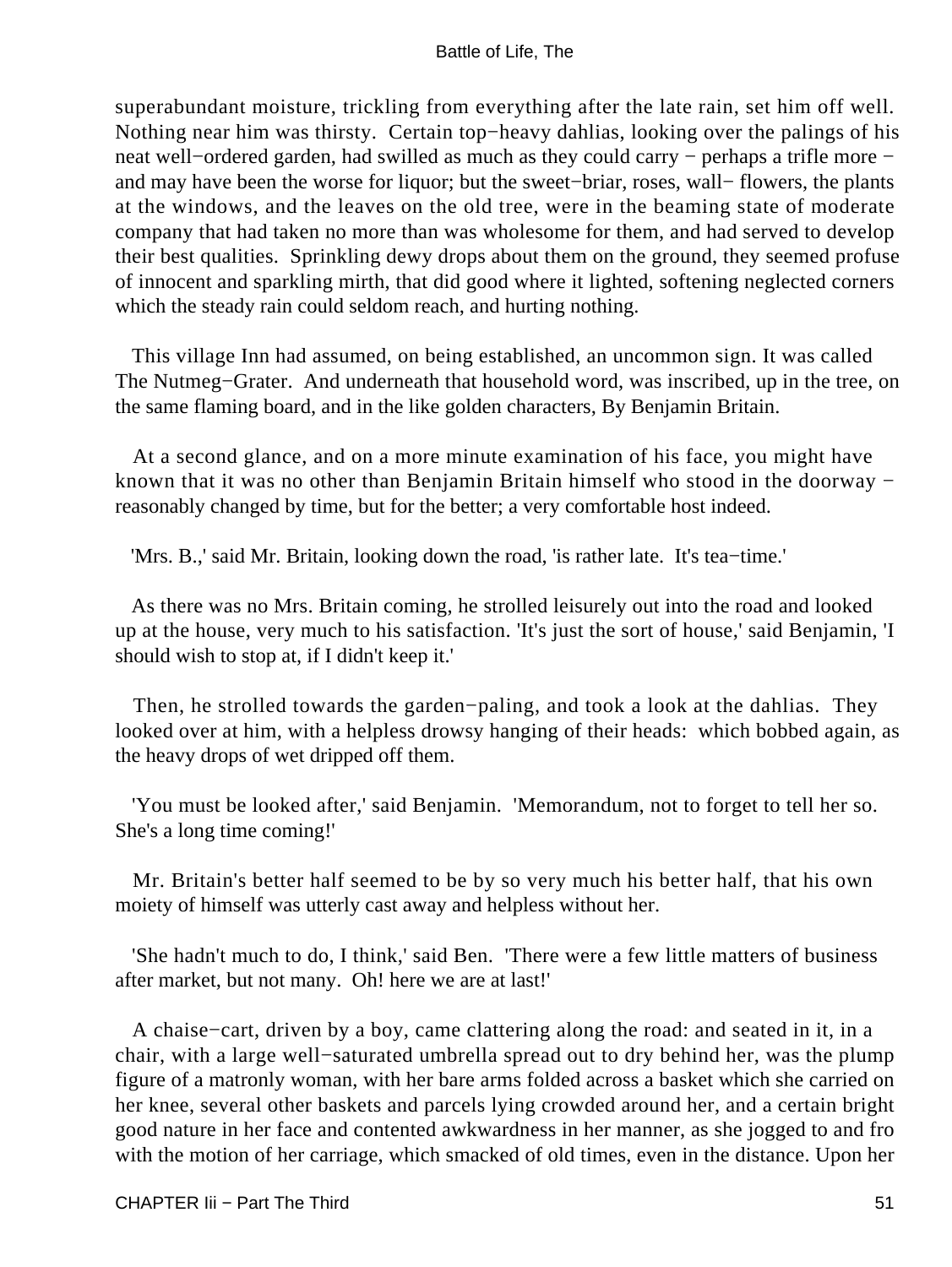superabundant moisture, trickling from everything after the late rain, set him off well. Nothing near him was thirsty. Certain top−heavy dahlias, looking over the palings of his neat well−ordered garden, had swilled as much as they could carry − perhaps a trifle more − and may have been the worse for liquor; but the sweet−briar, roses, wall− flowers, the plants at the windows, and the leaves on the old tree, were in the beaming state of moderate company that had taken no more than was wholesome for them, and had served to develop their best qualities. Sprinkling dewy drops about them on the ground, they seemed profuse of innocent and sparkling mirth, that did good where it lighted, softening neglected corners which the steady rain could seldom reach, and hurting nothing.

This village Inn had assumed, on being established, an uncommon sign. It was called The Nutmeg−Grater. And underneath that household word, was inscribed, up in the tree, on the same flaming board, and in the like golden characters, By Benjamin Britain.

At a second glance, and on a more minute examination of his face, you might have known that it was no other than Benjamin Britain himself who stood in the doorway − reasonably changed by time, but for the better; a very comfortable host indeed.

'Mrs. B.,' said Mr. Britain, looking down the road, 'is rather late. It's tea−time.'

As there was no Mrs. Britain coming, he strolled leisurely out into the road and looked up at the house, very much to his satisfaction. 'It's just the sort of house,' said Benjamin, 'I should wish to stop at, if I didn't keep it.'

Then, he strolled towards the garden−paling, and took a look at the dahlias. They looked over at him, with a helpless drowsy hanging of their heads: which bobbed again, as the heavy drops of wet dripped off them.

'You must be looked after,' said Benjamin. 'Memorandum, not to forget to tell her so. She's a long time coming!'

Mr. Britain's better half seemed to be by so very much his better half, that his own moiety of himself was utterly cast away and helpless without her.

'She hadn't much to do, I think,' said Ben. 'There were a few little matters of business after market, but not many. Oh! here we are at last!'

A chaise−cart, driven by a boy, came clattering along the road: and seated in it, in a chair, with a large well−saturated umbrella spread out to dry behind her, was the plump figure of a matronly woman, with her bare arms folded across a basket which she carried on her knee, several other baskets and parcels lying crowded around her, and a certain bright good nature in her face and contented awkwardness in her manner, as she jogged to and fro with the motion of her carriage, which smacked of old times, even in the distance. Upon her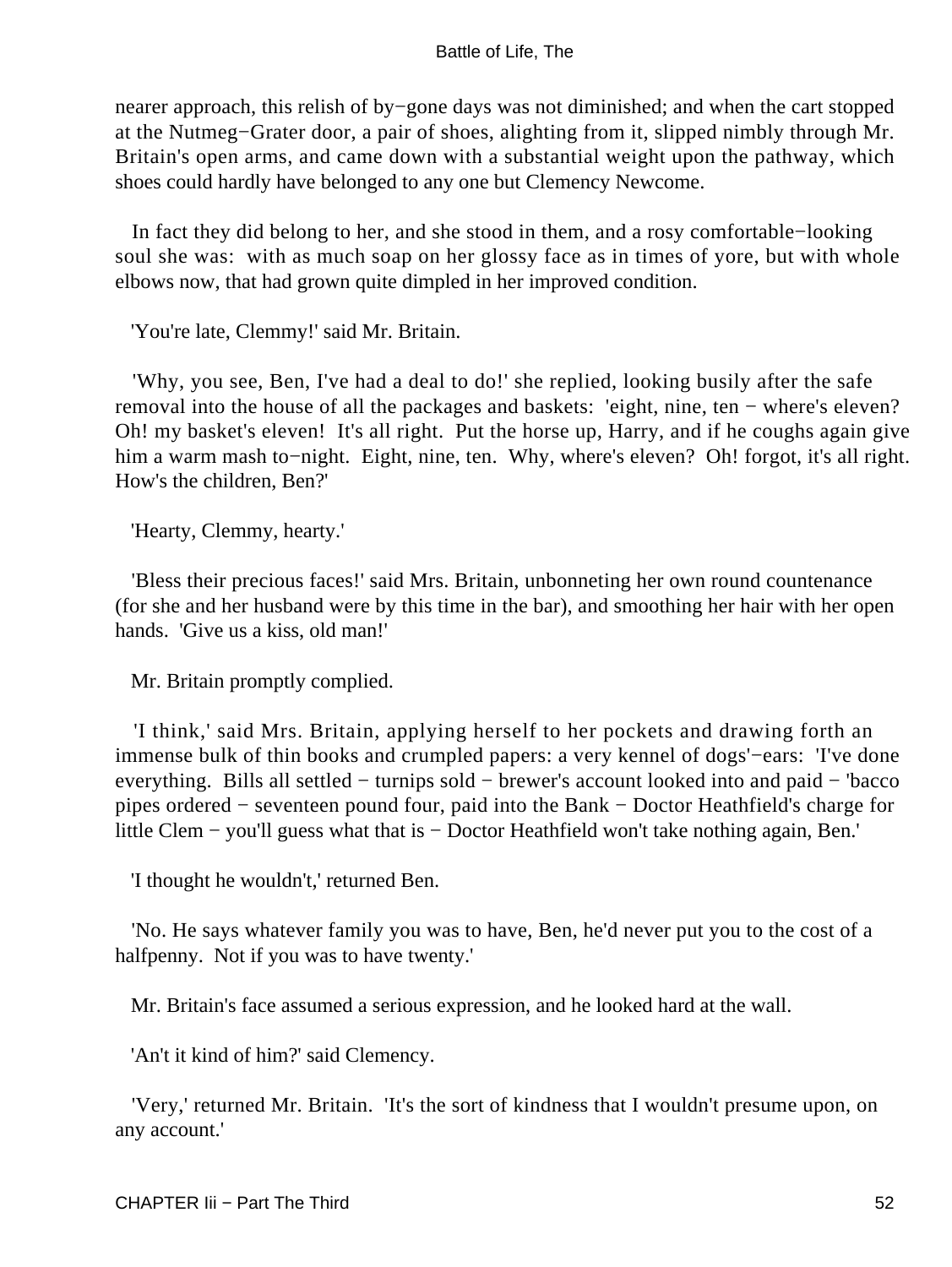nearer approach, this relish of by−gone days was not diminished; and when the cart stopped at the Nutmeg−Grater door, a pair of shoes, alighting from it, slipped nimbly through Mr. Britain's open arms, and came down with a substantial weight upon the pathway, which shoes could hardly have belonged to any one but Clemency Newcome.

In fact they did belong to her, and she stood in them, and a rosy comfortable−looking soul she was: with as much soap on her glossy face as in times of yore, but with whole elbows now, that had grown quite dimpled in her improved condition.

'You're late, Clemmy!' said Mr. Britain.

'Why, you see, Ben, I've had a deal to do!' she replied, looking busily after the safe removal into the house of all the packages and baskets: 'eight, nine, ten − where's eleven? Oh! my basket's eleven! It's all right. Put the horse up, Harry, and if he coughs again give him a warm mash to−night. Eight, nine, ten. Why, where's eleven? Oh! forgot, it's all right. How's the children, Ben?'

'Hearty, Clemmy, hearty.'

'Bless their precious faces!' said Mrs. Britain, unbonneting her own round countenance (for she and her husband were by this time in the bar), and smoothing her hair with her open hands. 'Give us a kiss, old man!'

Mr. Britain promptly complied.

'I think,' said Mrs. Britain, applying herself to her pockets and drawing forth an immense bulk of thin books and crumpled papers: a very kennel of dogs'−ears: 'I've done everything. Bills all settled − turnips sold − brewer's account looked into and paid − 'bacco pipes ordered − seventeen pound four, paid into the Bank − Doctor Heathfield's charge for little Clem − you'll guess what that is − Doctor Heathfield won't take nothing again, Ben.'

'I thought he wouldn't,' returned Ben.

'No. He says whatever family you was to have, Ben, he'd never put you to the cost of a halfpenny. Not if you was to have twenty.'

Mr. Britain's face assumed a serious expression, and he looked hard at the wall.

'An't it kind of him?' said Clemency.

'Very,' returned Mr. Britain. 'It's the sort of kindness that I wouldn't presume upon, on any account.'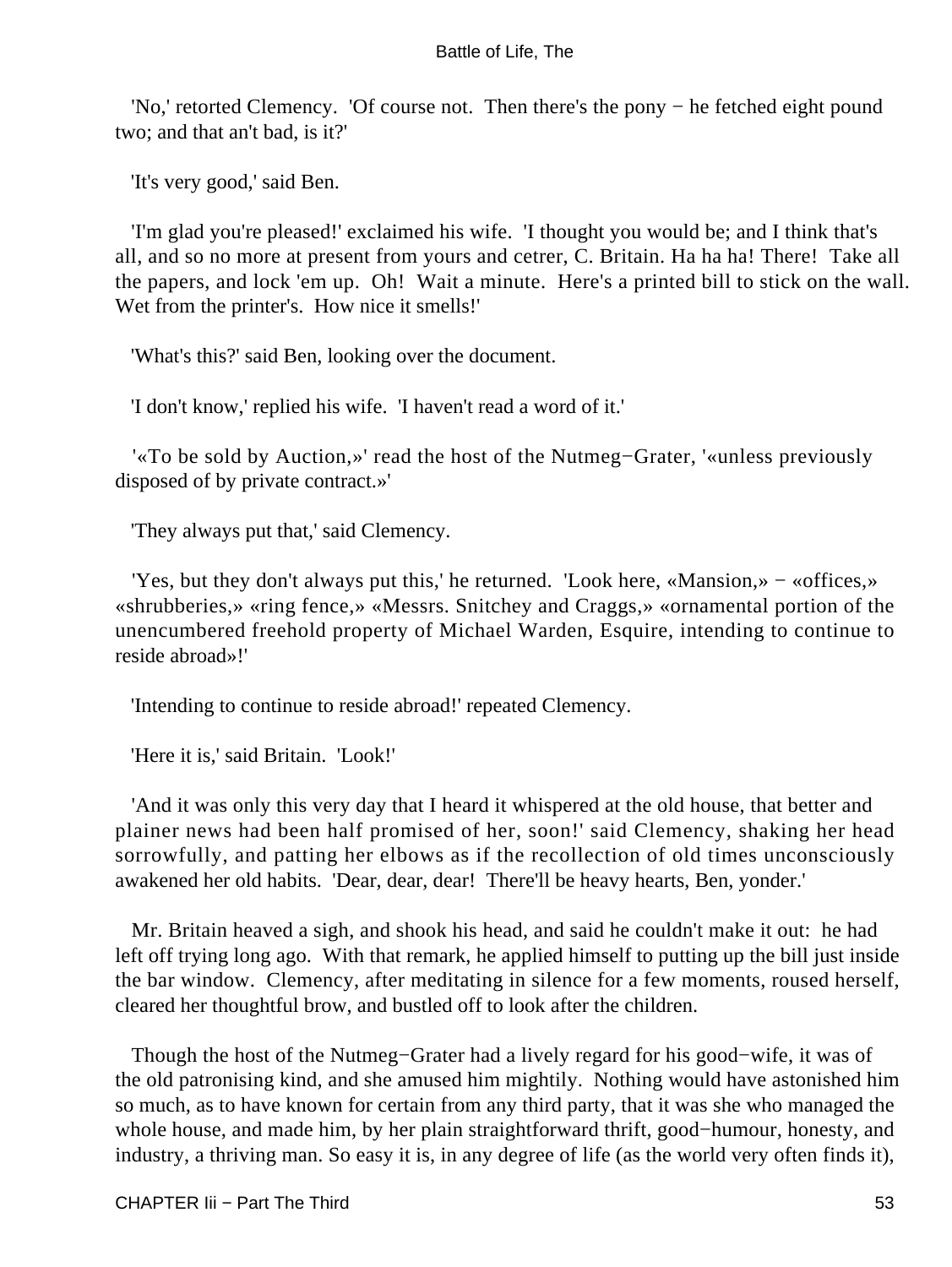'No,' retorted Clemency. 'Of course not. Then there's the pony − he fetched eight pound two; and that an't bad, is it?'

'It's very good,' said Ben.

'I'm glad you're pleased!' exclaimed his wife. 'I thought you would be; and I think that's all, and so no more at present from yours and cetrer, C. Britain. Ha ha ha! There! Take all the papers, and lock 'em up. Oh! Wait a minute. Here's a printed bill to stick on the wall. Wet from the printer's. How nice it smells!'

'What's this?' said Ben, looking over the document.

'I don't know,' replied his wife. 'I haven't read a word of it.'

'«To be sold by Auction,»' read the host of the Nutmeg−Grater, '«unless previously disposed of by private contract.»'

'They always put that,' said Clemency.

'Yes, but they don't always put this,' he returned. 'Look here, «Mansion,» − «offices,» «shrubberies,» «ring fence,» «Messrs. Snitchey and Craggs,» «ornamental portion of the unencumbered freehold property of Michael Warden, Esquire, intending to continue to reside abroad»!'

'Intending to continue to reside abroad!' repeated Clemency.

'Here it is,' said Britain. 'Look!'

'And it was only this very day that I heard it whispered at the old house, that better and plainer news had been half promised of her, soon!' said Clemency, shaking her head sorrowfully, and patting her elbows as if the recollection of old times unconsciously awakened her old habits. 'Dear, dear, dear! There'll be heavy hearts, Ben, yonder.'

Mr. Britain heaved a sigh, and shook his head, and said he couldn't make it out: he had left off trying long ago. With that remark, he applied himself to putting up the bill just inside the bar window. Clemency, after meditating in silence for a few moments, roused herself, cleared her thoughtful brow, and bustled off to look after the children.

Though the host of the Nutmeg−Grater had a lively regard for his good−wife, it was of the old patronising kind, and she amused him mightily. Nothing would have astonished him so much, as to have known for certain from any third party, that it was she who managed the whole house, and made him, by her plain straightforward thrift, good−humour, honesty, and industry, a thriving man. So easy it is, in any degree of life (as the world very often finds it),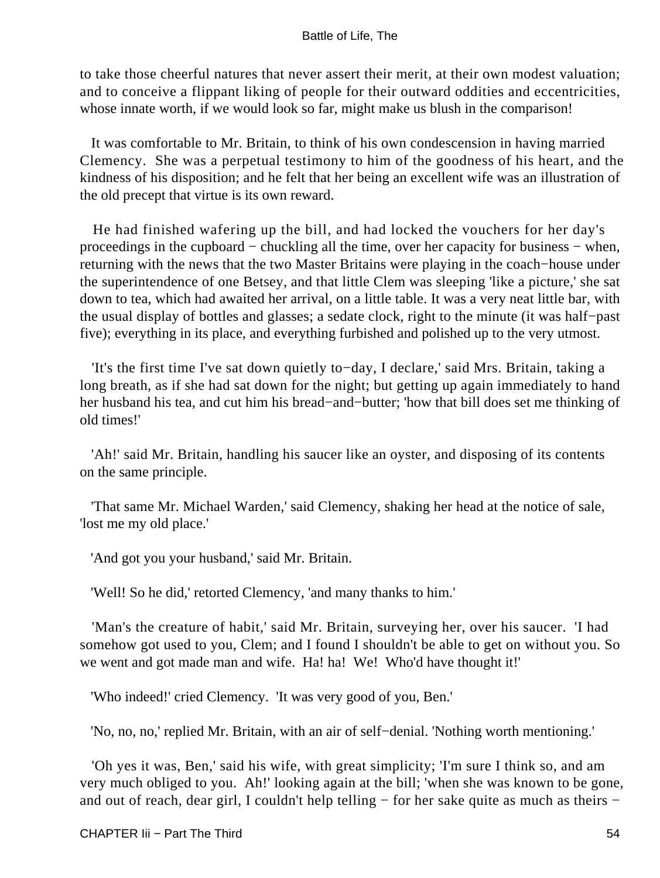to take those cheerful natures that never assert their merit, at their own modest valuation; and to conceive a flippant liking of people for their outward oddities and eccentricities, whose innate worth, if we would look so far, might make us blush in the comparison!

It was comfortable to Mr. Britain, to think of his own condescension in having married Clemency. She was a perpetual testimony to him of the goodness of his heart, and the kindness of his disposition; and he felt that her being an excellent wife was an illustration of the old precept that virtue is its own reward.

He had finished wafering up the bill, and had locked the vouchers for her day's proceedings in the cupboard − chuckling all the time, over her capacity for business − when, returning with the news that the two Master Britains were playing in the coach−house under the superintendence of one Betsey, and that little Clem was sleeping 'like a picture,' she sat down to tea, which had awaited her arrival, on a little table. It was a very neat little bar, with the usual display of bottles and glasses; a sedate clock, right to the minute (it was half−past five); everything in its place, and everything furbished and polished up to the very utmost.

'It's the first time I've sat down quietly to−day, I declare,' said Mrs. Britain, taking a long breath, as if she had sat down for the night; but getting up again immediately to hand her husband his tea, and cut him his bread−and−butter; 'how that bill does set me thinking of old times!'

'Ah!' said Mr. Britain, handling his saucer like an oyster, and disposing of its contents on the same principle.

'That same Mr. Michael Warden,' said Clemency, shaking her head at the notice of sale, 'lost me my old place.'

'And got you your husband,' said Mr. Britain.

'Well! So he did,' retorted Clemency, 'and many thanks to him.'

'Man's the creature of habit,' said Mr. Britain, surveying her, over his saucer. 'I had somehow got used to you, Clem; and I found I shouldn't be able to get on without you. So we went and got made man and wife. Ha! ha! We! Who'd have thought it!'

'Who indeed!' cried Clemency. 'It was very good of you, Ben.'

'No, no, no,' replied Mr. Britain, with an air of self−denial. 'Nothing worth mentioning.'

'Oh yes it was, Ben,' said his wife, with great simplicity; 'I'm sure I think so, and am very much obliged to you. Ah!' looking again at the bill; 'when she was known to be gone, and out of reach, dear girl, I couldn't help telling − for her sake quite as much as theirs −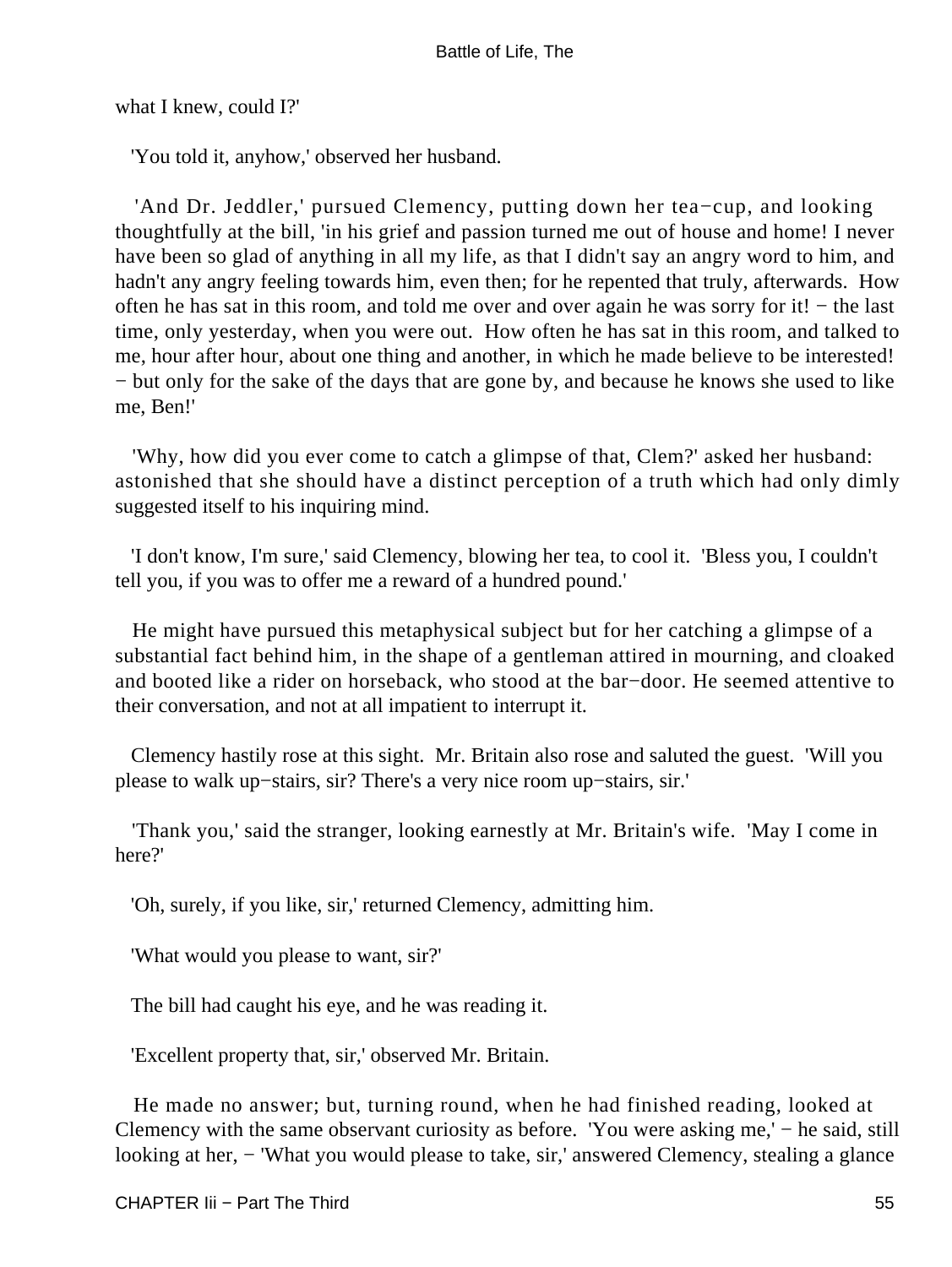what I knew, could I?'

'You told it, anyhow,' observed her husband.

'And Dr. Jeddler,' pursued Clemency, putting down her tea−cup, and looking thoughtfully at the bill, 'in his grief and passion turned me out of house and home! I never have been so glad of anything in all my life, as that I didn't say an angry word to him, and hadn't any angry feeling towards him, even then; for he repented that truly, afterwards. How often he has sat in this room, and told me over and over again he was sorry for it! − the last time, only yesterday, when you were out. How often he has sat in this room, and talked to me, hour after hour, about one thing and another, in which he made believe to be interested! − but only for the sake of the days that are gone by, and because he knows she used to like me, Ben!'

'Why, how did you ever come to catch a glimpse of that, Clem?' asked her husband: astonished that she should have a distinct perception of a truth which had only dimly suggested itself to his inquiring mind.

'I don't know, I'm sure,' said Clemency, blowing her tea, to cool it. 'Bless you, I couldn't tell you, if you was to offer me a reward of a hundred pound.'

He might have pursued this metaphysical subject but for her catching a glimpse of a substantial fact behind him, in the shape of a gentleman attired in mourning, and cloaked and booted like a rider on horseback, who stood at the bar−door. He seemed attentive to their conversation, and not at all impatient to interrupt it.

Clemency hastily rose at this sight. Mr. Britain also rose and saluted the guest. 'Will you please to walk up−stairs, sir? There's a very nice room up−stairs, sir.'

'Thank you,' said the stranger, looking earnestly at Mr. Britain's wife. 'May I come in here?'

'Oh, surely, if you like, sir,' returned Clemency, admitting him.

'What would you please to want, sir?'

The bill had caught his eye, and he was reading it.

'Excellent property that, sir,' observed Mr. Britain.

He made no answer; but, turning round, when he had finished reading, looked at Clemency with the same observant curiosity as before. 'You were asking me,' − he said, still looking at her, − 'What you would please to take, sir,' answered Clemency, stealing a glance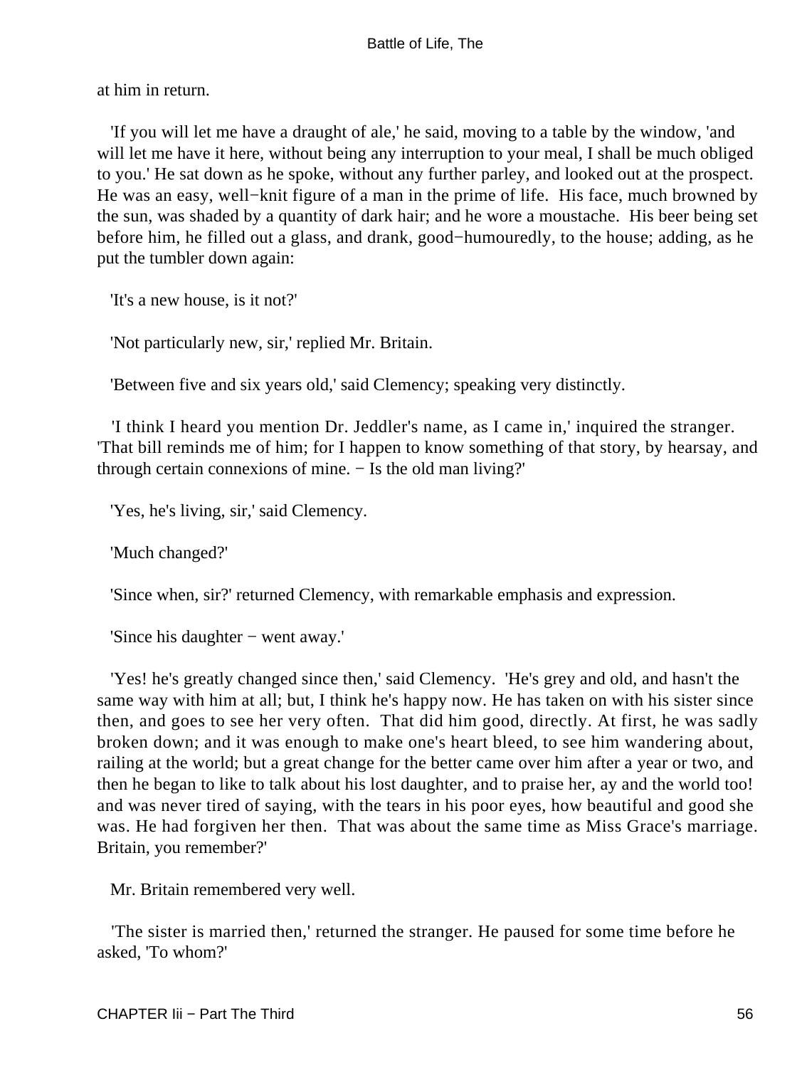at him in return.

'If you will let me have a draught of ale,' he said, moving to a table by the window, 'and will let me have it here, without being any interruption to your meal, I shall be much obliged to you.' He sat down as he spoke, without any further parley, and looked out at the prospect. He was an easy, well−knit figure of a man in the prime of life. His face, much browned by the sun, was shaded by a quantity of dark hair; and he wore a moustache. His beer being set before him, he filled out a glass, and drank, good−humouredly, to the house; adding, as he put the tumbler down again:

'It's a new house, is it not?'

'Not particularly new, sir,' replied Mr. Britain.

'Between five and six years old,' said Clemency; speaking very distinctly.

'I think I heard you mention Dr. Jeddler's name, as I came in,' inquired the stranger. 'That bill reminds me of him; for I happen to know something of that story, by hearsay, and through certain connexions of mine. − Is the old man living?'

'Yes, he's living, sir,' said Clemency.

'Much changed?'

'Since when, sir?' returned Clemency, with remarkable emphasis and expression.

'Since his daughter − went away.'

'Yes! he's greatly changed since then,' said Clemency. 'He's grey and old, and hasn't the same way with him at all; but, I think he's happy now. He has taken on with his sister since then, and goes to see her very often. That did him good, directly. At first, he was sadly broken down; and it was enough to make one's heart bleed, to see him wandering about, railing at the world; but a great change for the better came over him after a year or two, and then he began to like to talk about his lost daughter, and to praise her, ay and the world too! and was never tired of saying, with the tears in his poor eyes, how beautiful and good she was. He had forgiven her then. That was about the same time as Miss Grace's marriage. Britain, you remember?'

Mr. Britain remembered very well.

'The sister is married then,' returned the stranger. He paused for some time before he asked, 'To whom?'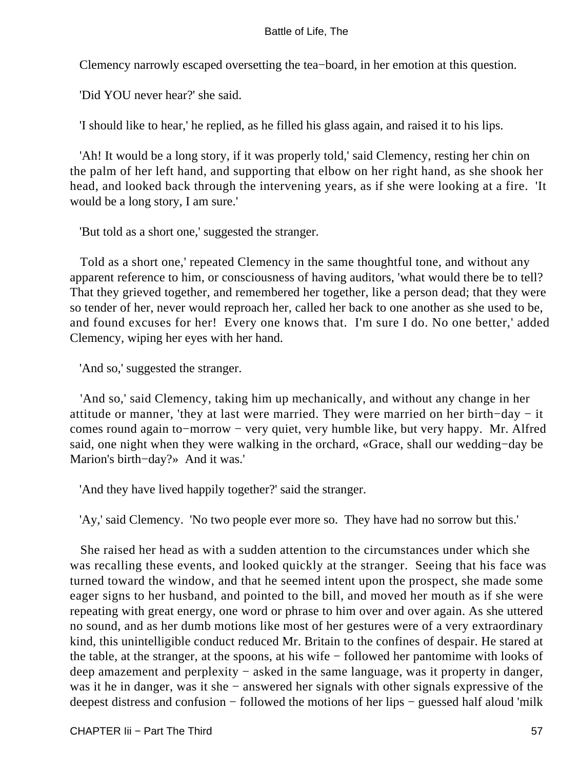Clemency narrowly escaped oversetting the tea−board, in her emotion at this question.

'Did YOU never hear?' she said.

'I should like to hear,' he replied, as he filled his glass again, and raised it to his lips.

'Ah! It would be a long story, if it was properly told,' said Clemency, resting her chin on the palm of her left hand, and supporting that elbow on her right hand, as she shook her head, and looked back through the intervening years, as if she were looking at a fire. 'It would be a long story, I am sure.'

'But told as a short one,' suggested the stranger.

Told as a short one,' repeated Clemency in the same thoughtful tone, and without any apparent reference to him, or consciousness of having auditors, 'what would there be to tell? That they grieved together, and remembered her together, like a person dead; that they were so tender of her, never would reproach her, called her back to one another as she used to be, and found excuses for her! Every one knows that. I'm sure I do. No one better,' added Clemency, wiping her eyes with her hand.

'And so,' suggested the stranger.

'And so,' said Clemency, taking him up mechanically, and without any change in her attitude or manner, 'they at last were married. They were married on her birth−day − it comes round again to−morrow − very quiet, very humble like, but very happy. Mr. Alfred said, one night when they were walking in the orchard, «Grace, shall our wedding−day be Marion's birth−day?» And it was.'

'And they have lived happily together?' said the stranger.

'Ay,' said Clemency. 'No two people ever more so. They have had no sorrow but this.'

She raised her head as with a sudden attention to the circumstances under which she was recalling these events, and looked quickly at the stranger. Seeing that his face was turned toward the window, and that he seemed intent upon the prospect, she made some eager signs to her husband, and pointed to the bill, and moved her mouth as if she were repeating with great energy, one word or phrase to him over and over again. As she uttered no sound, and as her dumb motions like most of her gestures were of a very extraordinary kind, this unintelligible conduct reduced Mr. Britain to the confines of despair. He stared at the table, at the stranger, at the spoons, at his wife − followed her pantomime with looks of deep amazement and perplexity − asked in the same language, was it property in danger, was it he in danger, was it she − answered her signals with other signals expressive of the deepest distress and confusion − followed the motions of her lips − guessed half aloud 'milk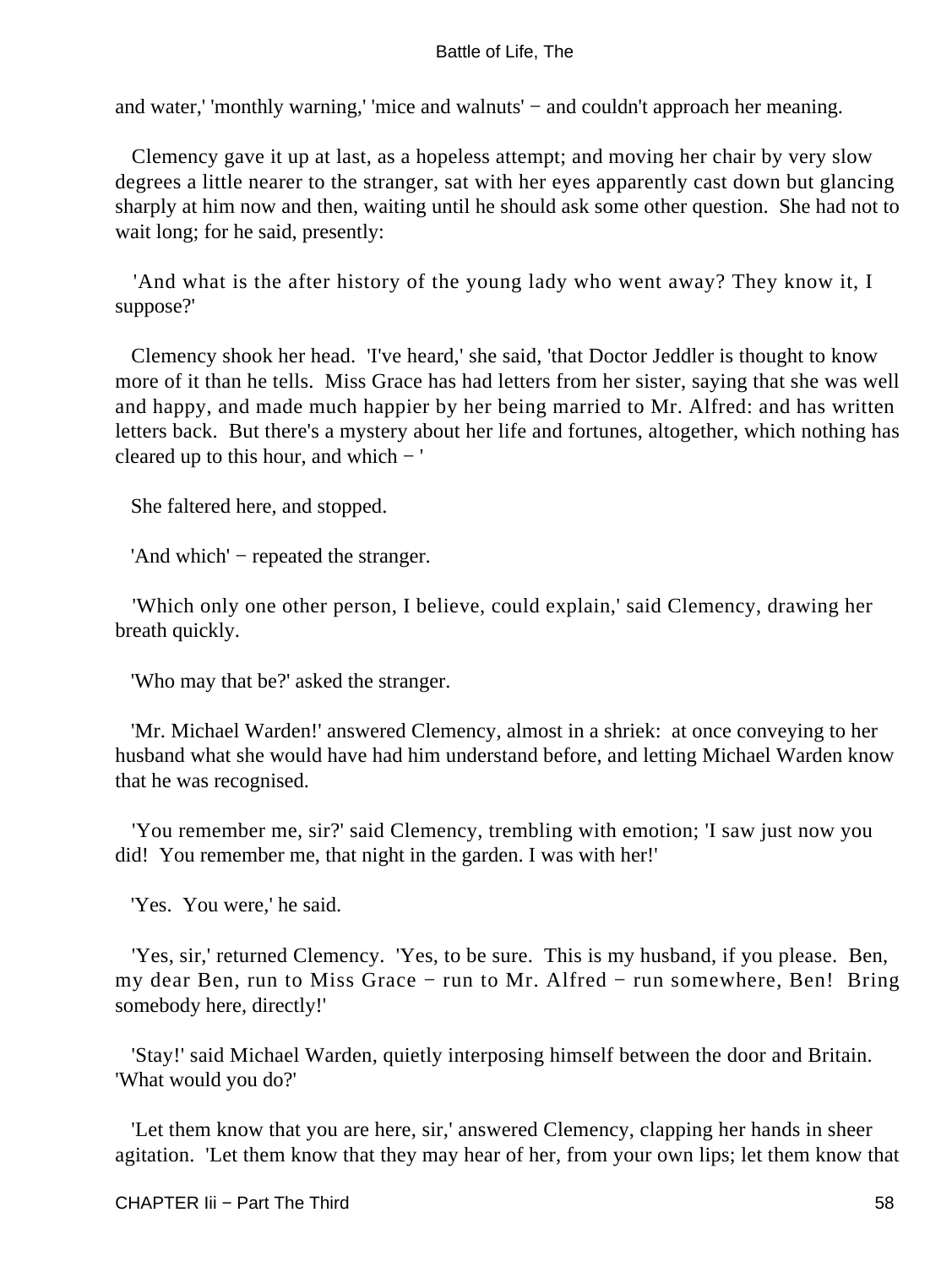and water,' 'monthly warning,' 'mice and walnuts' − and couldn't approach her meaning.

Clemency gave it up at last, as a hopeless attempt; and moving her chair by very slow degrees a little nearer to the stranger, sat with her eyes apparently cast down but glancing sharply at him now and then, waiting until he should ask some other question. She had not to wait long; for he said, presently:

'And what is the after history of the young lady who went away? They know it, I suppose?'

Clemency shook her head. 'I've heard,' she said, 'that Doctor Jeddler is thought to know more of it than he tells. Miss Grace has had letters from her sister, saying that she was well and happy, and made much happier by her being married to Mr. Alfred: and has written letters back. But there's a mystery about her life and fortunes, altogether, which nothing has cleared up to this hour, and which − '

She faltered here, and stopped.

'And which' − repeated the stranger.

'Which only one other person, I believe, could explain,' said Clemency, drawing her breath quickly.

'Who may that be?' asked the stranger.

'Mr. Michael Warden!' answered Clemency, almost in a shriek: at once conveying to her husband what she would have had him understand before, and letting Michael Warden know that he was recognised.

'You remember me, sir?' said Clemency, trembling with emotion; 'I saw just now you did! You remember me, that night in the garden. I was with her!'

'Yes. You were,' he said.

'Yes, sir,' returned Clemency. 'Yes, to be sure. This is my husband, if you please. Ben, my dear Ben, run to Miss Grace − run to Mr. Alfred − run somewhere, Ben! Bring somebody here, directly!'

'Stay!' said Michael Warden, quietly interposing himself between the door and Britain. 'What would you do?'

'Let them know that you are here, sir,' answered Clemency, clapping her hands in sheer agitation. 'Let them know that they may hear of her, from your own lips; let them know that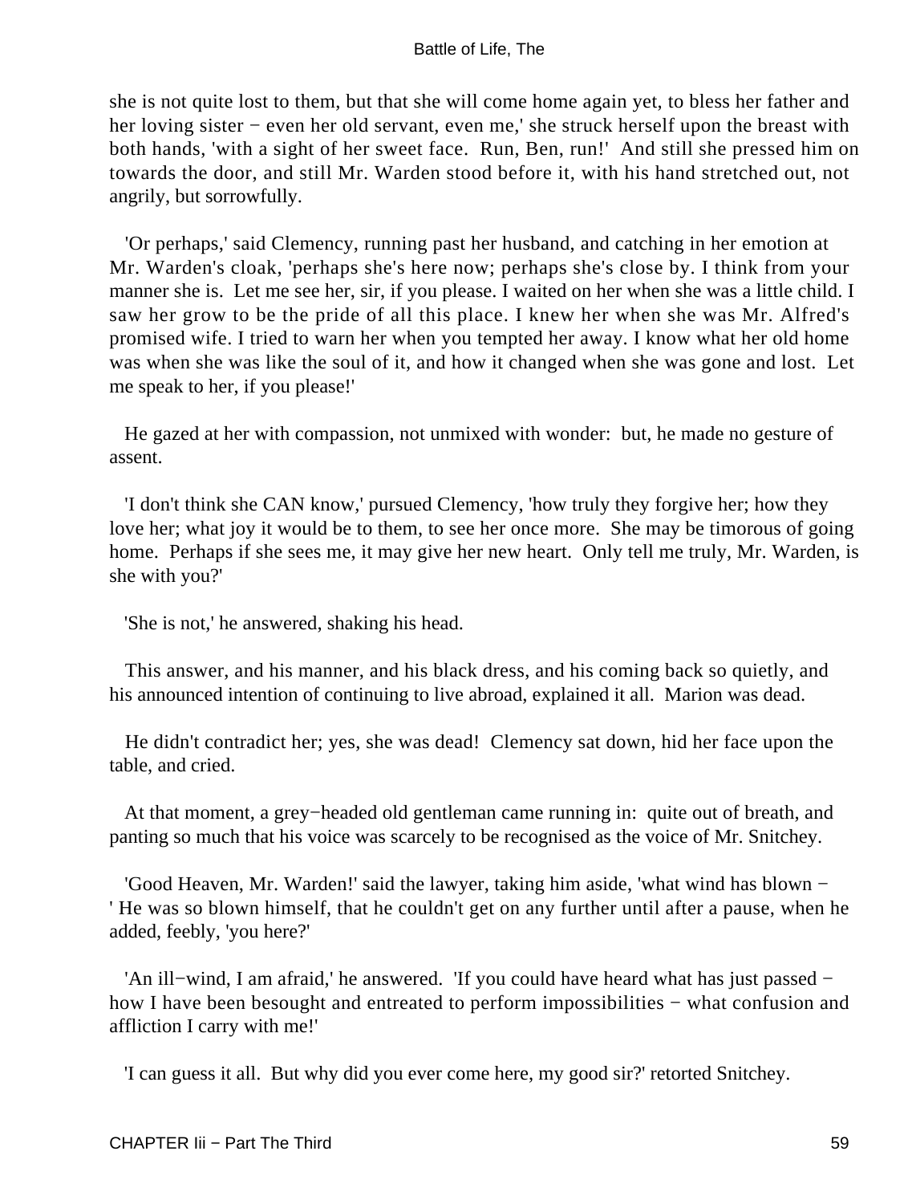she is not quite lost to them, but that she will come home again yet, to bless her father and her loving sister − even her old servant, even me,' she struck herself upon the breast with both hands, 'with a sight of her sweet face. Run, Ben, run!' And still she pressed him on towards the door, and still Mr. Warden stood before it, with his hand stretched out, not angrily, but sorrowfully.

'Or perhaps,' said Clemency, running past her husband, and catching in her emotion at Mr. Warden's cloak, 'perhaps she's here now; perhaps she's close by. I think from your manner she is. Let me see her, sir, if you please. I waited on her when she was a little child. I saw her grow to be the pride of all this place. I knew her when she was Mr. Alfred's promised wife. I tried to warn her when you tempted her away. I know what her old home was when she was like the soul of it, and how it changed when she was gone and lost. Let me speak to her, if you please!'

He gazed at her with compassion, not unmixed with wonder: but, he made no gesture of assent.

'I don't think she CAN know,' pursued Clemency, 'how truly they forgive her; how they love her; what joy it would be to them, to see her once more. She may be timorous of going home. Perhaps if she sees me, it may give her new heart. Only tell me truly, Mr. Warden, is she with you?'

'She is not,' he answered, shaking his head.

This answer, and his manner, and his black dress, and his coming back so quietly, and his announced intention of continuing to live abroad, explained it all. Marion was dead.

He didn't contradict her; yes, she was dead! Clemency sat down, hid her face upon the table, and cried.

At that moment, a grey−headed old gentleman came running in: quite out of breath, and panting so much that his voice was scarcely to be recognised as the voice of Mr. Snitchey.

'Good Heaven, Mr. Warden!' said the lawyer, taking him aside, 'what wind has blown − ' He was so blown himself, that he couldn't get on any further until after a pause, when he added, feebly, 'you here?'

'An ill−wind, I am afraid,' he answered. 'If you could have heard what has just passed − how I have been besought and entreated to perform impossibilities − what confusion and affliction I carry with me!'

'I can guess it all. But why did you ever come here, my good sir?' retorted Snitchey.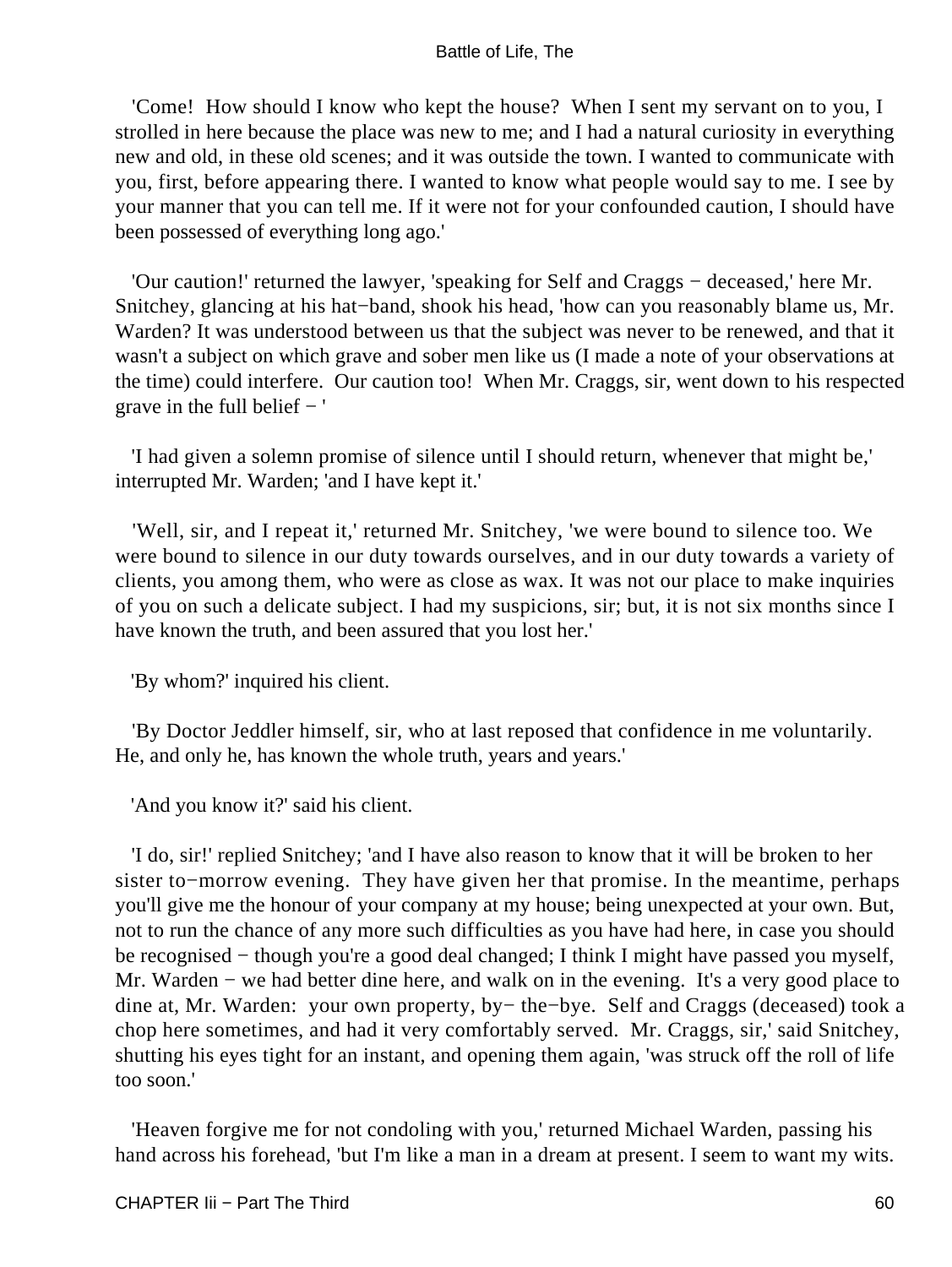'Come!  How should I know who kept the house?  When I sent my servant on to you, I strolled in here because the place was new to me; and I had a natural curiosity in everything new and old, in these old scenes; and it was outside the town. I wanted to communicate with you, first, before appearing there. I wanted to know what people would say to me. I see by your manner that you can tell me. If it were not for your confounded caution, I should have been possessed of everything long ago.'

'Our caution!' returned the lawyer, 'speaking for Self and Craggs − deceased,' here Mr. Snitchey, glancing at his hat−band, shook his head, 'how can you reasonably blame us, Mr. Warden? It was understood between us that the subject was never to be renewed, and that it wasn't a subject on which grave and sober men like us (I made a note of your observations at the time) could interfere.  Our caution too!  When Mr. Craggs, sir, went down to his respected grave in the full belief − '

'I had given a solemn promise of silence until I should return, whenever that might be,' interrupted Mr. Warden; 'and I have kept it.'

'Well, sir, and I repeat it,' returned Mr. Snitchey, 'we were bound to silence too. We were bound to silence in our duty towards ourselves, and in our duty towards a variety of clients, you among them, who were as close as wax. It was not our place to make inquiries of you on such a delicate subject. I had my suspicions, sir; but, it is not six months since I have known the truth, and been assured that you lost her.'

'By whom?' inquired his client.

'By Doctor Jeddler himself, sir, who at last reposed that confidence in me voluntarily. He, and only he, has known the whole truth, years and years.'

'And you know it?' said his client.

'I do, sir!' replied Snitchey; 'and I have also reason to know that it will be broken to her sister to−morrow evening.  They have given her that promise. In the meantime, perhaps you'll give me the honour of your company at my house; being unexpected at your own. But, not to run the chance of any more such difficulties as you have had here, in case you should be recognised − though you're a good deal changed; I think I might have passed you myself, Mr. Warden − we had better dine here, and walk on in the evening.  It's a very good place to dine at, Mr. Warden:  your own property, by− the−bye.  Self and Craggs (deceased) took a chop here sometimes, and had it very comfortably served.  Mr. Craggs, sir,' said Snitchey, shutting his eyes tight for an instant, and opening them again, 'was struck off the roll of life too soon.'

'Heaven forgive me for not condoling with you,' returned Michael Warden, passing his hand across his forehead, 'but I'm like a man in a dream at present. I seem to want my wits.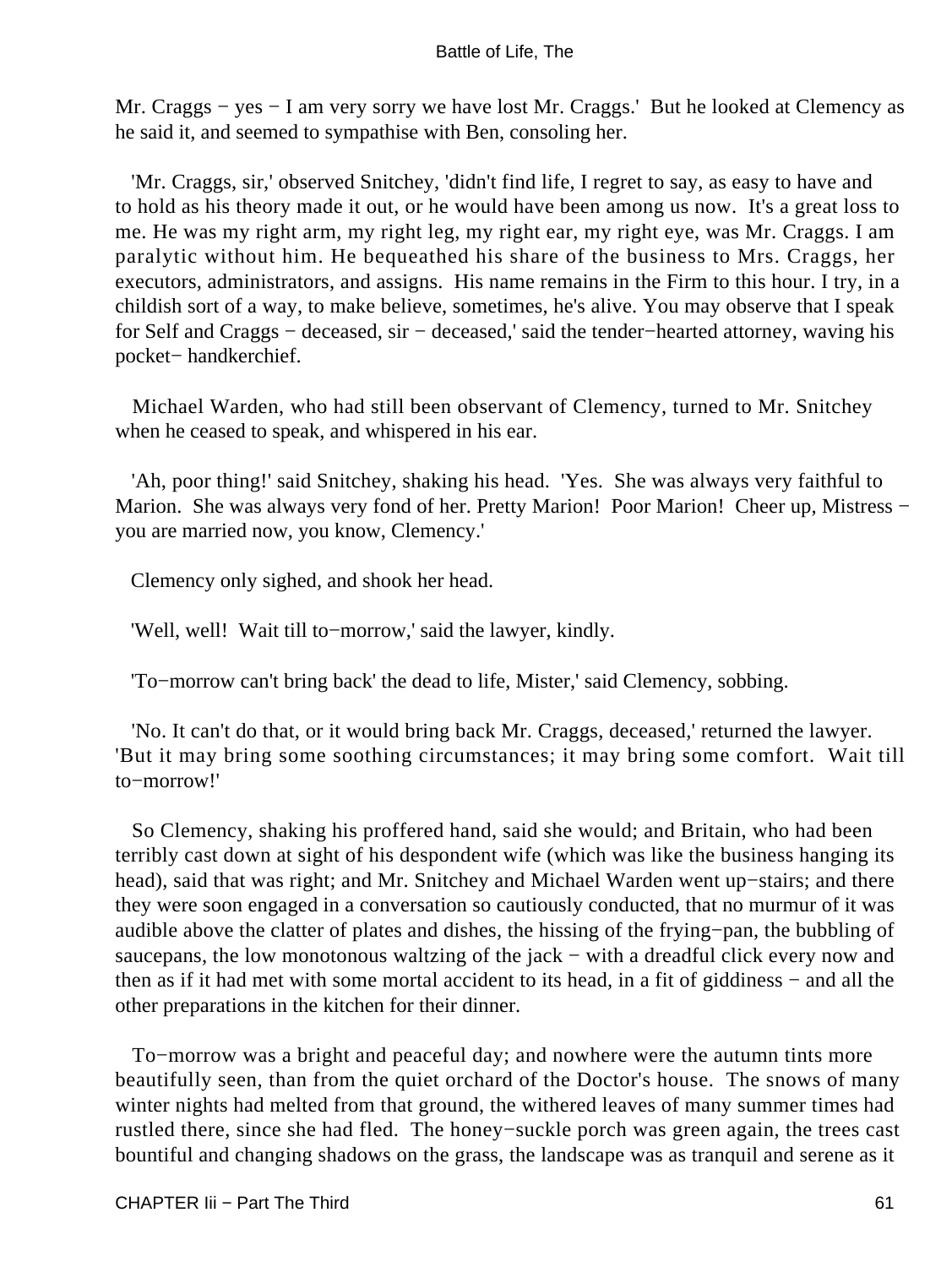Mr. Craggs − yes − I am very sorry we have lost Mr. Craggs.' But he looked at Clemency as he said it, and seemed to sympathise with Ben, consoling her.

'Mr. Craggs, sir,' observed Snitchey, 'didn't find life, I regret to say, as easy to have and to hold as his theory made it out, or he would have been among us now. It's a great loss to me. He was my right arm, my right leg, my right ear, my right eye, was Mr. Craggs. I am paralytic without him. He bequeathed his share of the business to Mrs. Craggs, her executors, administrators, and assigns. His name remains in the Firm to this hour. I try, in a childish sort of a way, to make believe, sometimes, he's alive. You may observe that I speak for Self and Craggs − deceased, sir − deceased,' said the tender−hearted attorney, waving his pocket− handkerchief.

Michael Warden, who had still been observant of Clemency, turned to Mr. Snitchey when he ceased to speak, and whispered in his ear.

'Ah, poor thing!' said Snitchey, shaking his head. 'Yes. She was always very faithful to Marion. She was always very fond of her. Pretty Marion! Poor Marion! Cheer up, Mistress − you are married now, you know, Clemency.'

Clemency only sighed, and shook her head.

'Well, well! Wait till to−morrow,' said the lawyer, kindly.

'To−morrow can't bring back' the dead to life, Mister,' said Clemency, sobbing.

'No. It can't do that, or it would bring back Mr. Craggs, deceased,' returned the lawyer. 'But it may bring some soothing circumstances; it may bring some comfort. Wait till to−morrow!'

So Clemency, shaking his proffered hand, said she would; and Britain, who had been terribly cast down at sight of his despondent wife (which was like the business hanging its head), said that was right; and Mr. Snitchey and Michael Warden went up−stairs; and there they were soon engaged in a conversation so cautiously conducted, that no murmur of it was audible above the clatter of plates and dishes, the hissing of the frying−pan, the bubbling of saucepans, the low monotonous waltzing of the jack − with a dreadful click every now and then as if it had met with some mortal accident to its head, in a fit of giddiness − and all the other preparations in the kitchen for their dinner.

To−morrow was a bright and peaceful day; and nowhere were the autumn tints more beautifully seen, than from the quiet orchard of the Doctor's house. The snows of many winter nights had melted from that ground, the withered leaves of many summer times had rustled there, since she had fled. The honey−suckle porch was green again, the trees cast bountiful and changing shadows on the grass, the landscape was as tranquil and serene as it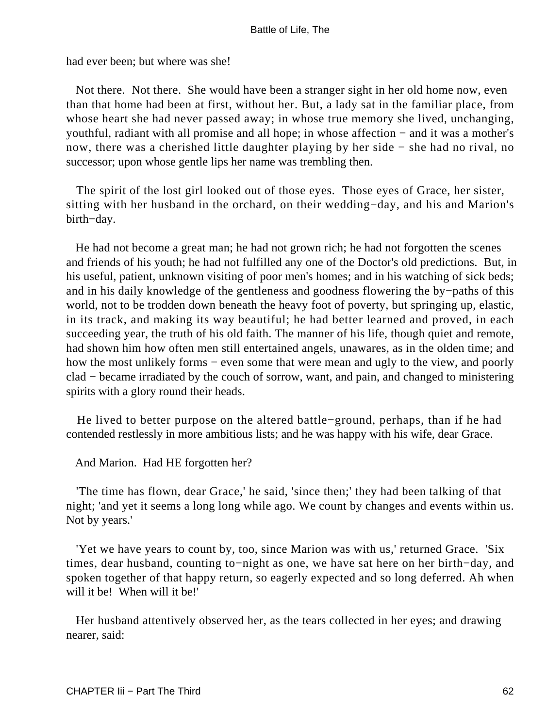had ever been; but where was she!

Not there. Not there. She would have been a stranger sight in her old home now, even than that home had been at first, without her. But, a lady sat in the familiar place, from whose heart she had never passed away; in whose true memory she lived, unchanging, youthful, radiant with all promise and all hope; in whose affection − and it was a mother's now, there was a cherished little daughter playing by her side − she had no rival, no successor; upon whose gentle lips her name was trembling then.

The spirit of the lost girl looked out of those eyes. Those eyes of Grace, her sister, sitting with her husband in the orchard, on their wedding−day, and his and Marion's birth−day.

He had not become a great man; he had not grown rich; he had not forgotten the scenes and friends of his youth; he had not fulfilled any one of the Doctor's old predictions. But, in his useful, patient, unknown visiting of poor men's homes; and in his watching of sick beds; and in his daily knowledge of the gentleness and goodness flowering the by−paths of this world, not to be trodden down beneath the heavy foot of poverty, but springing up, elastic, in its track, and making its way beautiful; he had better learned and proved, in each succeeding year, the truth of his old faith. The manner of his life, though quiet and remote, had shown him how often men still entertained angels, unawares, as in the olden time; and how the most unlikely forms − even some that were mean and ugly to the view, and poorly clad − became irradiated by the couch of sorrow, want, and pain, and changed to ministering spirits with a glory round their heads.

He lived to better purpose on the altered battle−ground, perhaps, than if he had contended restlessly in more ambitious lists; and he was happy with his wife, dear Grace.

And Marion. Had HE forgotten her?

'The time has flown, dear Grace,' he said, 'since then;' they had been talking of that night; 'and yet it seems a long long while ago. We count by changes and events within us. Not by years.'

'Yet we have years to count by, too, since Marion was with us,' returned Grace. 'Six times, dear husband, counting to−night as one, we have sat here on her birth−day, and spoken together of that happy return, so eagerly expected and so long deferred. Ah when will it be! When will it be!'

Her husband attentively observed her, as the tears collected in her eyes; and drawing nearer, said: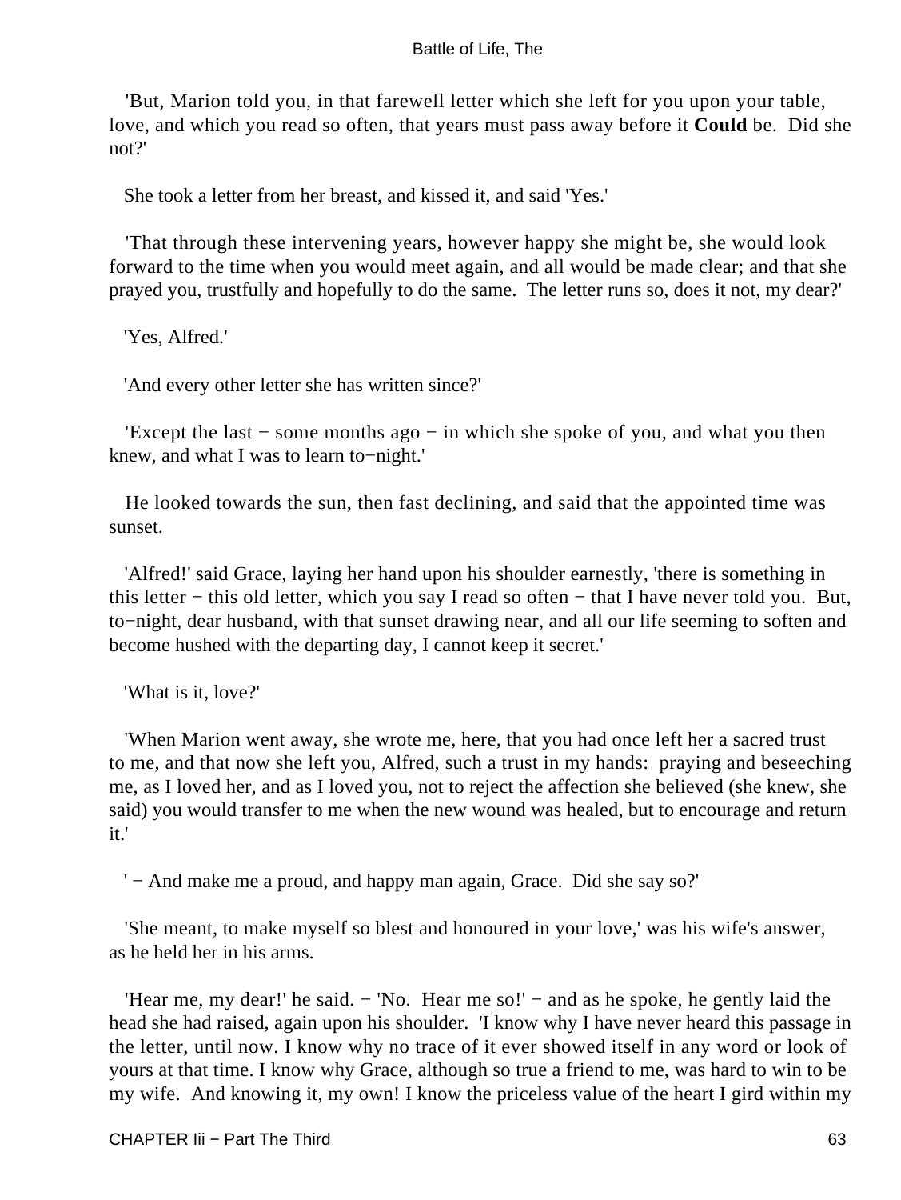'But, Marion told you, in that farewell letter which she left for you upon your table, love, and which you read so often, that years must pass away before it **Could** be. Did she not?'

She took a letter from her breast, and kissed it, and said 'Yes.'

'That through these intervening years, however happy she might be, she would look forward to the time when you would meet again, and all would be made clear; and that she prayed you, trustfully and hopefully to do the same. The letter runs so, does it not, my dear?'

'Yes, Alfred.'

'And every other letter she has written since?'

'Except the last − some months ago − in which she spoke of you, and what you then knew, and what I was to learn to−night.'

He looked towards the sun, then fast declining, and said that the appointed time was sunset.

'Alfred!' said Grace, laying her hand upon his shoulder earnestly, 'there is something in this letter − this old letter, which you say I read so often − that I have never told you. But, to−night, dear husband, with that sunset drawing near, and all our life seeming to soften and become hushed with the departing day, I cannot keep it secret.'

'What is it, love?'

'When Marion went away, she wrote me, here, that you had once left her a sacred trust to me, and that now she left you, Alfred, such a trust in my hands: praying and beseeching me, as I loved her, and as I loved you, not to reject the affection she believed (she knew, she said) you would transfer to me when the new wound was healed, but to encourage and return it.'

' − And make me a proud, and happy man again, Grace. Did she say so?'

'She meant, to make myself so blest and honoured in your love,' was his wife's answer, as he held her in his arms.

'Hear me, my dear!' he said. − 'No. Hear me so!' − and as he spoke, he gently laid the head she had raised, again upon his shoulder. 'I know why I have never heard this passage in the letter, until now. I know why no trace of it ever showed itself in any word or look of yours at that time. I know why Grace, although so true a friend to me, was hard to win to be my wife. And knowing it, my own! I know the priceless value of the heart I gird within my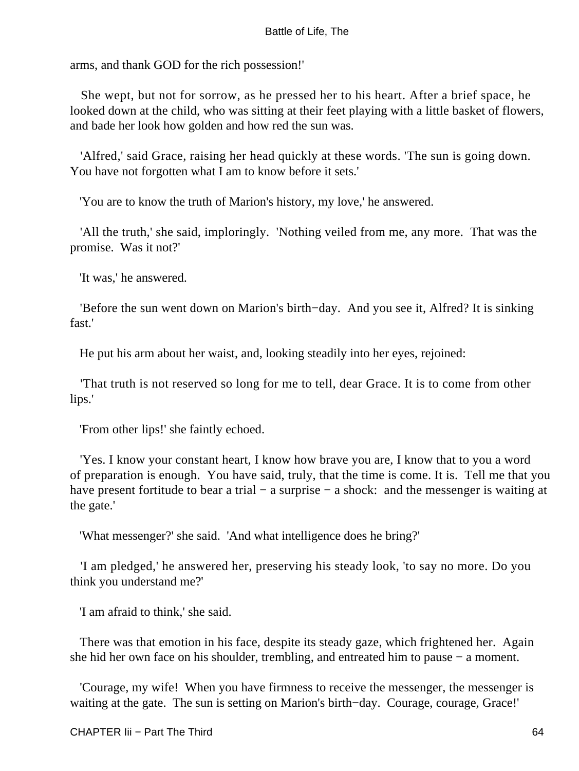arms, and thank GOD for the rich possession!'

She wept, but not for sorrow, as he pressed her to his heart. After a brief space, he looked down at the child, who was sitting at their feet playing with a little basket of flowers, and bade her look how golden and how red the sun was.

'Alfred,' said Grace, raising her head quickly at these words. 'The sun is going down. You have not forgotten what I am to know before it sets.'

'You are to know the truth of Marion's history, my love,' he answered.

'All the truth,' she said, imploringly. 'Nothing veiled from me, any more. That was the promise. Was it not?'

'It was,' he answered.

'Before the sun went down on Marion's birth−day. And you see it, Alfred? It is sinking fast.'

He put his arm about her waist, and, looking steadily into her eyes, rejoined:

'That truth is not reserved so long for me to tell, dear Grace. It is to come from other lips.'

'From other lips!' she faintly echoed.

'Yes. I know your constant heart, I know how brave you are, I know that to you a word of preparation is enough. You have said, truly, that the time is come. It is. Tell me that you have present fortitude to bear a trial − a surprise − a shock: and the messenger is waiting at the gate.'

'What messenger?' she said. 'And what intelligence does he bring?'

'I am pledged,' he answered her, preserving his steady look, 'to say no more. Do you think you understand me?'

'I am afraid to think,' she said.

There was that emotion in his face, despite its steady gaze, which frightened her. Again she hid her own face on his shoulder, trembling, and entreated him to pause − a moment.

'Courage, my wife! When you have firmness to receive the messenger, the messenger is waiting at the gate. The sun is setting on Marion's birth−day. Courage, courage, Grace!'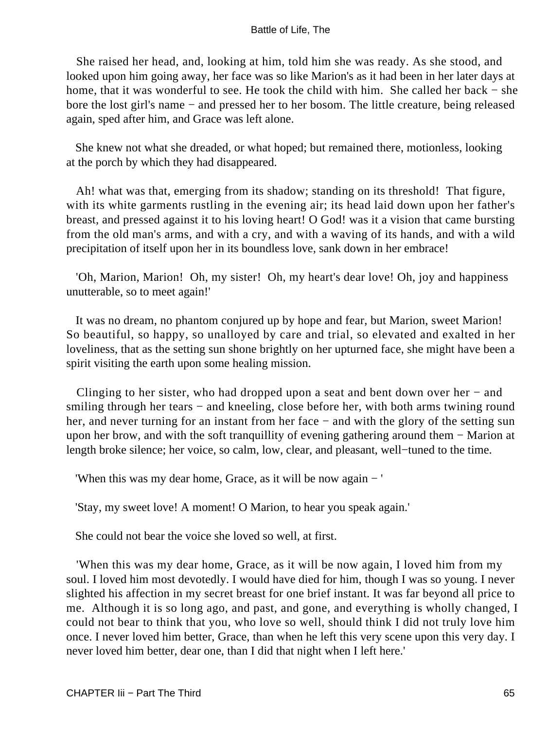She raised her head, and, looking at him, told him she was ready. As she stood, and looked upon him going away, her face was so like Marion's as it had been in her later days at home, that it was wonderful to see. He took the child with him. She called her back − she bore the lost girl's name − and pressed her to her bosom. The little creature, being released again, sped after him, and Grace was left alone.

She knew not what she dreaded, or what hoped; but remained there, motionless, looking at the porch by which they had disappeared.

Ah! what was that, emerging from its shadow; standing on its threshold! That figure, with its white garments rustling in the evening air; its head laid down upon her father's breast, and pressed against it to his loving heart! O God! was it a vision that came bursting from the old man's arms, and with a cry, and with a waving of its hands, and with a wild precipitation of itself upon her in its boundless love, sank down in her embrace!

'Oh, Marion, Marion! Oh, my sister! Oh, my heart's dear love! Oh, joy and happiness unutterable, so to meet again!'

It was no dream, no phantom conjured up by hope and fear, but Marion, sweet Marion! So beautiful, so happy, so unalloyed by care and trial, so elevated and exalted in her loveliness, that as the setting sun shone brightly on her upturned face, she might have been a spirit visiting the earth upon some healing mission.

Clinging to her sister, who had dropped upon a seat and bent down over her − and smiling through her tears − and kneeling, close before her, with both arms twining round her, and never turning for an instant from her face − and with the glory of the setting sun upon her brow, and with the soft tranquillity of evening gathering around them − Marion at length broke silence; her voice, so calm, low, clear, and pleasant, well−tuned to the time.

'When this was my dear home, Grace, as it will be now again − '

'Stay, my sweet love! A moment! O Marion, to hear you speak again.'

She could not bear the voice she loved so well, at first.

'When this was my dear home, Grace, as it will be now again, I loved him from my soul. I loved him most devotedly. I would have died for him, though I was so young. I never slighted his affection in my secret breast for one brief instant. It was far beyond all price to me. Although it is so long ago, and past, and gone, and everything is wholly changed, I could not bear to think that you, who love so well, should think I did not truly love him once. I never loved him better, Grace, than when he left this very scene upon this very day. I never loved him better, dear one, than I did that night when I left here.'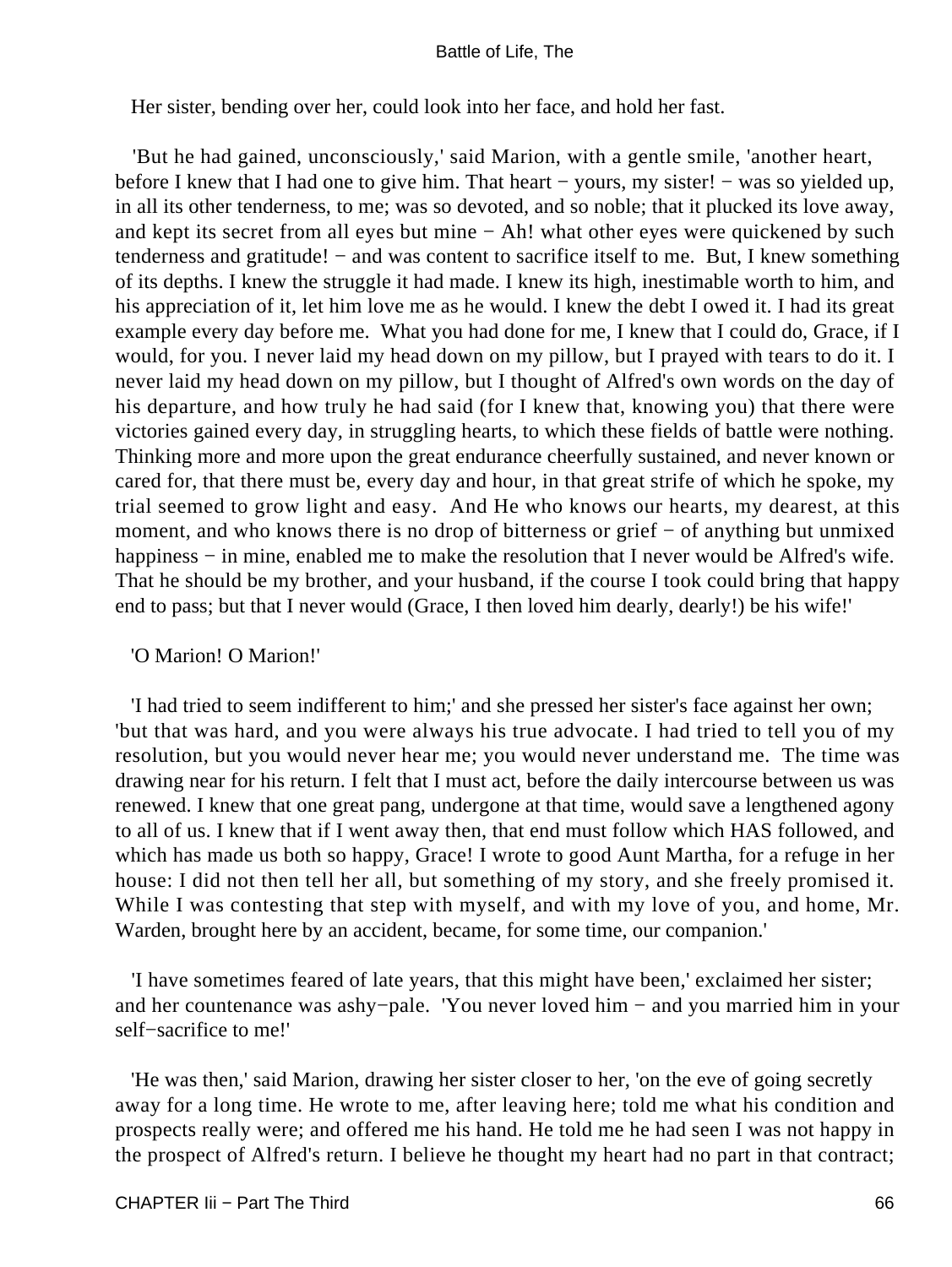Her sister, bending over her, could look into her face, and hold her fast.

'But he had gained, unconsciously,' said Marion, with a gentle smile, 'another heart, before I knew that I had one to give him. That heart − yours, my sister! − was so yielded up, in all its other tenderness, to me; was so devoted, and so noble; that it plucked its love away, and kept its secret from all eyes but mine − Ah! what other eyes were quickened by such tenderness and gratitude! − and was content to sacrifice itself to me. But, I knew something of its depths. I knew the struggle it had made. I knew its high, inestimable worth to him, and his appreciation of it, let him love me as he would. I knew the debt I owed it. I had its great example every day before me. What you had done for me, I knew that I could do, Grace, if I would, for you. I never laid my head down on my pillow, but I prayed with tears to do it. I never laid my head down on my pillow, but I thought of Alfred's own words on the day of his departure, and how truly he had said (for I knew that, knowing you) that there were victories gained every day, in struggling hearts, to which these fields of battle were nothing. Thinking more and more upon the great endurance cheerfully sustained, and never known or cared for, that there must be, every day and hour, in that great strife of which he spoke, my trial seemed to grow light and easy. And He who knows our hearts, my dearest, at this moment, and who knows there is no drop of bitterness or grief − of anything but unmixed happiness − in mine, enabled me to make the resolution that I never would be Alfred's wife. That he should be my brother, and your husband, if the course I took could bring that happy end to pass; but that I never would (Grace, I then loved him dearly, dearly!) be his wife!'

'O Marion! O Marion!'

'I had tried to seem indifferent to him;' and she pressed her sister's face against her own; 'but that was hard, and you were always his true advocate. I had tried to tell you of my resolution, but you would never hear me; you would never understand me. The time was drawing near for his return. I felt that I must act, before the daily intercourse between us was renewed. I knew that one great pang, undergone at that time, would save a lengthened agony to all of us. I knew that if I went away then, that end must follow which HAS followed, and which has made us both so happy, Grace! I wrote to good Aunt Martha, for a refuge in her house: I did not then tell her all, but something of my story, and she freely promised it. While I was contesting that step with myself, and with my love of you, and home, Mr. Warden, brought here by an accident, became, for some time, our companion.'

'I have sometimes feared of late years, that this might have been,' exclaimed her sister; and her countenance was ashy−pale. 'You never loved him − and you married him in your self−sacrifice to me!'

'He was then,' said Marion, drawing her sister closer to her, 'on the eve of going secretly away for a long time. He wrote to me, after leaving here; told me what his condition and prospects really were; and offered me his hand. He told me he had seen I was not happy in the prospect of Alfred's return. I believe he thought my heart had no part in that contract;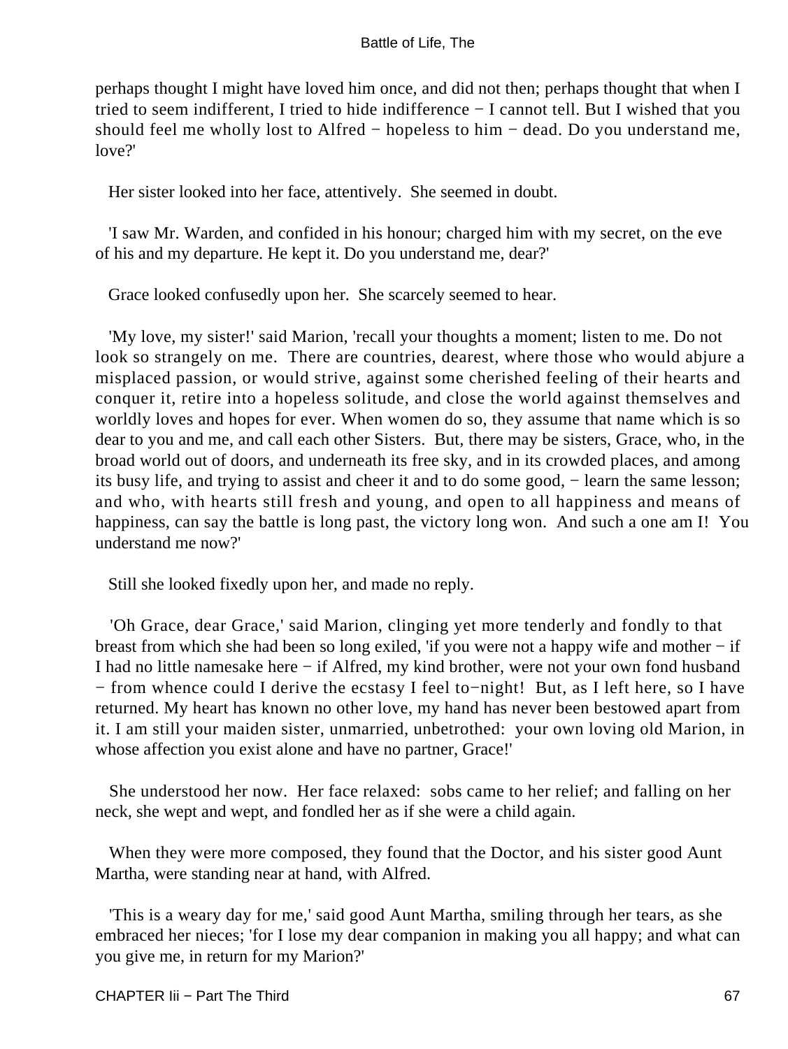perhaps thought I might have loved him once, and did not then; perhaps thought that when I tried to seem indifferent, I tried to hide indifference − I cannot tell. But I wished that you should feel me wholly lost to Alfred − hopeless to him − dead. Do you understand me, love?'

Her sister looked into her face, attentively. She seemed in doubt.

'I saw Mr. Warden, and confided in his honour; charged him with my secret, on the eve of his and my departure. He kept it. Do you understand me, dear?'

Grace looked confusedly upon her. She scarcely seemed to hear.

'My love, my sister!' said Marion, 'recall your thoughts a moment; listen to me. Do not look so strangely on me. There are countries, dearest, where those who would abjure a misplaced passion, or would strive, against some cherished feeling of their hearts and conquer it, retire into a hopeless solitude, and close the world against themselves and worldly loves and hopes for ever. When women do so, they assume that name which is so dear to you and me, and call each other Sisters. But, there may be sisters, Grace, who, in the broad world out of doors, and underneath its free sky, and in its crowded places, and among its busy life, and trying to assist and cheer it and to do some good, − learn the same lesson; and who, with hearts still fresh and young, and open to all happiness and means of happiness, can say the battle is long past, the victory long won. And such a one am I! You understand me now?'

Still she looked fixedly upon her, and made no reply.

'Oh Grace, dear Grace,' said Marion, clinging yet more tenderly and fondly to that breast from which she had been so long exiled, 'if you were not a happy wife and mother − if I had no little namesake here − if Alfred, my kind brother, were not your own fond husband − from whence could I derive the ecstasy I feel to−night! But, as I left here, so I have returned. My heart has known no other love, my hand has never been bestowed apart from it. I am still your maiden sister, unmarried, unbetrothed: your own loving old Marion, in whose affection you exist alone and have no partner, Grace!'

She understood her now. Her face relaxed: sobs came to her relief; and falling on her neck, she wept and wept, and fondled her as if she were a child again.

When they were more composed, they found that the Doctor, and his sister good Aunt Martha, were standing near at hand, with Alfred.

'This is a weary day for me,' said good Aunt Martha, smiling through her tears, as she embraced her nieces; 'for I lose my dear companion in making you all happy; and what can you give me, in return for my Marion?'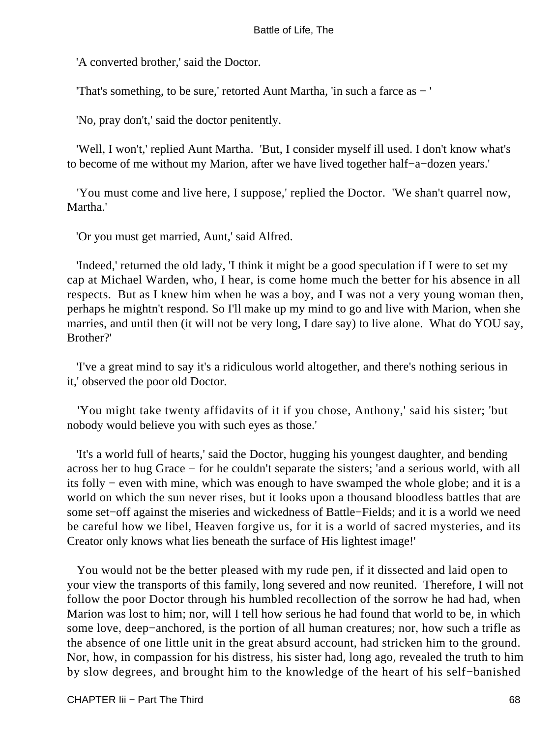'A converted brother,' said the Doctor.

'That's something, to be sure,' retorted Aunt Martha, 'in such a farce as − '

'No, pray don't,' said the doctor penitently.

'Well, I won't,' replied Aunt Martha. 'But, I consider myself ill used. I don't know what's to become of me without my Marion, after we have lived together half−a−dozen years.'

'You must come and live here, I suppose,' replied the Doctor. 'We shan't quarrel now, Martha.'

'Or you must get married, Aunt,' said Alfred.

'Indeed,' returned the old lady, 'I think it might be a good speculation if I were to set my cap at Michael Warden, who, I hear, is come home much the better for his absence in all respects. But as I knew him when he was a boy, and I was not a very young woman then, perhaps he mightn't respond. So I'll make up my mind to go and live with Marion, when she marries, and until then (it will not be very long, I dare say) to live alone. What do YOU say, Brother?'

'I've a great mind to say it's a ridiculous world altogether, and there's nothing serious in it,' observed the poor old Doctor.

'You might take twenty affidavits of it if you chose, Anthony,' said his sister; 'but nobody would believe you with such eyes as those.'

'It's a world full of hearts,' said the Doctor, hugging his youngest daughter, and bending across her to hug Grace − for he couldn't separate the sisters; 'and a serious world, with all its folly − even with mine, which was enough to have swamped the whole globe; and it is a world on which the sun never rises, but it looks upon a thousand bloodless battles that are some set−off against the miseries and wickedness of Battle−Fields; and it is a world we need be careful how we libel, Heaven forgive us, for it is a world of sacred mysteries, and its Creator only knows what lies beneath the surface of His lightest image!'

You would not be the better pleased with my rude pen, if it dissected and laid open to your view the transports of this family, long severed and now reunited. Therefore, I will not follow the poor Doctor through his humbled recollection of the sorrow he had had, when Marion was lost to him; nor, will I tell how serious he had found that world to be, in which some love, deep−anchored, is the portion of all human creatures; nor, how such a trifle as the absence of one little unit in the great absurd account, had stricken him to the ground. Nor, how, in compassion for his distress, his sister had, long ago, revealed the truth to him by slow degrees, and brought him to the knowledge of the heart of his self−banished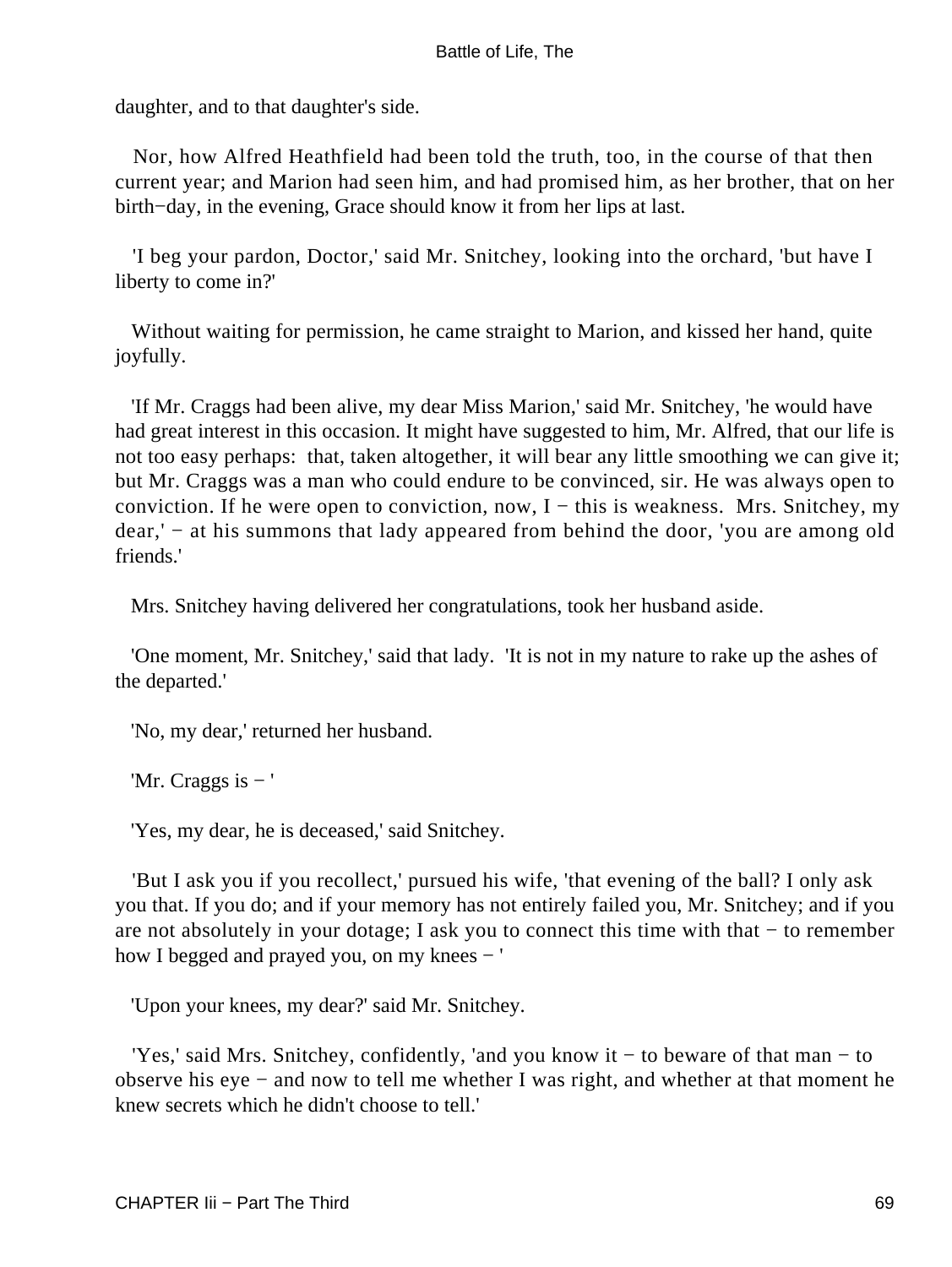daughter, and to that daughter's side.

Nor, how Alfred Heathfield had been told the truth, too, in the course of that then current year; and Marion had seen him, and had promised him, as her brother, that on her birth−day, in the evening, Grace should know it from her lips at last.

'I beg your pardon, Doctor,' said Mr. Snitchey, looking into the orchard, 'but have I liberty to come in?'

Without waiting for permission, he came straight to Marion, and kissed her hand, quite joyfully.

'If Mr. Craggs had been alive, my dear Miss Marion,' said Mr. Snitchey, 'he would have had great interest in this occasion. It might have suggested to him, Mr. Alfred, that our life is not too easy perhaps: that, taken altogether, it will bear any little smoothing we can give it; but Mr. Craggs was a man who could endure to be convinced, sir. He was always open to conviction. If he were open to conviction, now, I − this is weakness. Mrs. Snitchey, my dear,' − at his summons that lady appeared from behind the door, 'you are among old friends.'

Mrs. Snitchey having delivered her congratulations, took her husband aside.

'One moment, Mr. Snitchey,' said that lady. 'It is not in my nature to rake up the ashes of the departed.'

'No, my dear,' returned her husband.

'Mr. Craggs is − '

'Yes, my dear, he is deceased,' said Snitchey.

'But I ask you if you recollect,' pursued his wife, 'that evening of the ball? I only ask you that. If you do; and if your memory has not entirely failed you, Mr. Snitchey; and if you are not absolutely in your dotage; I ask you to connect this time with that − to remember how I begged and prayed you, on my knees − '

'Upon your knees, my dear?' said Mr. Snitchey.

'Yes,' said Mrs. Snitchey, confidently, 'and you know it − to beware of that man − to observe his eye − and now to tell me whether I was right, and whether at that moment he knew secrets which he didn't choose to tell.'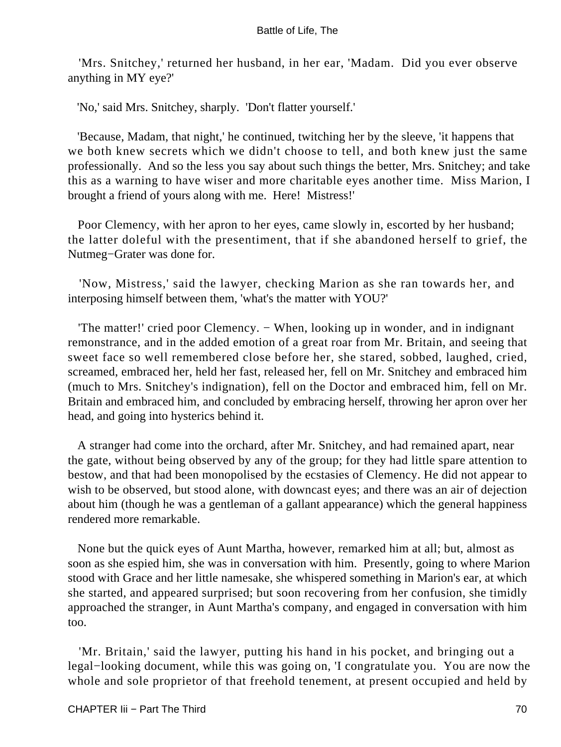'Mrs. Snitchey,' returned her husband, in her ear, 'Madam. Did you ever observe anything in MY eye?'

'No,' said Mrs. Snitchey, sharply. 'Don't flatter yourself.'

'Because, Madam, that night,' he continued, twitching her by the sleeve, 'it happens that we both knew secrets which we didn't choose to tell, and both knew just the same professionally. And so the less you say about such things the better, Mrs. Snitchey; and take this as a warning to have wiser and more charitable eyes another time. Miss Marion, I brought a friend of yours along with me. Here! Mistress!'

Poor Clemency, with her apron to her eyes, came slowly in, escorted by her husband; the latter doleful with the presentiment, that if she abandoned herself to grief, the Nutmeg−Grater was done for.

'Now, Mistress,' said the lawyer, checking Marion as she ran towards her, and interposing himself between them, 'what's the matter with YOU?'

'The matter!' cried poor Clemency. − When, looking up in wonder, and in indignant remonstrance, and in the added emotion of a great roar from Mr. Britain, and seeing that sweet face so well remembered close before her, she stared, sobbed, laughed, cried, screamed, embraced her, held her fast, released her, fell on Mr. Snitchey and embraced him (much to Mrs. Snitchey's indignation), fell on the Doctor and embraced him, fell on Mr. Britain and embraced him, and concluded by embracing herself, throwing her apron over her head, and going into hysterics behind it.

A stranger had come into the orchard, after Mr. Snitchey, and had remained apart, near the gate, without being observed by any of the group; for they had little spare attention to bestow, and that had been monopolised by the ecstasies of Clemency. He did not appear to wish to be observed, but stood alone, with downcast eyes; and there was an air of dejection about him (though he was a gentleman of a gallant appearance) which the general happiness rendered more remarkable.

None but the quick eyes of Aunt Martha, however, remarked him at all; but, almost as soon as she espied him, she was in conversation with him. Presently, going to where Marion stood with Grace and her little namesake, she whispered something in Marion's ear, at which she started, and appeared surprised; but soon recovering from her confusion, she timidly approached the stranger, in Aunt Martha's company, and engaged in conversation with him too.

'Mr. Britain,' said the lawyer, putting his hand in his pocket, and bringing out a legal−looking document, while this was going on, 'I congratulate you. You are now the whole and sole proprietor of that freehold tenement, at present occupied and held by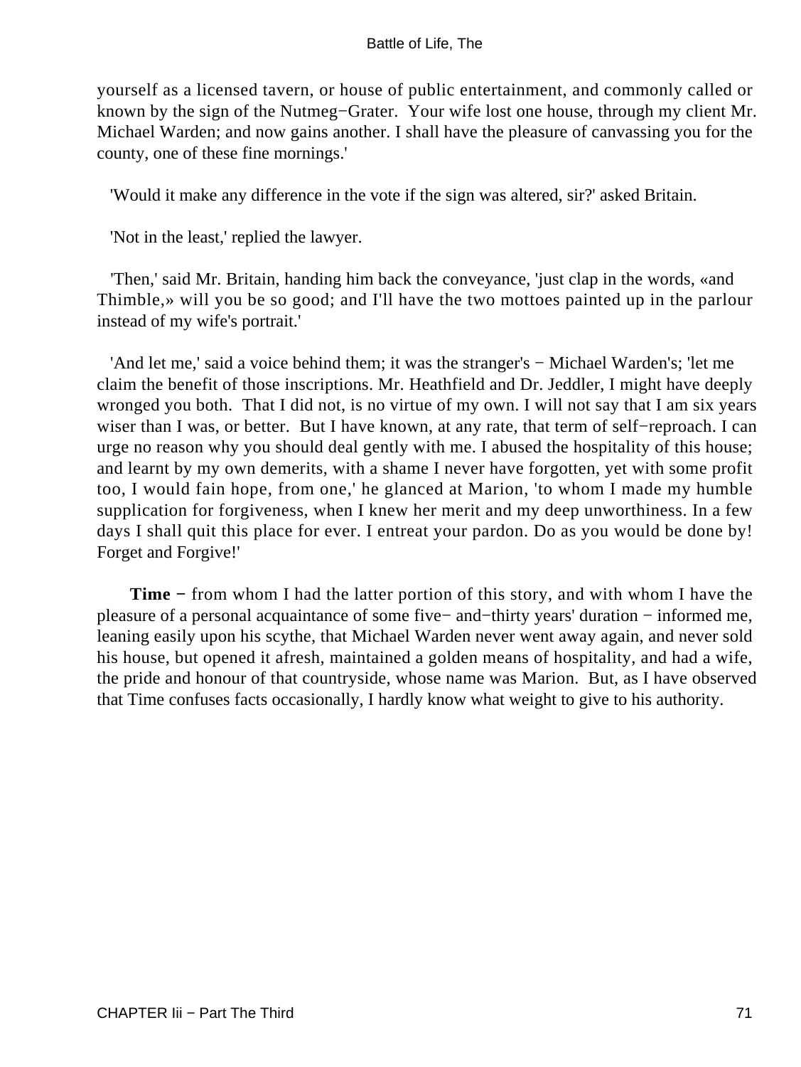yourself as a licensed tavern, or house of public entertainment, and commonly called or known by the sign of the Nutmeg−Grater. Your wife lost one house, through my client Mr. Michael Warden; and now gains another. I shall have the pleasure of canvassing you for the county, one of these fine mornings.'

'Would it make any difference in the vote if the sign was altered, sir?' asked Britain.

'Not in the least,' replied the lawyer.

'Then,' said Mr. Britain, handing him back the conveyance, 'just clap in the words, «and Thimble,» will you be so good; and I'll have the two mottoes painted up in the parlour instead of my wife's portrait.'

'And let me,' said a voice behind them; it was the stranger's − Michael Warden's; 'let me claim the benefit of those inscriptions. Mr. Heathfield and Dr. Jeddler, I might have deeply wronged you both. That I did not, is no virtue of my own. I will not say that I am six years wiser than I was, or better. But I have known, at any rate, that term of self−reproach. I can urge no reason why you should deal gently with me. I abused the hospitality of this house; and learnt by my own demerits, with a shame I never have forgotten, yet with some profit too, I would fain hope, from one,' he glanced at Marion, 'to whom I made my humble supplication for forgiveness, when I knew her merit and my deep unworthiness. In a few days I shall quit this place for ever. I entreat your pardon. Do as you would be done by! Forget and Forgive!'

**Time** − from whom I had the latter portion of this story, and with whom I have the pleasure of a personal acquaintance of some five− and−thirty years' duration − informed me, leaning easily upon his scythe, that Michael Warden never went away again, and never sold his house, but opened it afresh, maintained a golden means of hospitality, and had a wife, the pride and honour of that countryside, whose name was Marion. But, as I have observed that Time confuses facts occasionally, I hardly know what weight to give to his authority.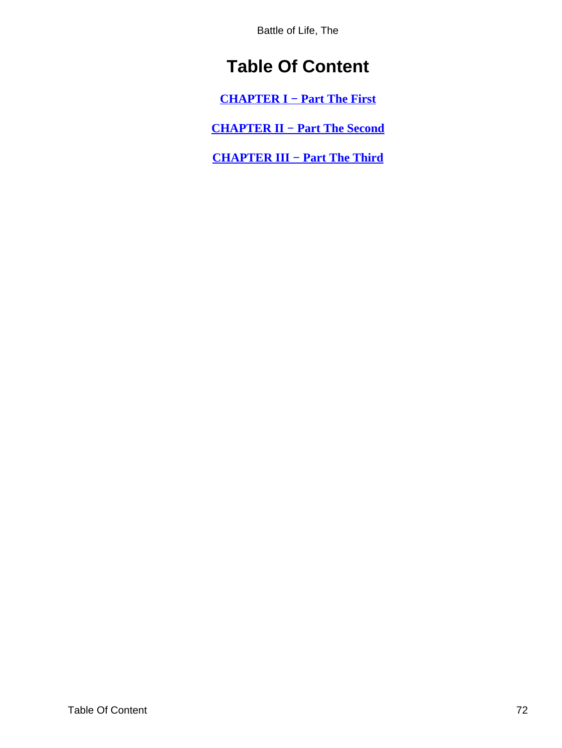# Table Of Content

**CHAPTER I − Part The First**

**CHAPTER II − Part The Second**

**CHAPTER III − Part The Third**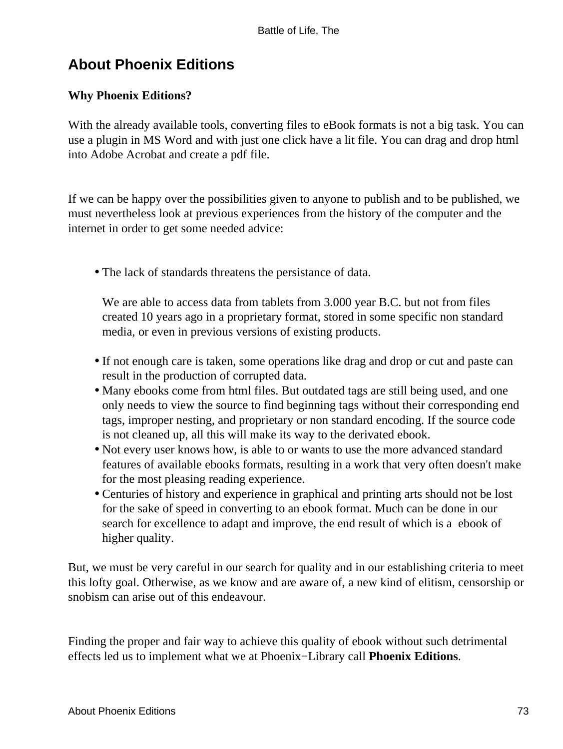## About Phoenix Editions

**Why Phoenix Editions?**

With the already available tools, converting files to eBook formats is not a big task. You can use a plugin in MS Word and with just one click have a lit file. You can drag and drop html into Adobe Acrobat and create a pdf file.

If we can be happy over the possibilities given to anyone to publish and to be published, we must nevertheless look at previous experiences from the history of the computer and the internet in order to get some needed advice:

- The lack of standards threatens the persistance of data.

  We are able to access data from tablets from 3.000 year B.C. but not from files created 10 years ago in a proprietary format, stored in some specific non standard media, or even in previous versions of existing products.
- If not enough care is taken, some operations like drag and drop or cut and paste can result in the production of corrupted data.
- Many ebooks come from html files. But outdated tags are still being used, and one only needs to view the source to find beginning tags without their corresponding end tags, improper nesting, and proprietary or non standard encoding. If the source code is not cleaned up, all this will make its way to the derivated ebook.
- Not every user knows how, is able to or wants to use the more advanced standard features of available ebooks formats, resulting in a work that very often doesn't make for the most pleasing reading experience.
- Centuries of history and experience in graphical and printing arts should not be lost for the sake of speed in converting to an ebook format. Much can be done in our search for excellence to adapt and improve, the end result of which is a ebook of higher quality.

But, we must be very careful in our search for quality and in our establishing criteria to meet this lofty goal. Otherwise, as we know and are aware of, a new kind of elitism, censorship or snobism can arise out of this endeavour.

Finding the proper and fair way to achieve this quality of ebook without such detrimental effects led us to implement what we at Phoenix−Library call **Phoenix Editions**.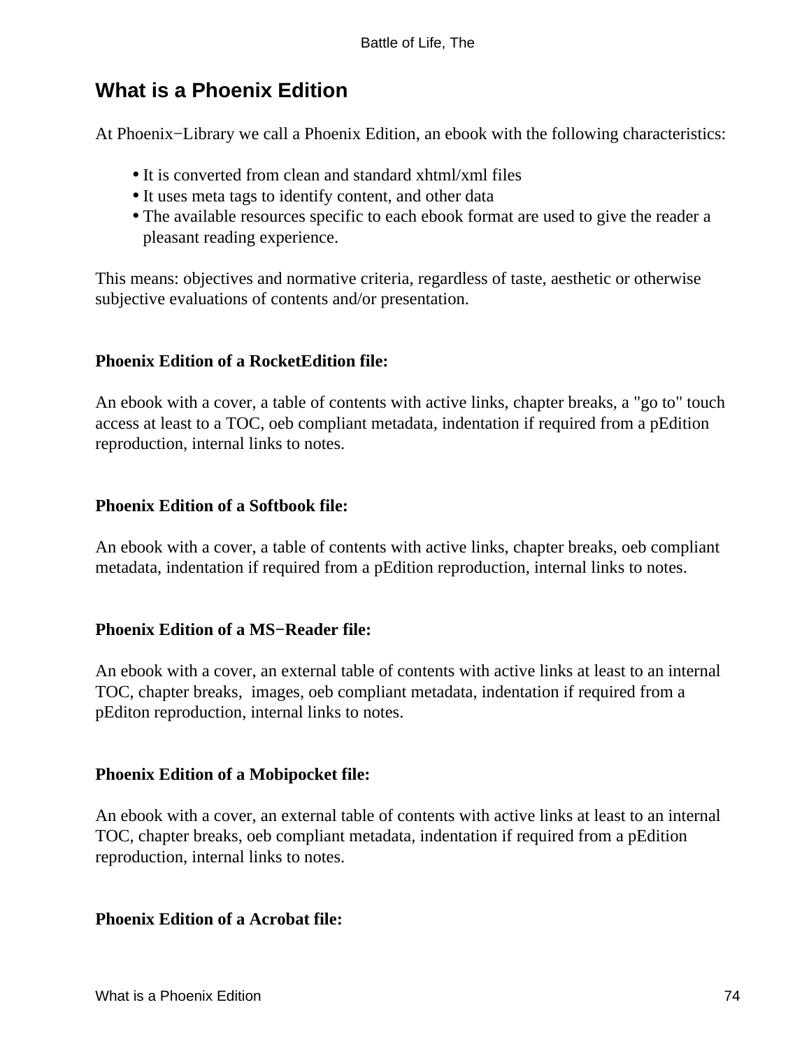## What is a Phoenix Edition

At Phoenix−Library we call a Phoenix Edition, an ebook with the following characteristics:

- It is converted from clean and standard xhtml/xml files
- It uses meta tags to identify content, and other data
- The available resources specific to each ebook format are used to give the reader a pleasant reading experience.

This means: objectives and normative criteria, regardless of taste, aesthetic or otherwise subjective evaluations of contents and/or presentation.

**Phoenix Edition of a RocketEdition file:**

An ebook with a cover, a table of contents with active links, chapter breaks, a "go to" touch access at least to a TOC, oeb compliant metadata, indentation if required from a pEdition reproduction, internal links to notes.

**Phoenix Edition of a Softbook file:**

An ebook with a cover, a table of contents with active links, chapter breaks, oeb compliant metadata, indentation if required from a pEdition reproduction, internal links to notes.

**Phoenix Edition of a MS−Reader file:**

An ebook with a cover, an external table of contents with active links at least to an internal TOC, chapter breaks, images, oeb compliant metadata, indentation if required from a pEditon reproduction, internal links to notes.

**Phoenix Edition of a Mobipocket file:**

An ebook with a cover, an external table of contents with active links at least to an internal TOC, chapter breaks, oeb compliant metadata, indentation if required from a pEdition reproduction, internal links to notes.

**Phoenix Edition of a Acrobat file:**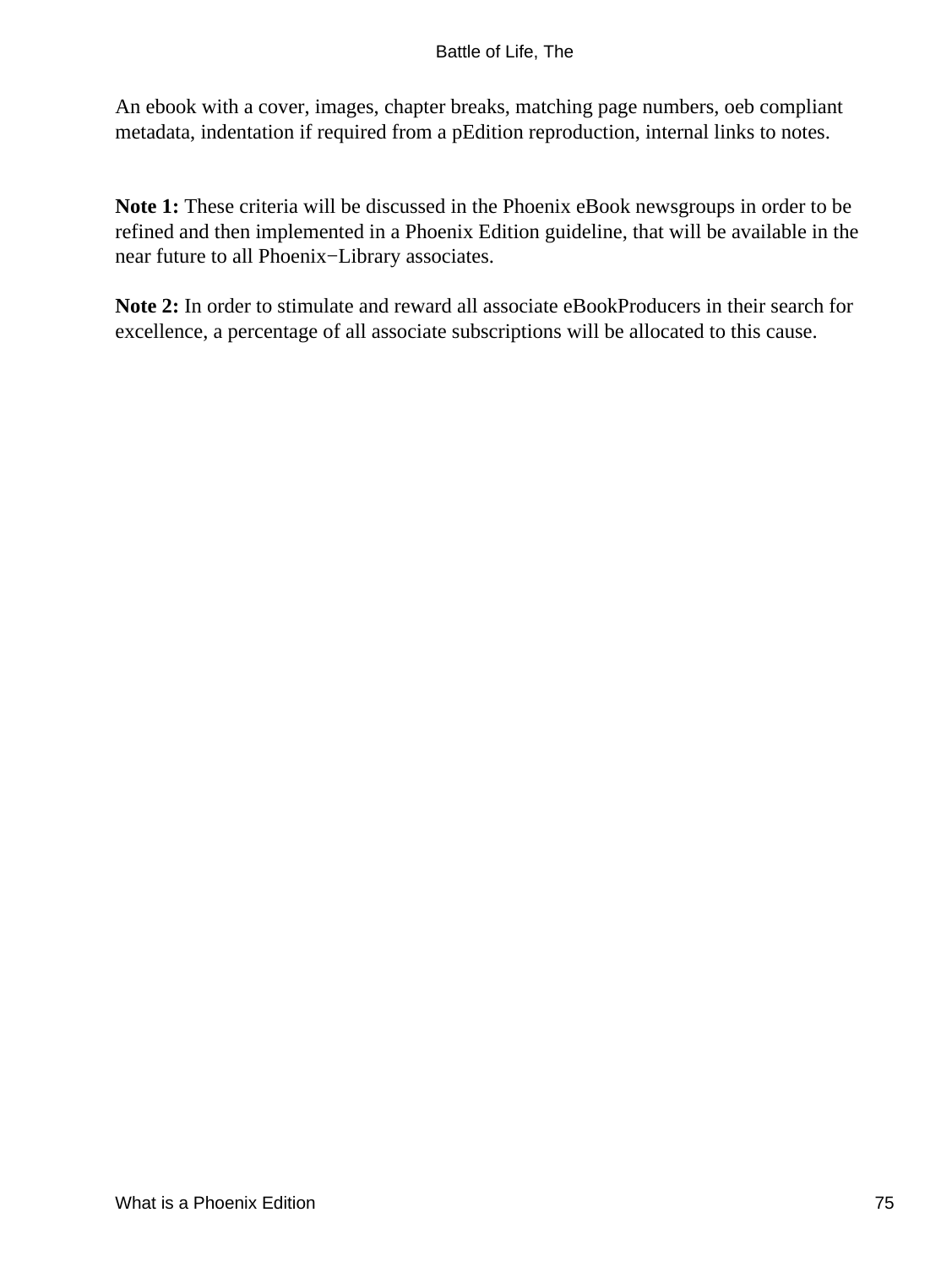An ebook with a cover, images, chapter breaks, matching page numbers, oeb compliant metadata, indentation if required from a pEdition reproduction, internal links to notes.

**Note 1:** These criteria will be discussed in the Phoenix eBook newsgroups in order to be refined and then implemented in a Phoenix Edition guideline, that will be available in the near future to all Phoenix−Library associates.

**Note 2:** In order to stimulate and reward all associate eBookProducers in their search for excellence, a percentage of all associate subscriptions will be allocated to this cause.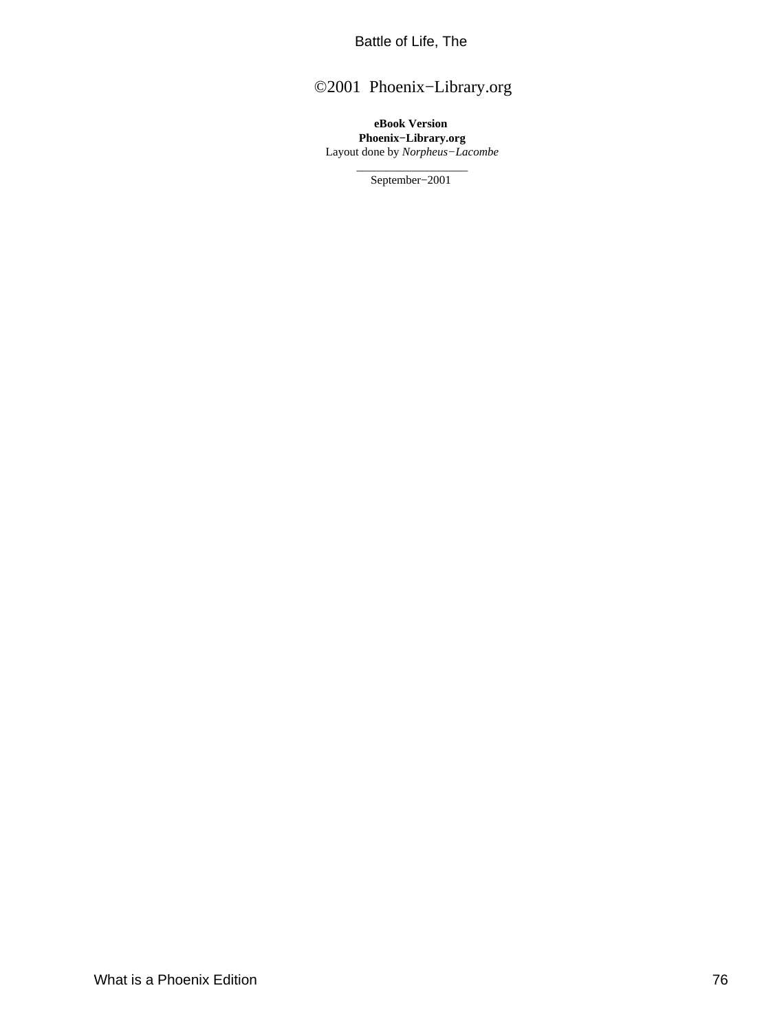©2001 Phoenix−Library.org

**eBook Version**
**Phoenix−Library.org**
Layout done by *Norpheus−Lacombe*

\_\_\_\_\_\_\_\_\_\_\_\_\_\_\_\_\_\_\_

September−2001